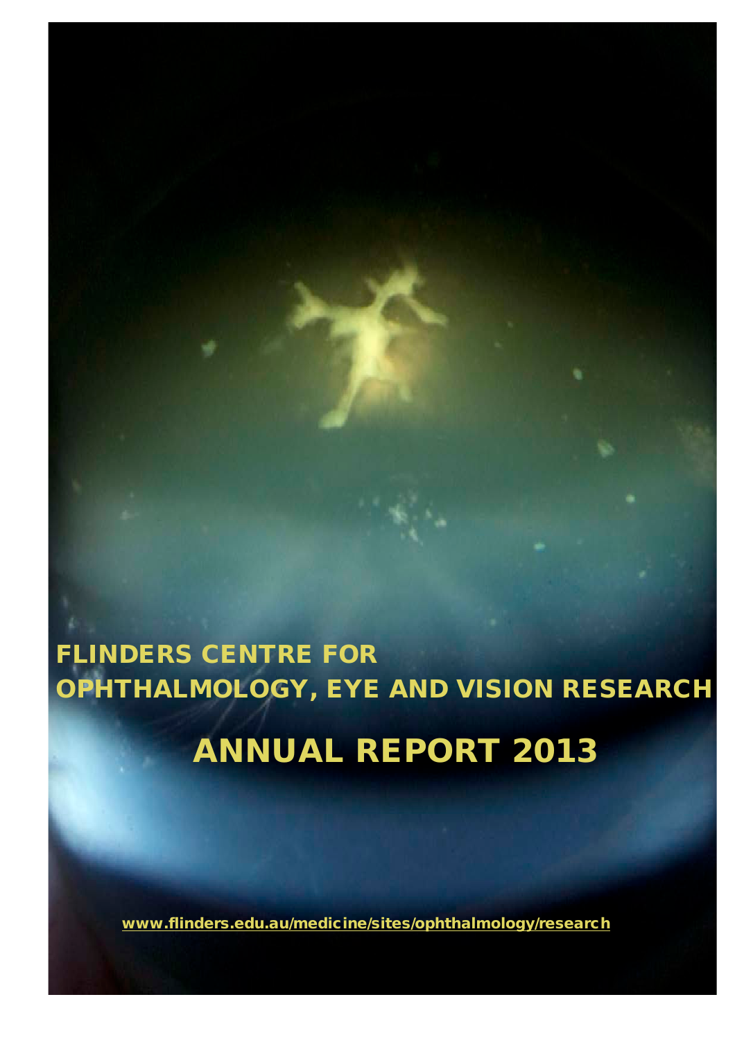# FLINDERS CENTRE FOR OPHTHALMOLOGY, EYE AND VISION RESEARCH

# ANNUAL REPORT 2013

**www.flinders.edu.au/medicine/sites/ophthalmology/research**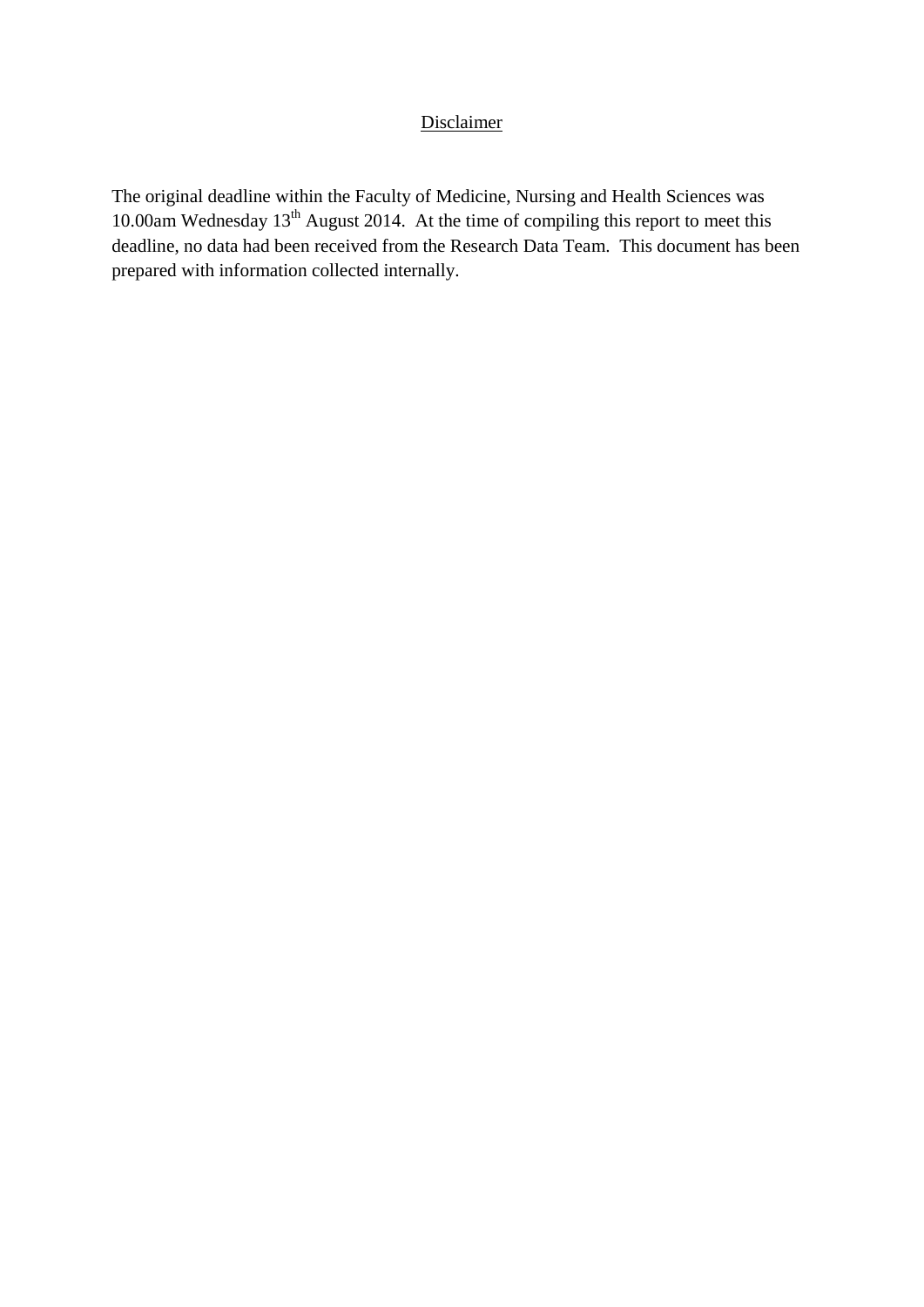## Disclaimer

The original deadline within the Faculty of Medicine, Nursing and Health Sciences was 10.00am Wednesday 13th August 2014. At the time of compiling this report to meet this deadline, no data had been received from the Research Data Team. This document has been prepared with information collected internally.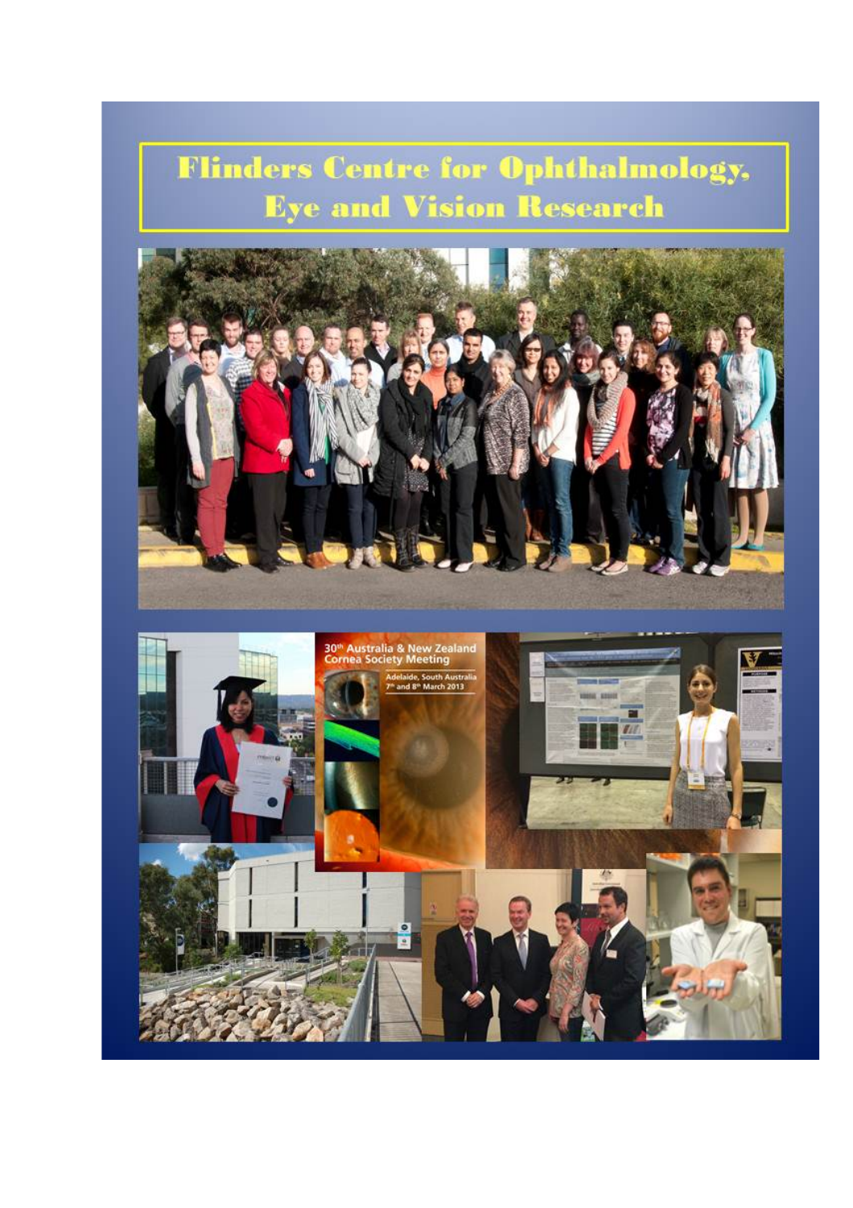# Flinders Centre for Ophthalmology, Eye and Vision Research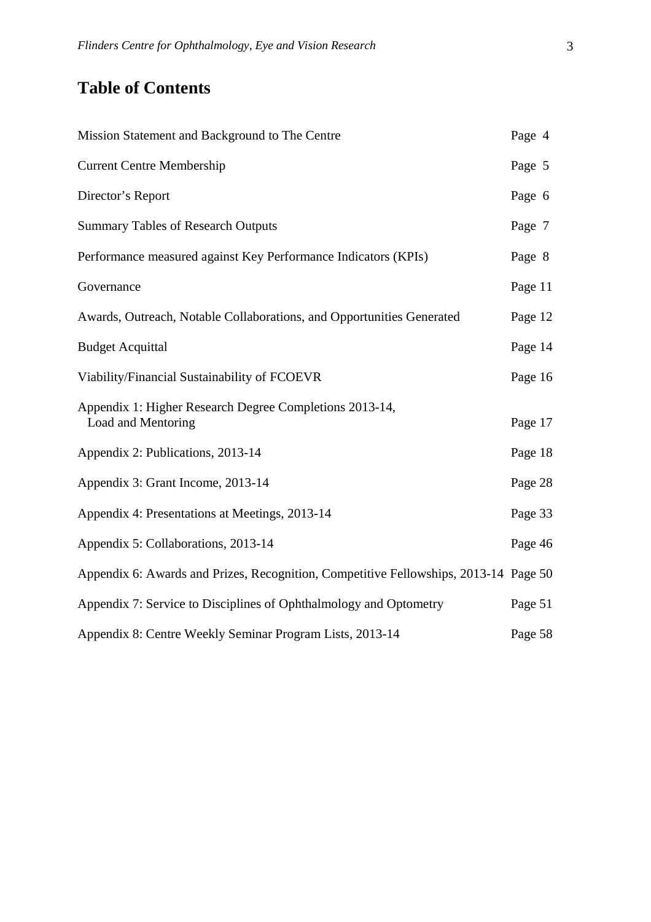# Table of Contents

| | |
|---|---|
| Mission Statement and Background to The Centre | Page 4 |
| Current Centre Membership | Page 5 |
| Director's Report | Page 6 |
| Summary Tables of Research Outputs | Page 7 |
| Performance measured against Key Performance Indicators (KPIs) | Page 8 |
| Governance | Page 11 |
| Awards, Outreach, Notable Collaborations, and Opportunities Generated | Page 12 |
| Budget Acquittal | Page 14 |
| Viability/Financial Sustainability of FCOEVR | Page 16 |
| Appendix 1: Higher Research Degree Completions 2013-14, Load and Mentoring | Page 17 |
| Appendix 2: Publications, 2013-14 | Page 18 |
| Appendix 3: Grant Income, 2013-14 | Page 28 |
| Appendix 4: Presentations at Meetings, 2013-14 | Page 33 |
| Appendix 5: Collaborations, 2013-14 | Page 46 |
| Appendix 6: Awards and Prizes, Recognition, Competitive Fellowships, 2013-14 | Page 50 |
| Appendix 7: Service to Disciplines of Ophthalmology and Optometry | Page 51 |
| Appendix 8: Centre Weekly Seminar Program Lists, 2013-14 | Page 58 |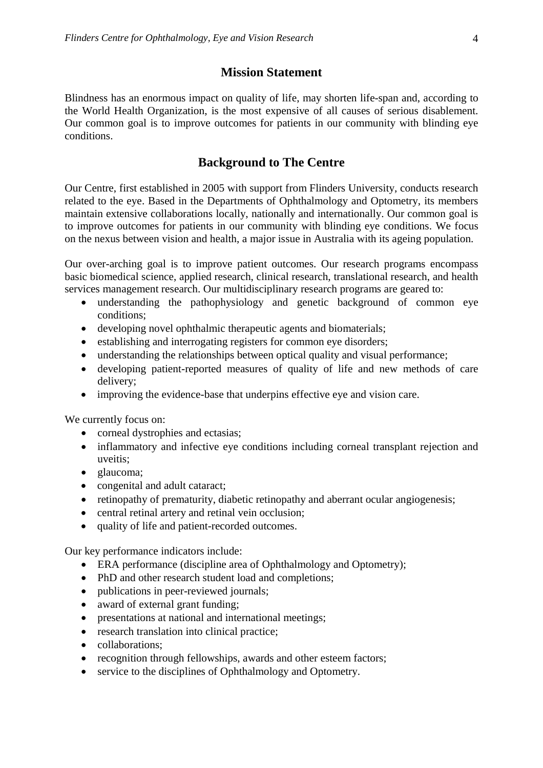## Mission Statement

Blindness has an enormous impact on quality of life, may shorten life-span and, according to the World Health Organization, is the most expensive of all causes of serious disablement. Our common goal is to improve outcomes for patients in our community with blinding eye conditions.

## Background to The Centre

Our Centre, first established in 2005 with support from Flinders University, conducts research related to the eye. Based in the Departments of Ophthalmology and Optometry, its members maintain extensive collaborations locally, nationally and internationally. Our common goal is to improve outcomes for patients in our community with blinding eye conditions. We focus on the nexus between vision and health, a major issue in Australia with its ageing population.

Our over-arching goal is to improve patient outcomes. Our research programs encompass basic biomedical science, applied research, clinical research, translational research, and health services management research. Our multidisciplinary research programs are geared to:

- understanding the pathophysiology and genetic background of common eye conditions;
- developing novel ophthalmic therapeutic agents and biomaterials;
- establishing and interrogating registers for common eye disorders;
- understanding the relationships between optical quality and visual performance;
- developing patient-reported measures of quality of life and new methods of care delivery;
- improving the evidence-base that underpins effective eye and vision care.

We currently focus on:

- corneal dystrophies and ectasias;
- inflammatory and infective eye conditions including corneal transplant rejection and uveitis;
- glaucoma;
- congenital and adult cataract;
- retinopathy of prematurity, diabetic retinopathy and aberrant ocular angiogenesis;
- central retinal artery and retinal vein occlusion;
- quality of life and patient-recorded outcomes.

Our key performance indicators include:

- ERA performance (discipline area of Ophthalmology and Optometry);
- PhD and other research student load and completions;
- publications in peer-reviewed journals;
- award of external grant funding;
- presentations at national and international meetings;
- research translation into clinical practice;
- collaborations;
- recognition through fellowships, awards and other esteem factors;
- service to the disciplines of Ophthalmology and Optometry.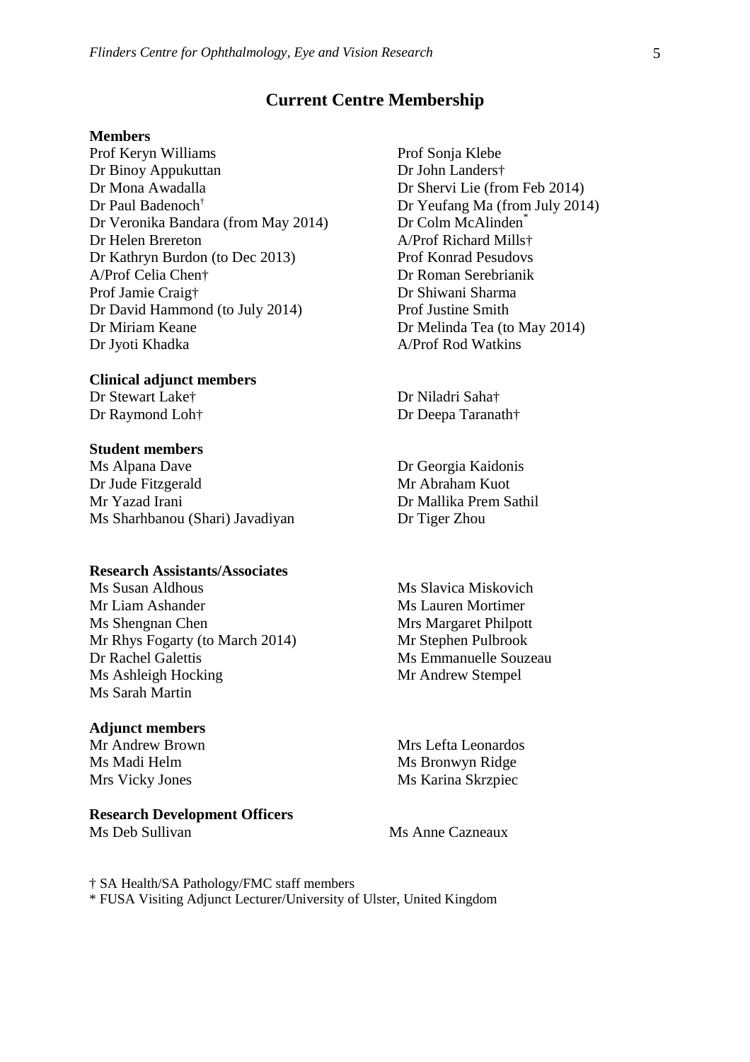# Current Centre Membership

**Members**

Prof Keryn Williams
Dr Binoy Appukuttan
Dr Mona Awadalla
Dr Paul Badenoch†
Dr Veronika Bandara (from May 2014)
Dr Helen Brereton
Dr Kathryn Burdon (to Dec 2013)
A/Prof Celia Chen†
Prof Jamie Craig†
Dr David Hammond (to July 2014)
Dr Miriam Keane
Dr Jyoti Khadka
Prof Sonja Klebe
Dr John Landers†
Dr Shervi Lie (from Feb 2014)
Dr Yeufang Ma (from July 2014)
Dr Colm McAlinden*
A/Prof Richard Mills†
Prof Konrad Pesudovs
Dr Roman Serebrianik
Dr Shiwani Sharma
Prof Justine Smith
Dr Melinda Tea (to May 2014)
A/Prof Rod Watkins

**Clinical adjunct members**

Dr Stewart Lake†
Dr Raymond Loh†
Dr Niladri Saha†
Dr Deepa Taranath†

**Student members**

Ms Alpana Dave
Dr Jude Fitzgerald
Mr Yazad Irani
Ms Sharhbanou (Shari) Javadiyan
Dr Georgia Kaidonis
Mr Abraham Kuot
Dr Mallika Prem Sathil
Dr Tiger Zhou

**Research Assistants/Associates**

Ms Susan Aldhous
Mr Liam Ashander
Ms Shengnan Chen
Mr Rhys Fogarty (to March 2014)
Dr Rachel Galettis
Ms Ashleigh Hocking
Ms Sarah Martin
Ms Slavica Miskovich
Ms Lauren Mortimer
Mrs Margaret Philpott
Mr Stephen Pulbrook
Ms Emmanuelle Souzeau
Mr Andrew Stempel

**Adjunct members**

Mr Andrew Brown
Ms Madi Helm
Mrs Vicky Jones
Mrs Lefta Leonardos
Ms Bronwyn Ridge
Ms Karina Skrzpiec

**Research Development Officers**

Ms Deb Sullivan
Ms Anne Cazneaux

† SA Health/SA Pathology/FMC staff members
* FUSA Visiting Adjunct Lecturer/University of Ulster, United Kingdom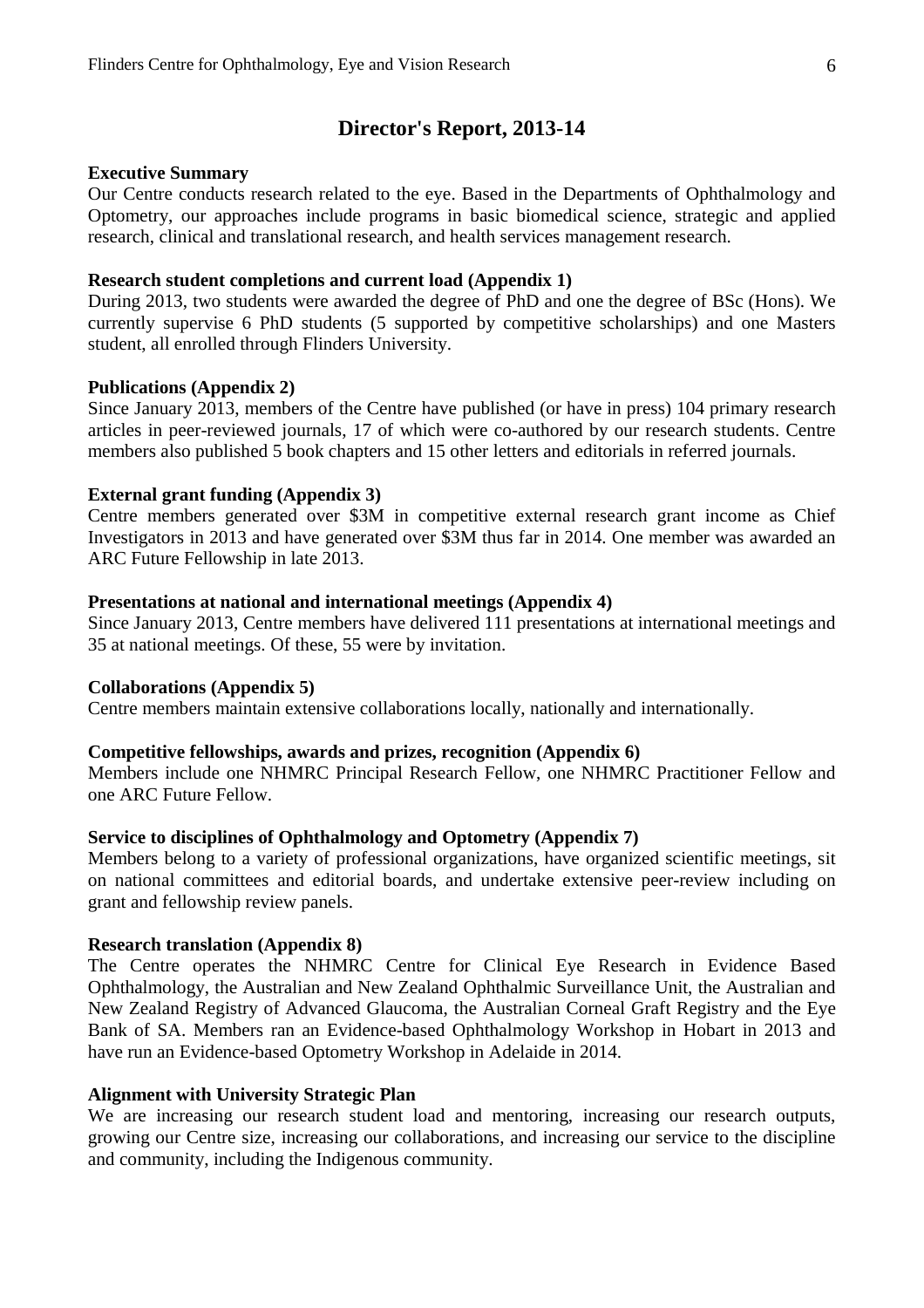# Director's Report, 2013-14

**Executive Summary**

Our Centre conducts research related to the eye. Based in the Departments of Ophthalmology and Optometry, our approaches include programs in basic biomedical science, strategic and applied research, clinical and translational research, and health services management research.

**Research student completions and current load (Appendix 1)**

During 2013, two students were awarded the degree of PhD and one the degree of BSc (Hons). We currently supervise 6 PhD students (5 supported by competitive scholarships) and one Masters student, all enrolled through Flinders University.

**Publications (Appendix 2)**

Since January 2013, members of the Centre have published (or have in press) 104 primary research articles in peer-reviewed journals, 17 of which were co-authored by our research students. Centre members also published 5 book chapters and 15 other letters and editorials in referred journals.

**External grant funding (Appendix 3)**

Centre members generated over $3M in competitive external research grant income as Chief Investigators in 2013 and have generated over $3M thus far in 2014. One member was awarded an ARC Future Fellowship in late 2013.

**Presentations at national and international meetings (Appendix 4)**

Since January 2013, Centre members have delivered 111 presentations at international meetings and 35 at national meetings. Of these, 55 were by invitation.

**Collaborations (Appendix 5)**

Centre members maintain extensive collaborations locally, nationally and internationally.

**Competitive fellowships, awards and prizes, recognition (Appendix 6)**

Members include one NHMRC Principal Research Fellow, one NHMRC Practitioner Fellow and one ARC Future Fellow.

**Service to disciplines of Ophthalmology and Optometry (Appendix 7)**

Members belong to a variety of professional organizations, have organized scientific meetings, sit on national committees and editorial boards, and undertake extensive peer-review including on grant and fellowship review panels.

**Research translation (Appendix 8)**

The Centre operates the NHMRC Centre for Clinical Eye Research in Evidence Based Ophthalmology, the Australian and New Zealand Ophthalmic Surveillance Unit, the Australian and New Zealand Registry of Advanced Glaucoma, the Australian Corneal Graft Registry and the Eye Bank of SA. Members ran an Evidence-based Ophthalmology Workshop in Hobart in 2013 and have run an Evidence-based Optometry Workshop in Adelaide in 2014.

**Alignment with University Strategic Plan**

We are increasing our research student load and mentoring, increasing our research outputs, growing our Centre size, increasing our collaborations, and increasing our service to the discipline and community, including the Indigenous community.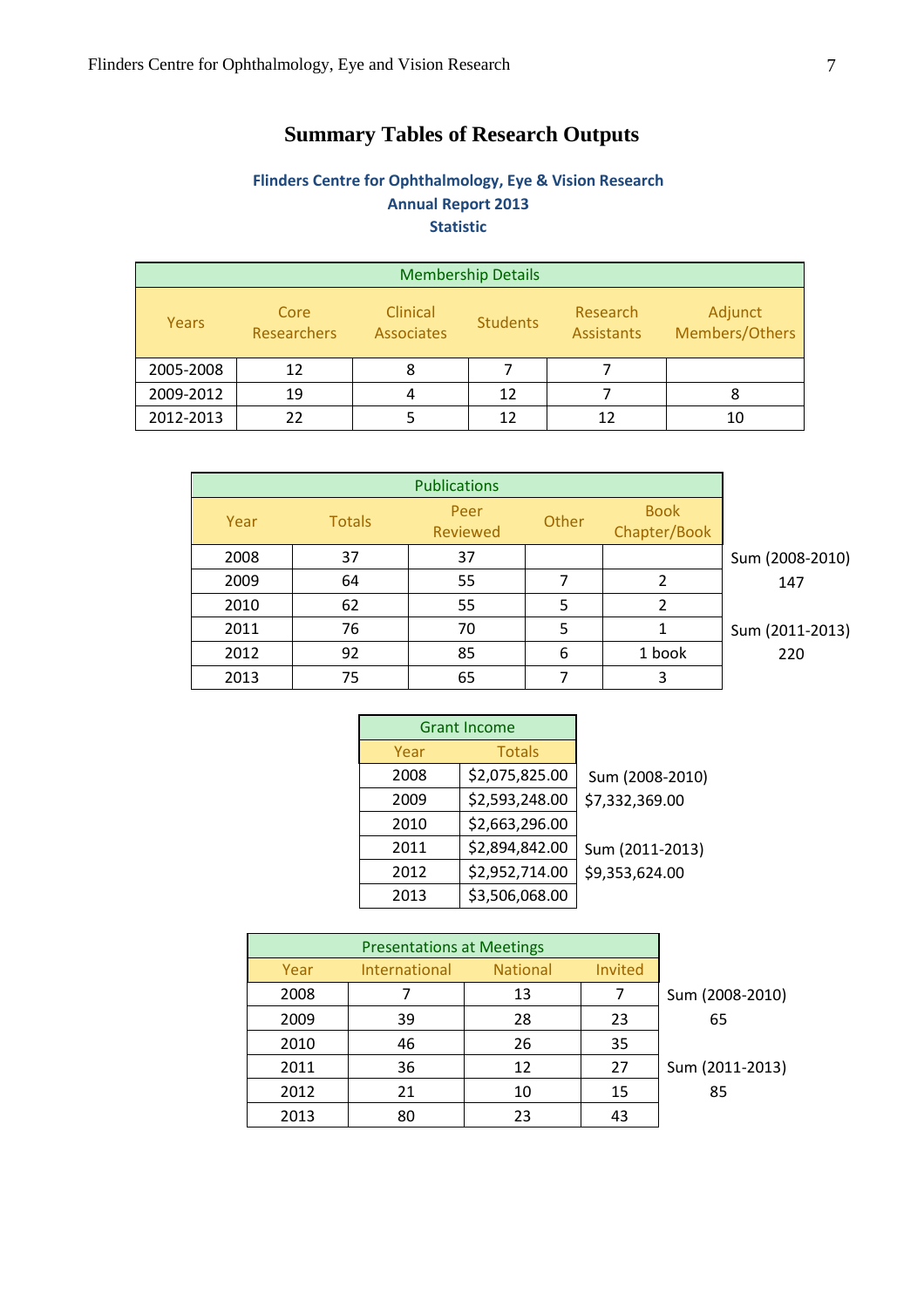# Summary Tables of Research Outputs

**Flinders Centre for Ophthalmology, Eye & Vision Research**
**Annual Report 2013**
**Statistic**

| Membership Details | | | | | |
|---|---|---|---|---|---|
| Years | Core Researchers | Clinical Associates | Students | Research Assistants | Adjunct Members/Others |
| 2005-2008 | 12 | 8 | 7 | 7 | |
| 2009-2012 | 19 | 4 | 12 | 7 | 8 |
| 2012-2013 | 22 | 5 | 12 | 12 | 10 |

| Publications | | | | | |
|---|---|---|---|---|---|
| Year | Totals | Peer Reviewed | Other | Book Chapter/Book | |
| 2008 | 37 | 37 | | | Sum (2008-2010) |
| 2009 | 64 | 55 | 7 | 2 | 147 |
| 2010 | 62 | 55 | 5 | 2 | |
| 2011 | 76 | 70 | 5 | 1 | Sum (2011-2013) |
| 2012 | 92 | 85 | 6 | 1 book | 220 |
| 2013 | 75 | 65 | 7 | 3 | |

| Grant Income | | |
|---|---|---|
| Year | Totals | |
| 2008 | $2,075,825.00 | Sum (2008-2010) |
| 2009 | $2,593,248.00 | $7,332,369.00 |
| 2010 | $2,663,296.00 | |
| 2011 | $2,894,842.00 | Sum (2011-2013) |
| 2012 | $2,952,714.00 | $9,353,624.00 |
| 2013 | $3,506,068.00 | |

| Presentations at Meetings | | | | |
|---|---|---|---|---|
| Year | International | National | Invited | |
| 2008 | 7 | 13 | 7 | Sum (2008-2010) |
| 2009 | 39 | 28 | 23 | 65 |
| 2010 | 46 | 26 | 35 | |
| 2011 | 36 | 12 | 27 | Sum (2011-2013) |
| 2012 | 21 | 10 | 15 | 85 |
| 2013 | 80 | 23 | 43 | |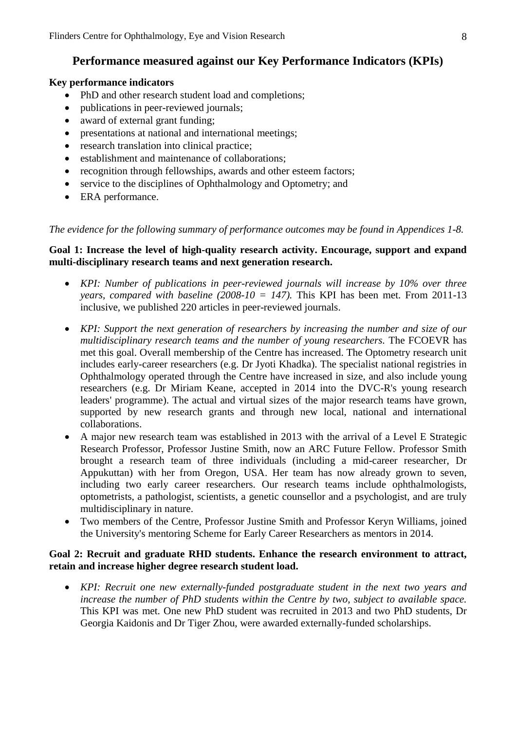## Performance measured against our Key Performance Indicators (KPIs)

**Key performance indicators**

- PhD and other research student load and completions;
- publications in peer-reviewed journals;
- award of external grant funding;
- presentations at national and international meetings;
- research translation into clinical practice;
- establishment and maintenance of collaborations;
- recognition through fellowships, awards and other esteem factors;
- service to the disciplines of Ophthalmology and Optometry; and
- ERA performance.

*The evidence for the following summary of performance outcomes may be found in Appendices 1-8.*

**Goal 1: Increase the level of high-quality research activity. Encourage, support and expand multi-disciplinary research teams and next generation research.**

- *KPI: Number of publications in peer-reviewed journals will increase by 10% over three years, compared with baseline (2008-10 = 147).* This KPI has been met. From 2011-13 inclusive, we published 220 articles in peer-reviewed journals.
- *KPI: Support the next generation of researchers by increasing the number and size of our multidisciplinary research teams and the number of young researchers.* The FCOEVR has met this goal. Overall membership of the Centre has increased. The Optometry research unit includes early-career researchers (e.g. Dr Jyoti Khadka). The specialist national registries in Ophthalmology operated through the Centre have increased in size, and also include young researchers (e.g. Dr Miriam Keane, accepted in 2014 into the DVC-R's young research leaders' programme). The actual and virtual sizes of the major research teams have grown, supported by new research grants and through new local, national and international collaborations.
- A major new research team was established in 2013 with the arrival of a Level E Strategic Research Professor, Professor Justine Smith, now an ARC Future Fellow. Professor Smith brought a research team of three individuals (including a mid-career researcher, Dr Appukuttan) with her from Oregon, USA. Her team has now already grown to seven, including two early career researchers. Our research teams include ophthalmologists, optometrists, a pathologist, scientists, a genetic counsellor and a psychologist, and are truly multidisciplinary in nature.
- Two members of the Centre, Professor Justine Smith and Professor Keryn Williams, joined the University's mentoring Scheme for Early Career Researchers as mentors in 2014.

**Goal 2: Recruit and graduate RHD students. Enhance the research environment to attract, retain and increase higher degree research student load.**

- *KPI: Recruit one new externally-funded postgraduate student in the next two years and increase the number of PhD students within the Centre by two, subject to available space.* This KPI was met. One new PhD student was recruited in 2013 and two PhD students, Dr Georgia Kaidonis and Dr Tiger Zhou, were awarded externally-funded scholarships.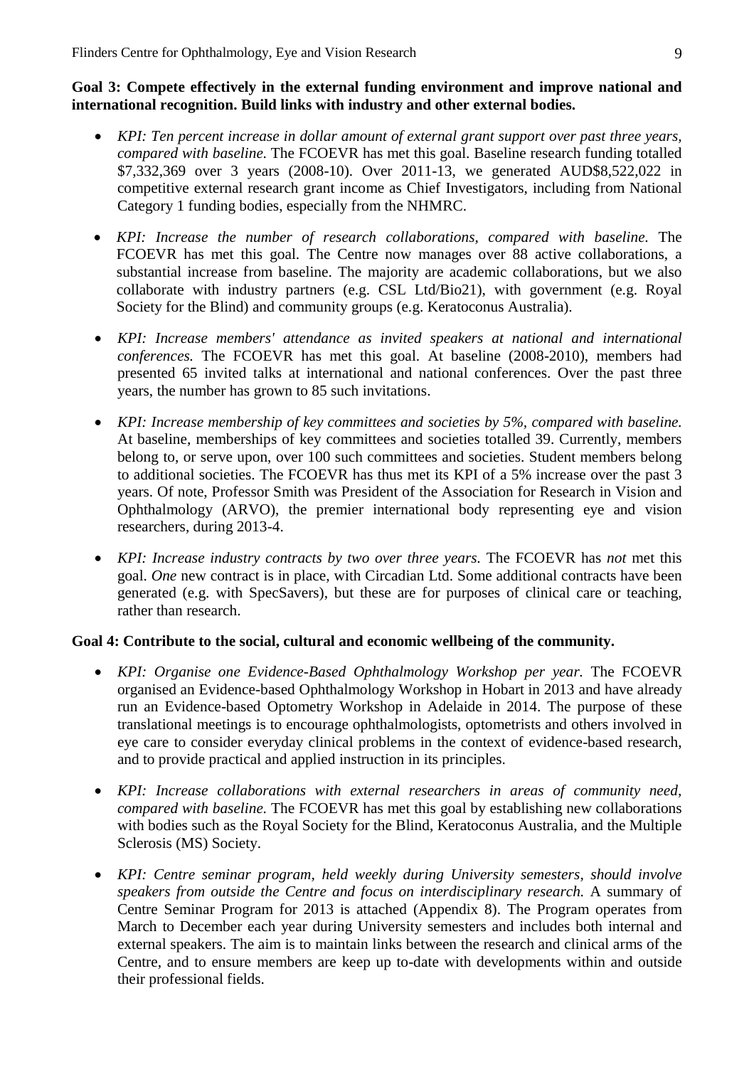**Goal 3: Compete effectively in the external funding environment and improve national and international recognition. Build links with industry and other external bodies.**

- *KPI: Ten percent increase in dollar amount of external grant support over past three years, compared with baseline.* The FCOEVR has met this goal. Baseline research funding totalled \$7,332,369 over 3 years (2008-10). Over 2011-13, we generated AUD\$8,522,022 in competitive external research grant income as Chief Investigators, including from National Category 1 funding bodies, especially from the NHMRC.
- *KPI: Increase the number of research collaborations, compared with baseline.* The FCOEVR has met this goal. The Centre now manages over 88 active collaborations, a substantial increase from baseline. The majority are academic collaborations, but we also collaborate with industry partners (e.g. CSL Ltd/Bio21), with government (e.g. Royal Society for the Blind) and community groups (e.g. Keratoconus Australia).
- *KPI: Increase members' attendance as invited speakers at national and international conferences.* The FCOEVR has met this goal. At baseline (2008-2010), members had presented 65 invited talks at international and national conferences. Over the past three years, the number has grown to 85 such invitations.
- *KPI: Increase membership of key committees and societies by 5%, compared with baseline.* At baseline, memberships of key committees and societies totalled 39. Currently, members belong to, or serve upon, over 100 such committees and societies. Student members belong to additional societies. The FCOEVR has thus met its KPI of a 5% increase over the past 3 years. Of note, Professor Smith was President of the Association for Research in Vision and Ophthalmology (ARVO), the premier international body representing eye and vision researchers, during 2013-4.
- *KPI: Increase industry contracts by two over three years.* The FCOEVR has *not* met this goal. *One* new contract is in place, with Circadian Ltd. Some additional contracts have been generated (e.g. with SpecSavers), but these are for purposes of clinical care or teaching, rather than research.

**Goal 4: Contribute to the social, cultural and economic wellbeing of the community.**

- *KPI: Organise one Evidence-Based Ophthalmology Workshop per year.* The FCOEVR organised an Evidence-based Ophthalmology Workshop in Hobart in 2013 and have already run an Evidence-based Optometry Workshop in Adelaide in 2014. The purpose of these translational meetings is to encourage ophthalmologists, optometrists and others involved in eye care to consider everyday clinical problems in the context of evidence-based research, and to provide practical and applied instruction in its principles.
- *KPI: Increase collaborations with external researchers in areas of community need, compared with baseline.* The FCOEVR has met this goal by establishing new collaborations with bodies such as the Royal Society for the Blind, Keratoconus Australia, and the Multiple Sclerosis (MS) Society.
- *KPI: Centre seminar program, held weekly during University semesters, should involve speakers from outside the Centre and focus on interdisciplinary research.* A summary of Centre Seminar Program for 2013 is attached (Appendix 8). The Program operates from March to December each year during University semesters and includes both internal and external speakers. The aim is to maintain links between the research and clinical arms of the Centre, and to ensure members are keep up to-date with developments within and outside their professional fields.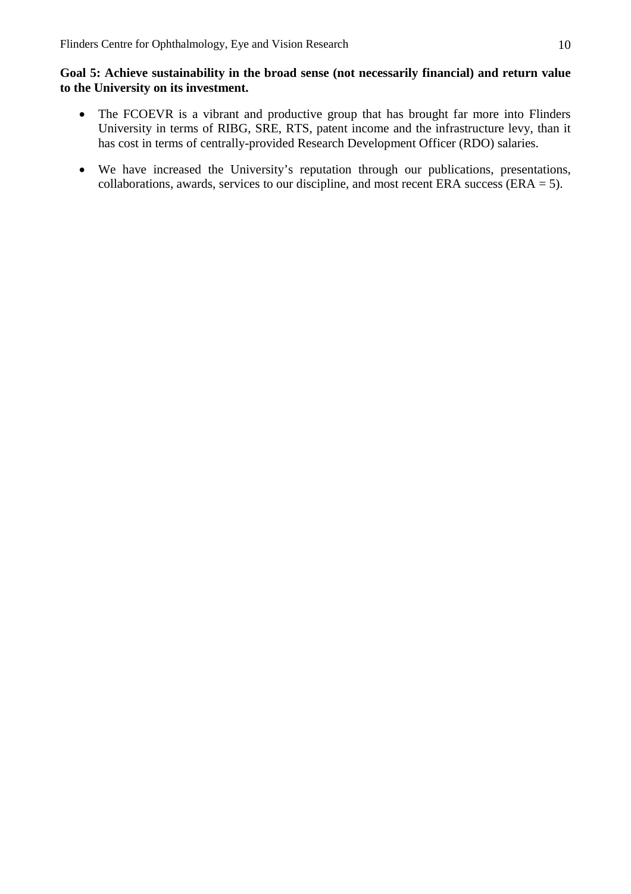**Goal 5: Achieve sustainability in the broad sense (not necessarily financial) and return value to the University on its investment.**

- The FCOEVR is a vibrant and productive group that has brought far more into Flinders University in terms of RIBG, SRE, RTS, patent income and the infrastructure levy, than it has cost in terms of centrally-provided Research Development Officer (RDO) salaries.
- We have increased the University's reputation through our publications, presentations, collaborations, awards, services to our discipline, and most recent ERA success (ERA = 5).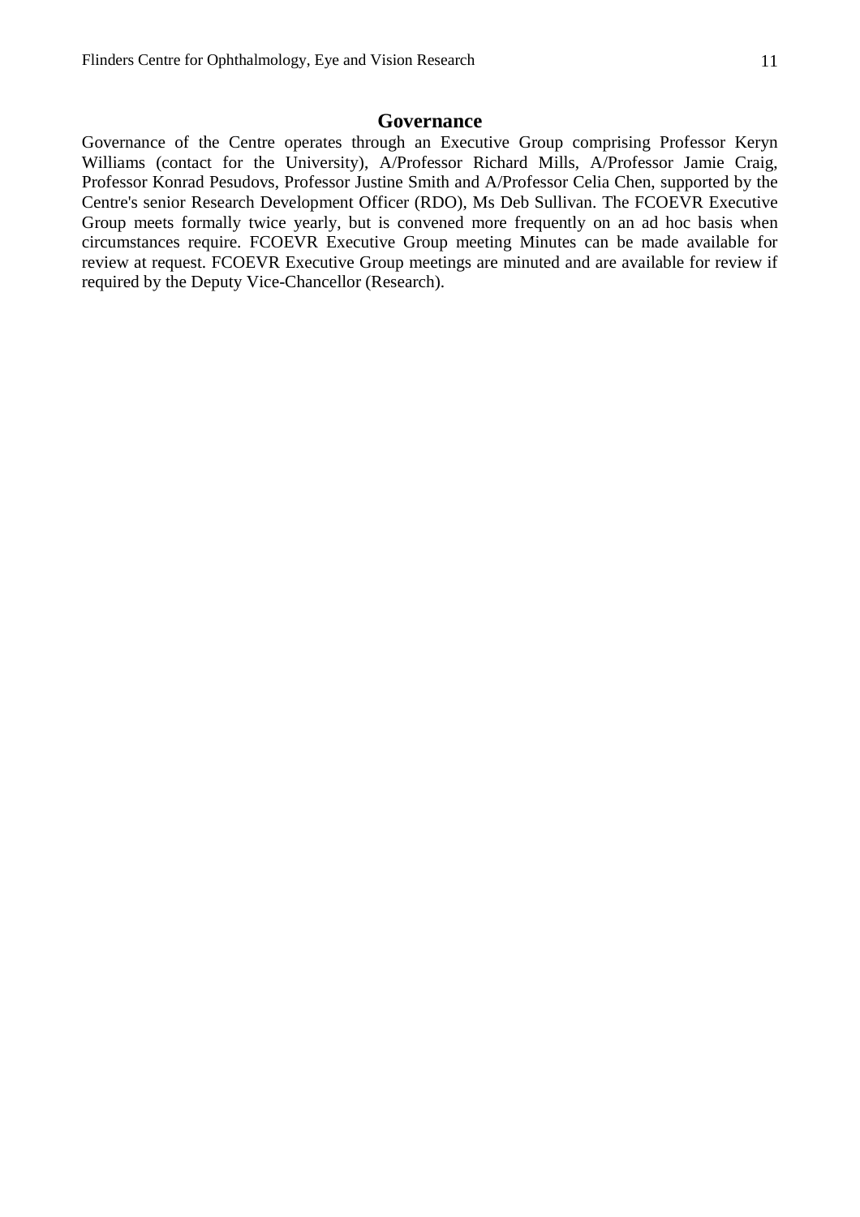## Governance

Governance of the Centre operates through an Executive Group comprising Professor Keryn Williams (contact for the University), A/Professor Richard Mills, A/Professor Jamie Craig, Professor Konrad Pesudovs, Professor Justine Smith and A/Professor Celia Chen, supported by the Centre's senior Research Development Officer (RDO), Ms Deb Sullivan. The FCOEVR Executive Group meets formally twice yearly, but is convened more frequently on an ad hoc basis when circumstances require. FCOEVR Executive Group meeting Minutes can be made available for review at request. FCOEVR Executive Group meetings are minuted and are available for review if required by the Deputy Vice-Chancellor (Research).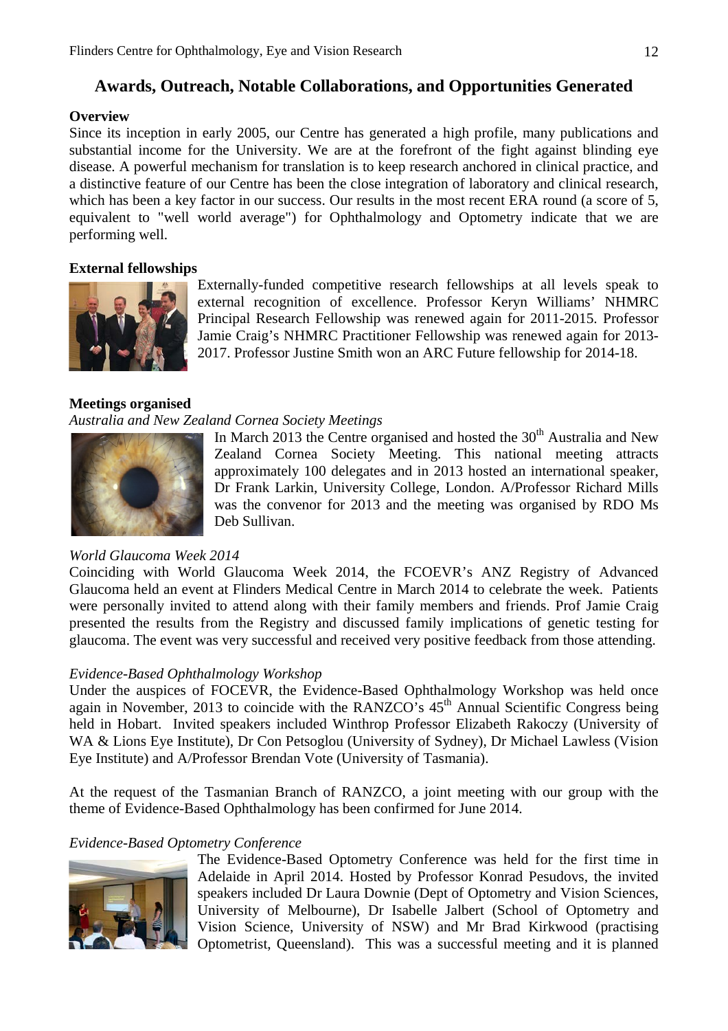## Awards, Outreach, Notable Collaborations, and Opportunities Generated

### Overview

Since its inception in early 2005, our Centre has generated a high profile, many publications and substantial income for the University. We are at the forefront of the fight against blinding eye disease. A powerful mechanism for translation is to keep research anchored in clinical practice, and a distinctive feature of our Centre has been the close integration of laboratory and clinical research, which has been a key factor in our success. Our results in the most recent ERA round (a score of 5, equivalent to "well world average") for Ophthalmology and Optometry indicate that we are performing well.

### External fellowships

Externally-funded competitive research fellowships at all levels speak to external recognition of excellence. Professor Keryn Williams' NHMRC Principal Research Fellowship was renewed again for 2011-2015. Professor Jamie Craig's NHMRC Practitioner Fellowship was renewed again for 2013-2017. Professor Justine Smith won an ARC Future fellowship for 2014-18.

### Meetings organised

*Australia and New Zealand Cornea Society Meetings*

In March 2013 the Centre organised and hosted the 30th Australia and New Zealand Cornea Society Meeting. This national meeting attracts approximately 100 delegates and in 2013 hosted an international speaker, Dr Frank Larkin, University College, London. A/Professor Richard Mills was the convenor for 2013 and the meeting was organised by RDO Ms Deb Sullivan.

*World Glaucoma Week 2014*

Coinciding with World Glaucoma Week 2014, the FCOEVR's ANZ Registry of Advanced Glaucoma held an event at Flinders Medical Centre in March 2014 to celebrate the week. Patients were personally invited to attend along with their family members and friends. Prof Jamie Craig presented the results from the Registry and discussed family implications of genetic testing for glaucoma. The event was very successful and received very positive feedback from those attending.

*Evidence-Based Ophthalmology Workshop*

Under the auspices of FOCEVR, the Evidence-Based Ophthalmology Workshop was held once again in November, 2013 to coincide with the RANZCO's 45th Annual Scientific Congress being held in Hobart. Invited speakers included Winthrop Professor Elizabeth Rakoczy (University of WA & Lions Eye Institute), Dr Con Petsoglou (University of Sydney), Dr Michael Lawless (Vision Eye Institute) and A/Professor Brendan Vote (University of Tasmania).

At the request of the Tasmanian Branch of RANZCO, a joint meeting with our group with the theme of Evidence-Based Ophthalmology has been confirmed for June 2014.

*Evidence-Based Optometry Conference*

The Evidence-Based Optometry Conference was held for the first time in Adelaide in April 2014. Hosted by Professor Konrad Pesudovs, the invited speakers included Dr Laura Downie (Dept of Optometry and Vision Sciences, University of Melbourne), Dr Isabelle Jalbert (School of Optometry and Vision Science, University of NSW) and Mr Brad Kirkwood (practising Optometrist, Queensland). This was a successful meeting and it is planned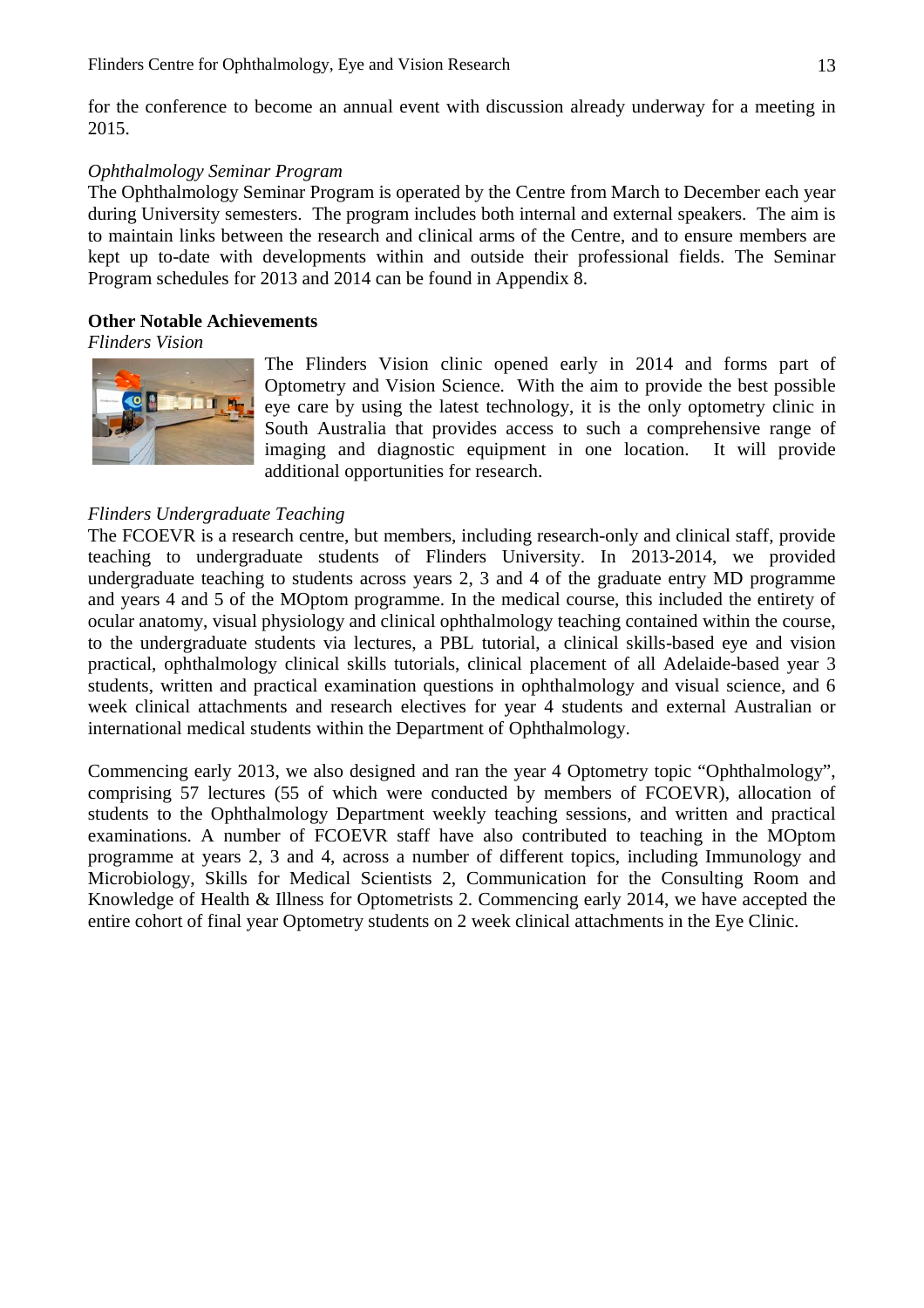for the conference to become an annual event with discussion already underway for a meeting in 2015.

*Ophthalmology Seminar Program*

The Ophthalmology Seminar Program is operated by the Centre from March to December each year during University semesters. The program includes both internal and external speakers. The aim is to maintain links between the research and clinical arms of the Centre, and to ensure members are kept up to-date with developments within and outside their professional fields. The Seminar Program schedules for 2013 and 2014 can be found in Appendix 8.

**Other Notable Achievements**

*Flinders Vision*

The Flinders Vision clinic opened early in 2014 and forms part of Optometry and Vision Science. With the aim to provide the best possible eye care by using the latest technology, it is the only optometry clinic in South Australia that provides access to such a comprehensive range of imaging and diagnostic equipment in one location. It will provide additional opportunities for research.

*Flinders Undergraduate Teaching*

The FCOEVR is a research centre, but members, including research-only and clinical staff, provide teaching to undergraduate students of Flinders University. In 2013-2014, we provided undergraduate teaching to students across years 2, 3 and 4 of the graduate entry MD programme and years 4 and 5 of the MOptom programme. In the medical course, this included the entirety of ocular anatomy, visual physiology and clinical ophthalmology teaching contained within the course, to the undergraduate students via lectures, a PBL tutorial, a clinical skills-based eye and vision practical, ophthalmology clinical skills tutorials, clinical placement of all Adelaide-based year 3 students, written and practical examination questions in ophthalmology and visual science, and 6 week clinical attachments and research electives for year 4 students and external Australian or international medical students within the Department of Ophthalmology.

Commencing early 2013, we also designed and ran the year 4 Optometry topic "Ophthalmology", comprising 57 lectures (55 of which were conducted by members of FCOEVR), allocation of students to the Ophthalmology Department weekly teaching sessions, and written and practical examinations. A number of FCOEVR staff have also contributed to teaching in the MOptom programme at years 2, 3 and 4, across a number of different topics, including Immunology and Microbiology, Skills for Medical Scientists 2, Communication for the Consulting Room and Knowledge of Health & Illness for Optometrists 2. Commencing early 2014, we have accepted the entire cohort of final year Optometry students on 2 week clinical attachments in the Eye Clinic.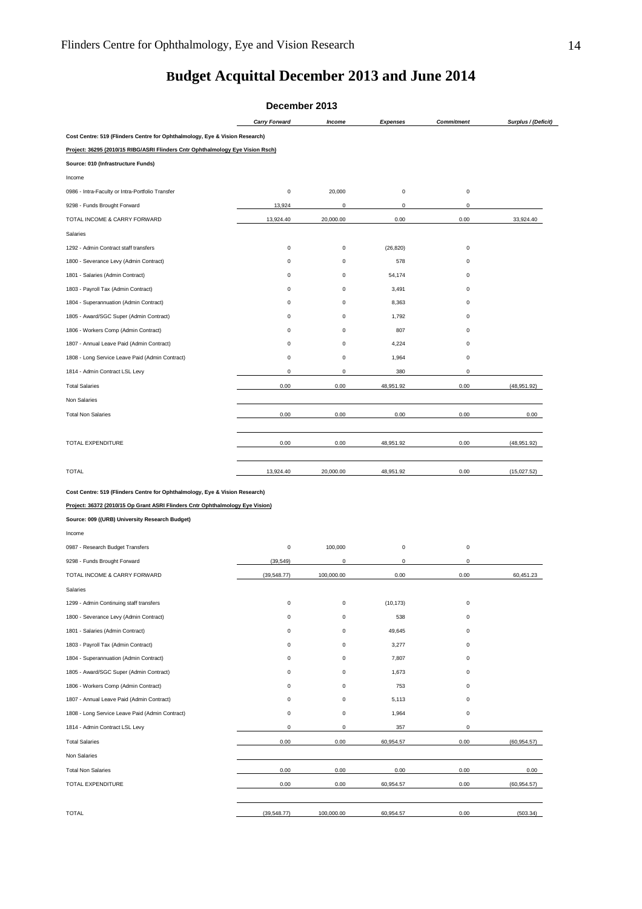# Budget Acquittal December 2013 and June 2014

## December 2013

| | *Carry Forward* | *Income* | *Expenses* | *Commitment* | *Surplus / (Deficit)* |
|---|---|---|---|---|---|
| **Cost Centre: 519 (Flinders Centre for Ophthalmology, Eye & Vision Research)** | | | | | |
| **Project: 36295 (2010/15 RIBG/ASRI Flinders Cntr Ophthalmology Eye Vision Rsch)** | | | | | |
| **Source: 010 (Infrastructure Funds)** | | | | | |
| Income | | | | | |
| 0986 - Intra-Faculty or Intra-Portfolio Transfer | 0 | 20,000 | 0 | 0 | |
| 9298 - Funds Brought Forward | 13,924 | 0 | 0 | 0 | |
| TOTAL INCOME & CARRY FORWARD | 13,924.40 | 20,000.00 | 0.00 | 0.00 | 33,924.40 |
| Salaries | | | | | |
| 1292 - Admin Contract staff transfers | 0 | 0 | (26,820) | 0 | |
| 1800 - Severance Levy (Admin Contract) | 0 | 0 | 578 | 0 | |
| 1801 - Salaries (Admin Contract) | 0 | 0 | 54,174 | 0 | |
| 1803 - Payroll Tax (Admin Contract) | 0 | 0 | 3,491 | 0 | |
| 1804 - Superannuation (Admin Contract) | 0 | 0 | 8,363 | 0 | |
| 1805 - Award/SGC Super (Admin Contract) | 0 | 0 | 1,792 | 0 | |
| 1806 - Workers Comp (Admin Contract) | 0 | 0 | 807 | 0 | |
| 1807 - Annual Leave Paid (Admin Contract) | 0 | 0 | 4,224 | 0 | |
| 1808 - Long Service Leave Paid (Admin Contract) | 0 | 0 | 1,964 | 0 | |
| 1814 - Admin Contract LSL Levy | 0 | 0 | 380 | 0 | |
| Total Salaries | 0.00 | 0.00 | 48,951.92 | 0.00 | (48,951.92) |
| Non Salaries | | | | | |
| Total Non Salaries | 0.00 | 0.00 | 0.00 | 0.00 | 0.00 |
| TOTAL EXPENDITURE | 0.00 | 0.00 | 48,951.92 | 0.00 | (48,951.92) |
| TOTAL | 13,924.40 | 20,000.00 | 48,951.92 | 0.00 | (15,027.52) |
| **Cost Centre: 519 (Flinders Centre for Ophthalmology, Eye & Vision Research)** | | | | | |
| **Project: 36372 (2010/15 Op Grant ASRI Flinders Cntr Ophthalmology Eye Vision)** | | | | | |
| **Source: 009 ((URB) University Research Budget)** | | | | | |
| Income | | | | | |
| 0987 - Research Budget Transfers | 0 | 100,000 | 0 | 0 | |
| 9298 - Funds Brought Forward | (39,549) | 0 | 0 | 0 | |
| TOTAL INCOME & CARRY FORWARD | (39,548.77) | 100,000.00 | 0.00 | 0.00 | 60,451.23 |
| Salaries | | | | | |
| 1299 - Admin Continuing staff transfers | 0 | 0 | (10,173) | 0 | |
| 1800 - Severance Levy (Admin Contract) | 0 | 0 | 538 | 0 | |
| 1801 - Salaries (Admin Contract) | 0 | 0 | 49,645 | 0 | |
| 1803 - Payroll Tax (Admin Contract) | 0 | 0 | 3,277 | 0 | |
| 1804 - Superannuation (Admin Contract) | 0 | 0 | 7,807 | 0 | |
| 1805 - Award/SGC Super (Admin Contract) | 0 | 0 | 1,673 | 0 | |
| 1806 - Workers Comp (Admin Contract) | 0 | 0 | 753 | 0 | |
| 1807 - Annual Leave Paid (Admin Contract) | 0 | 0 | 5,113 | 0 | |
| 1808 - Long Service Leave Paid (Admin Contract) | 0 | 0 | 1,964 | 0 | |
| 1814 - Admin Contract LSL Levy | 0 | 0 | 357 | 0 | |
| Total Salaries | 0.00 | 0.00 | 60,954.57 | 0.00 | (60,954.57) |
| Non Salaries | | | | | |
| Total Non Salaries | 0.00 | 0.00 | 0.00 | 0.00 | 0.00 |
| TOTAL EXPENDITURE | 0.00 | 0.00 | 60,954.57 | 0.00 | (60,954.57) |
| TOTAL | (39,548.77) | 100,000.00 | 60,954.57 | 0.00 | (503.34) |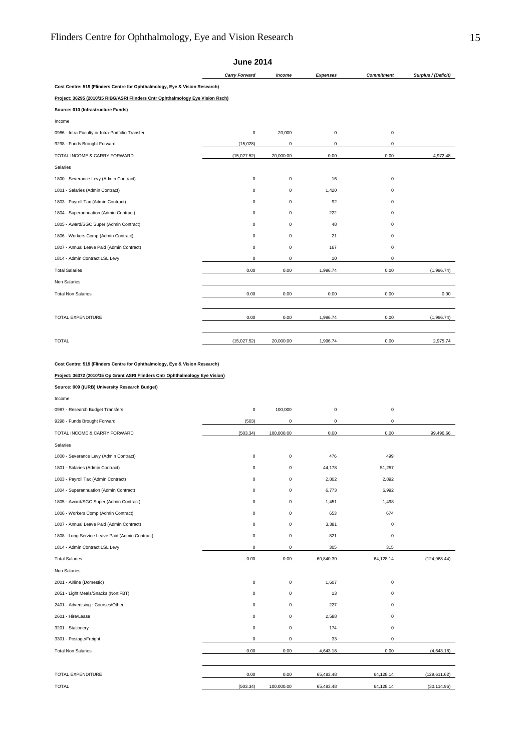## June 2014

| | *Carry Forward* | *Income* | *Expenses* | *Commitment* | *Surplus / (Deficit)* |
|---|---|---|---|---|---|
| **Cost Centre: 519 (Flinders Centre for Ophthalmology, Eye & Vision Research)** | | | | | |
| **Project: 36295 (2010/15 RIBG/ASRI Flinders Cntr Ophthalmology Eye Vision Rsch)** | | | | | |
| **Source: 010 (Infrastructure Funds)** | | | | | |
| Income | | | | | |
| 0986 - Intra-Faculty or Intra-Portfolio Transfer | 0 | 20,000 | 0 | 0 | |
| 9298 - Funds Brought Forward | (15,028) | 0 | 0 | 0 | |
| TOTAL INCOME & CARRY FORWARD | (15,027.52) | 20,000.00 | 0.00 | 0.00 | 4,972.48 |
| Salaries | | | | | |
| 1800 - Severance Levy (Admin Contract) | 0 | 0 | 16 | 0 | |
| 1801 - Salaries (Admin Contract) | 0 | 0 | 1,420 | 0 | |
| 1803 - Payroll Tax (Admin Contract) | 0 | 0 | 92 | 0 | |
| 1804 - Superannuation (Admin Contract) | 0 | 0 | 222 | 0 | |
| 1805 - Award/SGC Super (Admin Contract) | 0 | 0 | 48 | 0 | |
| 1806 - Workers Comp (Admin Contract) | 0 | 0 | 21 | 0 | |
| 1807 - Annual Leave Paid (Admin Contract) | 0 | 0 | 167 | 0 | |
| 1814 - Admin Contract LSL Levy | 0 | 0 | 10 | 0 | |
| Total Salaries | 0.00 | 0.00 | 1,996.74 | 0.00 | (1,996.74) |
| Non Salaries | | | | | |
| Total Non Salaries | 0.00 | 0.00 | 0.00 | 0.00 | 0.00 |
| TOTAL EXPENDITURE | 0.00 | 0.00 | 1,996.74 | 0.00 | (1,996.74) |
| TOTAL | (15,027.52) | 20,000.00 | 1,996.74 | 0.00 | 2,975.74 |

| | *Carry Forward* | *Income* | *Expenses* | *Commitment* | *Surplus / (Deficit)* |
|---|---|---|---|---|---|
| **Cost Centre: 519 (Flinders Centre for Ophthalmology, Eye & Vision Research)** | | | | | |
| **Project: 36372 (2010/15 Op Grant ASRI Flinders Cntr Ophthalmology Eye Vision)** | | | | | |
| **Source: 009 ((URB) University Research Budget)** | | | | | |
| Income | | | | | |
| 0987 - Research Budget Transfers | 0 | 100,000 | 0 | 0 | |
| 9298 - Funds Brought Forward | (503) | 0 | 0 | 0 | |
| TOTAL INCOME & CARRY FORWARD | (503.34) | 100,000.00 | 0.00 | 0.00 | 99,496.66 |
| Salaries | | | | | |
| 1800 - Severance Levy (Admin Contract) | 0 | 0 | 476 | 499 | |
| 1801 - Salaries (Admin Contract) | 0 | 0 | 44,178 | 51,257 | |
| 1803 - Payroll Tax (Admin Contract) | 0 | 0 | 2,802 | 2,892 | |
| 1804 - Superannuation (Admin Contract) | 0 | 0 | 6,773 | 6,992 | |
| 1805 - Award/SGC Super (Admin Contract) | 0 | 0 | 1,451 | 1,498 | |
| 1806 - Workers Comp (Admin Contract) | 0 | 0 | 653 | 674 | |
| 1807 - Annual Leave Paid (Admin Contract) | 0 | 0 | 3,381 | 0 | |
| 1808 - Long Service Leave Paid (Admin Contract) | 0 | 0 | 821 | 0 | |
| 1814 - Admin Contract LSL Levy | 0 | 0 | 305 | 315 | |
| Total Salaries | 0.00 | 0.00 | 60,840.30 | 64,128.14 | (124,968.44) |
| Non Salaries | | | | | |
| 2001 - Airline (Domestic) | 0 | 0 | 1,607 | 0 | |
| 2051 - Light Meals/Snacks (Non:FBT) | 0 | 0 | 13 | 0 | |
| 2401 - Advertising : Courses/Other | 0 | 0 | 227 | 0 | |
| 2601 - Hire/Lease | 0 | 0 | 2,588 | 0 | |
| 3201 - Stationery | 0 | 0 | 174 | 0 | |
| 3301 - Postage/Freight | 0 | 0 | 33 | 0 | |
| Total Non Salaries | 0.00 | 0.00 | 4,643.18 | 0.00 | (4,643.18) |
| TOTAL EXPENDITURE | 0.00 | 0.00 | 65,483.48 | 64,128.14 | (129,611.62) |
| TOTAL | (503.34) | 100,000.00 | 65,483.48 | 64,128.14 | (30,114.96) |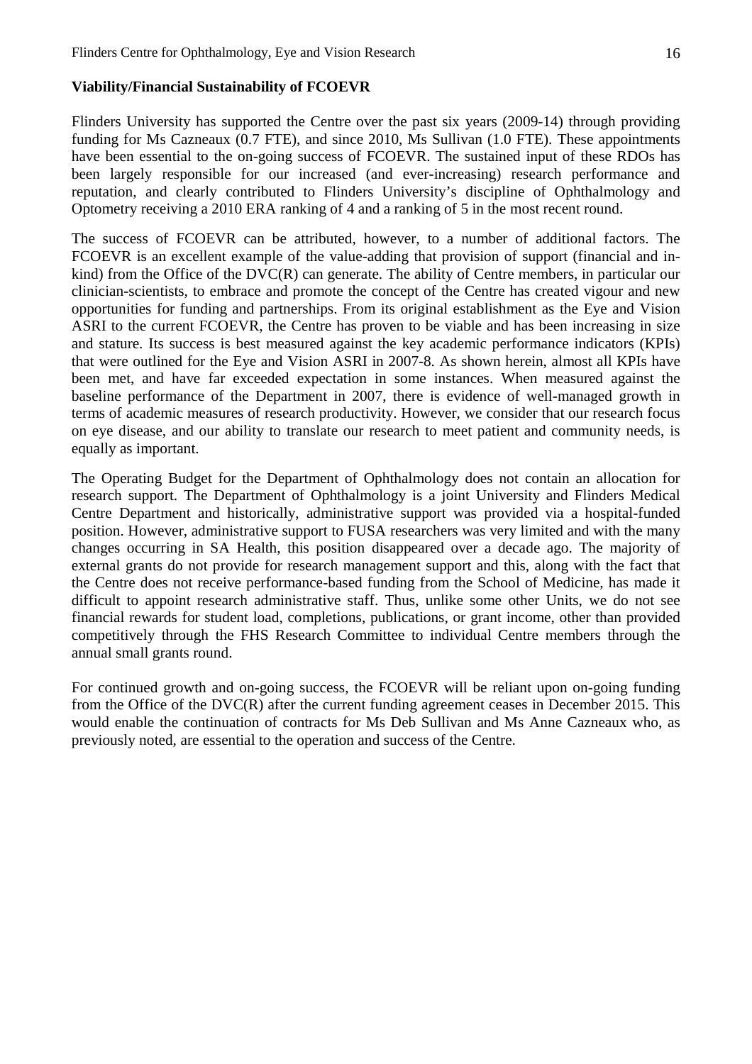**Viability/Financial Sustainability of FCOEVR**

Flinders University has supported the Centre over the past six years (2009-14) through providing funding for Ms Cazneaux (0.7 FTE), and since 2010, Ms Sullivan (1.0 FTE). These appointments have been essential to the on-going success of FCOEVR. The sustained input of these RDOs has been largely responsible for our increased (and ever-increasing) research performance and reputation, and clearly contributed to Flinders University's discipline of Ophthalmology and Optometry receiving a 2010 ERA ranking of 4 and a ranking of 5 in the most recent round.

The success of FCOEVR can be attributed, however, to a number of additional factors. The FCOEVR is an excellent example of the value-adding that provision of support (financial and in-kind) from the Office of the DVC(R) can generate. The ability of Centre members, in particular our clinician-scientists, to embrace and promote the concept of the Centre has created vigour and new opportunities for funding and partnerships. From its original establishment as the Eye and Vision ASRI to the current FCOEVR, the Centre has proven to be viable and has been increasing in size and stature. Its success is best measured against the key academic performance indicators (KPIs) that were outlined for the Eye and Vision ASRI in 2007-8. As shown herein, almost all KPIs have been met, and have far exceeded expectation in some instances. When measured against the baseline performance of the Department in 2007, there is evidence of well-managed growth in terms of academic measures of research productivity. However, we consider that our research focus on eye disease, and our ability to translate our research to meet patient and community needs, is equally as important.

The Operating Budget for the Department of Ophthalmology does not contain an allocation for research support. The Department of Ophthalmology is a joint University and Flinders Medical Centre Department and historically, administrative support was provided via a hospital-funded position. However, administrative support to FUSA researchers was very limited and with the many changes occurring in SA Health, this position disappeared over a decade ago. The majority of external grants do not provide for research management support and this, along with the fact that the Centre does not receive performance-based funding from the School of Medicine, has made it difficult to appoint research administrative staff. Thus, unlike some other Units, we do not see financial rewards for student load, completions, publications, or grant income, other than provided competitively through the FHS Research Committee to individual Centre members through the annual small grants round.

For continued growth and on-going success, the FCOEVR will be reliant upon on-going funding from the Office of the DVC(R) after the current funding agreement ceases in December 2015. This would enable the continuation of contracts for Ms Deb Sullivan and Ms Anne Cazneaux who, as previously noted, are essential to the operation and success of the Centre.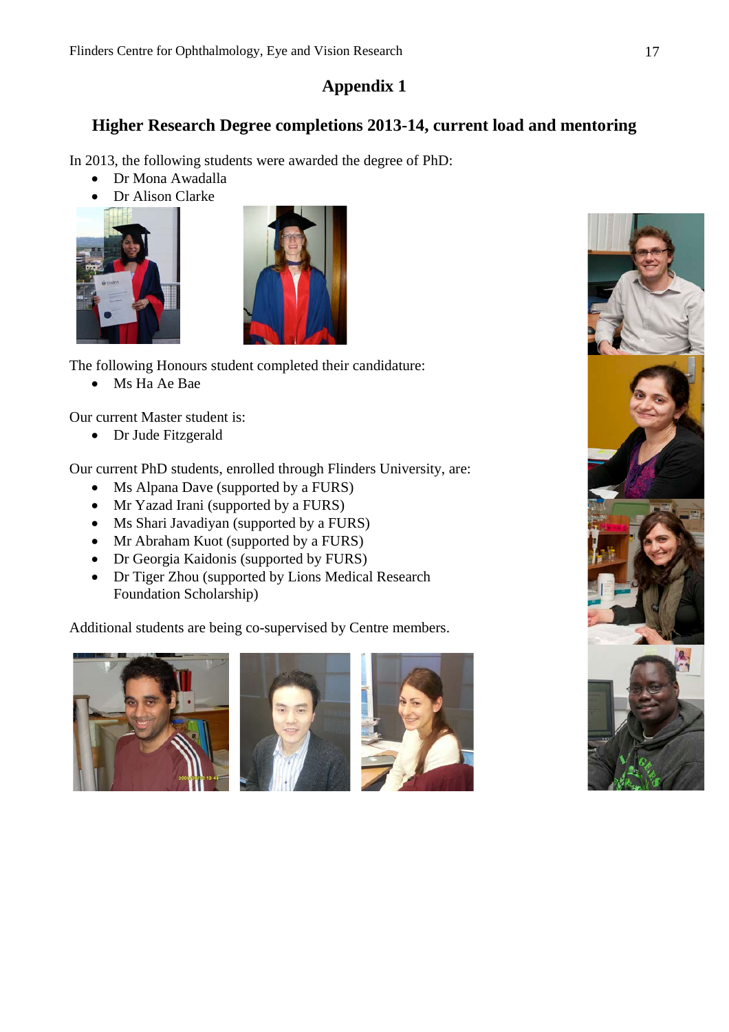# Appendix 1

## Higher Research Degree completions 2013-14, current load and mentoring

In 2013, the following students were awarded the degree of PhD:

- Dr Mona Awadalla
- Dr Alison Clarke

The following Honours student completed their candidature:

- Ms Ha Ae Bae

Our current Master student is:

- Dr Jude Fitzgerald

Our current PhD students, enrolled through Flinders University, are:

- Ms Alpana Dave (supported by a FURS)
- Mr Yazad Irani (supported by a FURS)
- Ms Shari Javadiyan (supported by a FURS)
- Mr Abraham Kuot (supported by a FURS)
- Dr Georgia Kaidonis (supported by FURS)
- Dr Tiger Zhou (supported by Lions Medical Research Foundation Scholarship)

Additional students are being co-supervised by Centre members.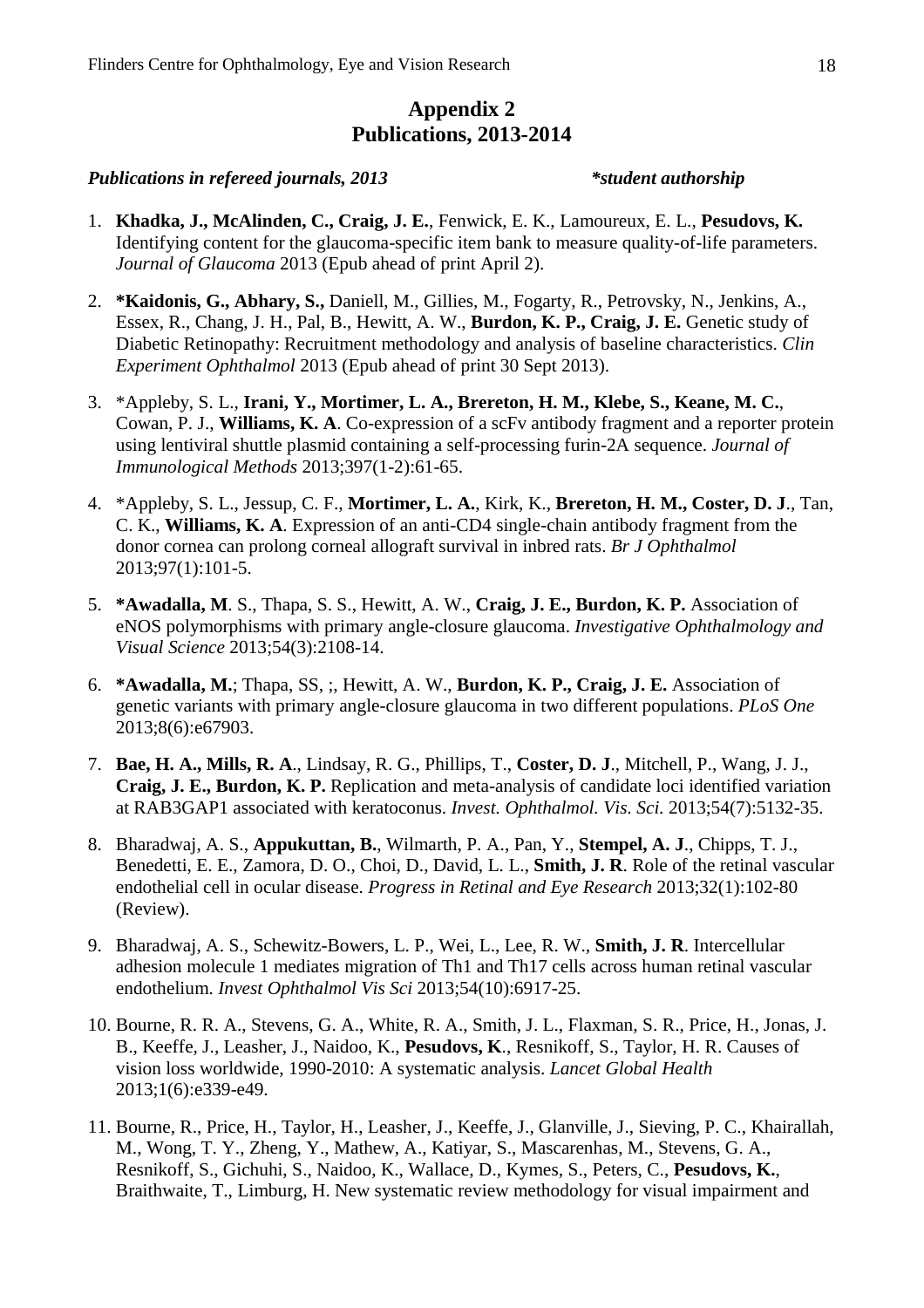# Appendix 2
# Publications, 2013-2014

***Publications in refereed journals, 2013*** ***\*student authorship***

1. **Khadka, J., McAlinden, C., Craig, J. E.**, Fenwick, E. K., Lamoureux, E. L., **Pesudovs, K.** Identifying content for the glaucoma-specific item bank to measure quality-of-life parameters. *Journal of Glaucoma* 2013 (Epub ahead of print April 2).

2. **\*Kaidonis, G., Abhary, S.,** Daniell, M., Gillies, M., Fogarty, R., Petrovsky, N., Jenkins, A., Essex, R., Chang, J. H., Pal, B., Hewitt, A. W., **Burdon, K. P., Craig, J. E.** Genetic study of Diabetic Retinopathy: Recruitment methodology and analysis of baseline characteristics. *Clin Experiment Ophthalmol* 2013 (Epub ahead of print 30 Sept 2013).

3. \*Appleby, S. L., **Irani, Y., Mortimer, L. A., Brereton, H. M., Klebe, S., Keane, M. C.**, Cowan, P. J., **Williams, K. A**. Co-expression of a scFv antibody fragment and a reporter protein using lentiviral shuttle plasmid containing a self-processing furin-2A sequence. *Journal of Immunological Methods* 2013;397(1-2):61-65.

4. \*Appleby, S. L., Jessup, C. F., **Mortimer, L. A.**, Kirk, K., **Brereton, H. M., Coster, D. J**., Tan, C. K., **Williams, K. A**. Expression of an anti-CD4 single-chain antibody fragment from the donor cornea can prolong corneal allograft survival in inbred rats. *Br J Ophthalmol* 2013;97(1):101-5.

5. **\*Awadalla, M**. S., Thapa, S. S., Hewitt, A. W., **Craig, J. E., Burdon, K. P.** Association of eNOS polymorphisms with primary angle-closure glaucoma. *Investigative Ophthalmology and Visual Science* 2013;54(3):2108-14.

6. **\*Awadalla, M.**; Thapa, SS, ;, Hewitt, A. W., **Burdon, K. P., Craig, J. E.** Association of genetic variants with primary angle-closure glaucoma in two different populations. *PLoS One* 2013;8(6):e67903.

7. **Bae, H. A., Mills, R. A**., Lindsay, R. G., Phillips, T., **Coster, D. J**., Mitchell, P., Wang, J. J., **Craig, J. E., Burdon, K. P.** Replication and meta-analysis of candidate loci identified variation at RAB3GAP1 associated with keratoconus. *Invest. Ophthalmol. Vis. Sci.* 2013;54(7):5132-35.

8. Bharadwaj, A. S., **Appukuttan, B.**, Wilmarth, P. A., Pan, Y., **Stempel, A. J**., Chipps, T. J., Benedetti, E. E., Zamora, D. O., Choi, D., David, L. L., **Smith, J. R**. Role of the retinal vascular endothelial cell in ocular disease. *Progress in Retinal and Eye Research* 2013;32(1):102-80 (Review).

9. Bharadwaj, A. S., Schewitz-Bowers, L. P., Wei, L., Lee, R. W., **Smith, J. R**. Intercellular adhesion molecule 1 mediates migration of Th1 and Th17 cells across human retinal vascular endothelium. *Invest Ophthalmol Vis Sci* 2013;54(10):6917-25.

10. Bourne, R. R. A., Stevens, G. A., White, R. A., Smith, J. L., Flaxman, S. R., Price, H., Jonas, J. B., Keeffe, J., Leasher, J., Naidoo, K., **Pesudovs, K**., Resnikoff, S., Taylor, H. R. Causes of vision loss worldwide, 1990-2010: A systematic analysis. *Lancet Global Health* 2013;1(6):e339-e49.

11. Bourne, R., Price, H., Taylor, H., Leasher, J., Keeffe, J., Glanville, J., Sieving, P. C., Khairallah, M., Wong, T. Y., Zheng, Y., Mathew, A., Katiyar, S., Mascarenhas, M., Stevens, G. A., Resnikoff, S., Gichuhi, S., Naidoo, K., Wallace, D., Kymes, S., Peters, C., **Pesudovs, K.**, Braithwaite, T., Limburg, H. New systematic review methodology for visual impairment and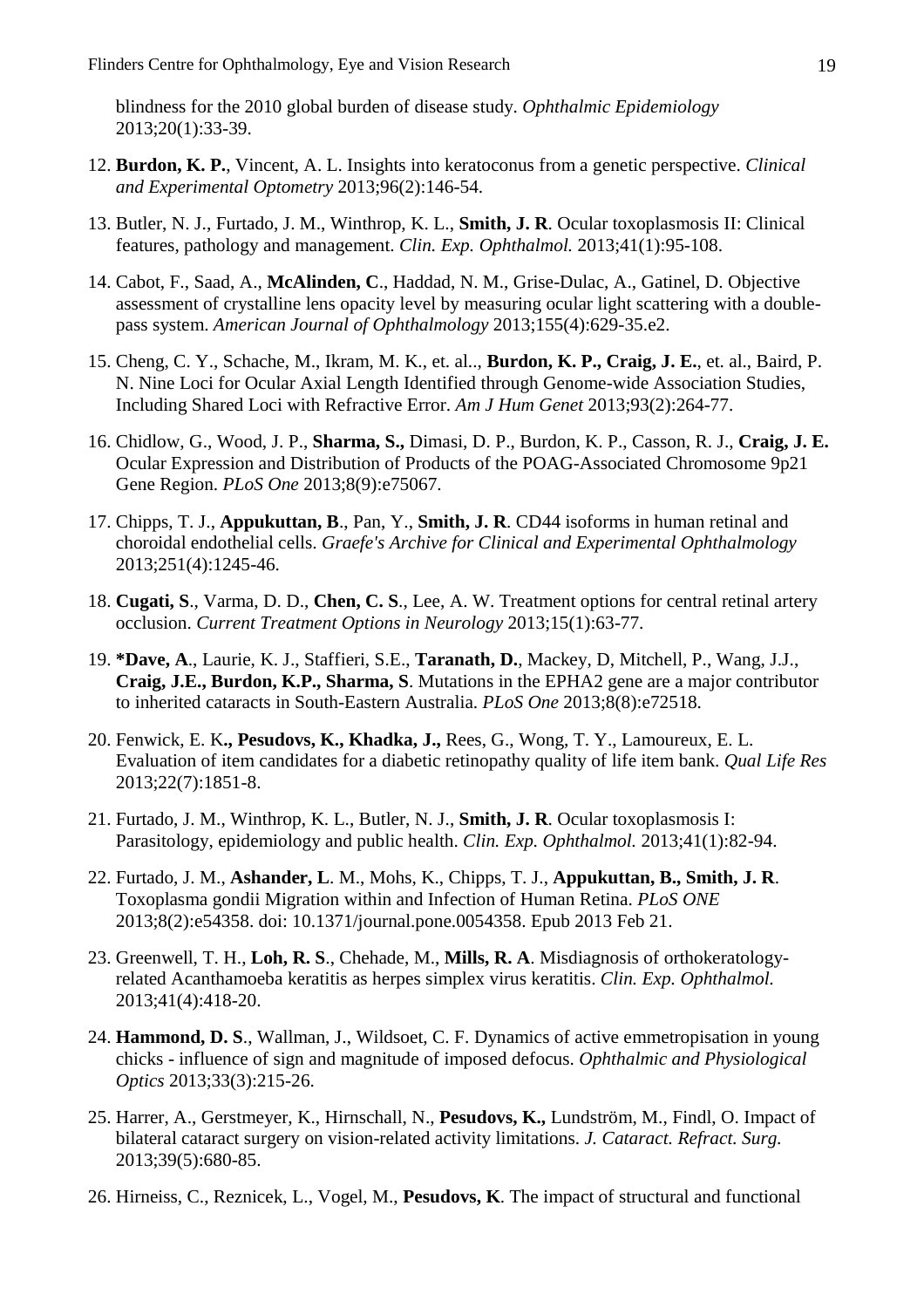blindness for the 2010 global burden of disease study. *Ophthalmic Epidemiology* 2013;20(1):33-39.

12. **Burdon, K. P.**, Vincent, A. L. Insights into keratoconus from a genetic perspective. *Clinical and Experimental Optometry* 2013;96(2):146-54.

13. Butler, N. J., Furtado, J. M., Winthrop, K. L., **Smith, J. R**. Ocular toxoplasmosis II: Clinical features, pathology and management. *Clin. Exp. Ophthalmol.* 2013;41(1):95-108.

14. Cabot, F., Saad, A., **McAlinden, C**., Haddad, N. M., Grise-Dulac, A., Gatinel, D. Objective assessment of crystalline lens opacity level by measuring ocular light scattering with a double-pass system. *American Journal of Ophthalmology* 2013;155(4):629-35.e2.

15. Cheng, C. Y., Schache, M., Ikram, M. K., et. al.., **Burdon, K. P., Craig, J. E.**, et. al., Baird, P. N. Nine Loci for Ocular Axial Length Identified through Genome-wide Association Studies, Including Shared Loci with Refractive Error. *Am J Hum Genet* 2013;93(2):264-77.

16. Chidlow, G., Wood, J. P., **Sharma, S.,** Dimasi, D. P., Burdon, K. P., Casson, R. J., **Craig, J. E.** Ocular Expression and Distribution of Products of the POAG-Associated Chromosome 9p21 Gene Region. *PLoS One* 2013;8(9):e75067.

17. Chipps, T. J., **Appukuttan, B**., Pan, Y., **Smith, J. R**. CD44 isoforms in human retinal and choroidal endothelial cells. *Graefe's Archive for Clinical and Experimental Ophthalmology* 2013;251(4):1245-46.

18. **Cugati, S**., Varma, D. D., **Chen, C. S**., Lee, A. W. Treatment options for central retinal artery occlusion. *Current Treatment Options in Neurology* 2013;15(1):63-77.

19. **\*Dave, A**., Laurie, K. J., Staffieri, S.E., **Taranath, D.**, Mackey, D, Mitchell, P., Wang, J.J., **Craig, J.E., Burdon, K.P., Sharma, S**. Mutations in the EPHA2 gene are a major contributor to inherited cataracts in South-Eastern Australia. *PLoS One* 2013;8(8):e72518.

20. Fenwick, E. K**., Pesudovs, K., Khadka, J.,** Rees, G., Wong, T. Y., Lamoureux, E. L. Evaluation of item candidates for a diabetic retinopathy quality of life item bank. *Qual Life Res* 2013;22(7):1851-8.

21. Furtado, J. M., Winthrop, K. L., Butler, N. J., **Smith, J. R**. Ocular toxoplasmosis I: Parasitology, epidemiology and public health. *Clin. Exp. Ophthalmol.* 2013;41(1):82-94.

22. Furtado, J. M., **Ashander, L**. M., Mohs, K., Chipps, T. J., **Appukuttan, B., Smith, J. R**. Toxoplasma gondii Migration within and Infection of Human Retina. *PLoS ONE* 2013;8(2):e54358. doi: 10.1371/journal.pone.0054358. Epub 2013 Feb 21.

23. Greenwell, T. H., **Loh, R. S**., Chehade, M., **Mills, R. A**. Misdiagnosis of orthokeratology-related Acanthamoeba keratitis as herpes simplex virus keratitis. *Clin. Exp. Ophthalmol.* 2013;41(4):418-20.

24. **Hammond, D. S**., Wallman, J., Wildsoet, C. F. Dynamics of active emmetropisation in young chicks - influence of sign and magnitude of imposed defocus. *Ophthalmic and Physiological Optics* 2013;33(3):215-26.

25. Harrer, A., Gerstmeyer, K., Hirnschall, N., **Pesudovs, K.,** Lundström, M., Findl, O. Impact of bilateral cataract surgery on vision-related activity limitations. *J. Cataract. Refract. Surg.* 2013;39(5):680-85.

26. Hirneiss, C., Reznicek, L., Vogel, M., **Pesudovs, K**. The impact of structural and functional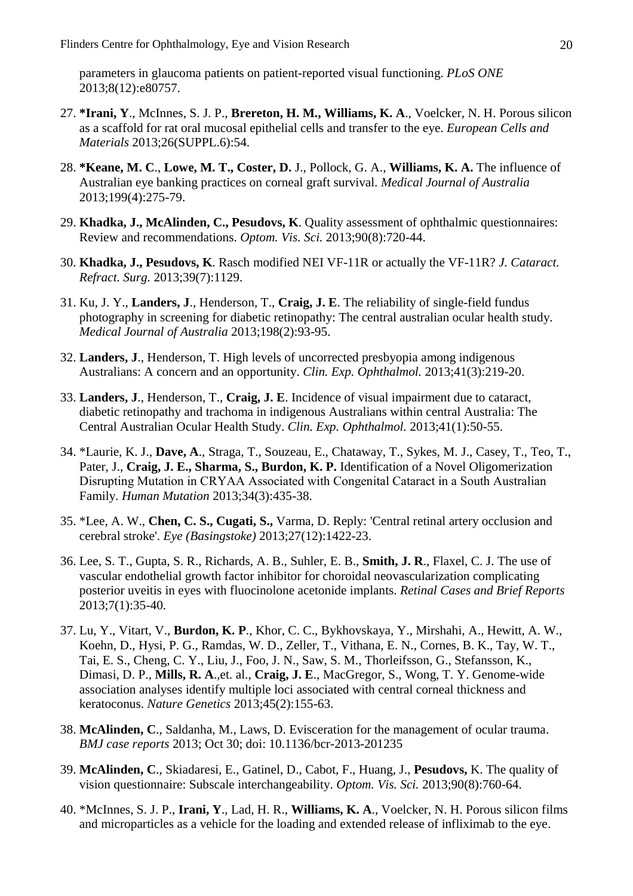parameters in glaucoma patients on patient-reported visual functioning. *PLoS ONE* 2013;8(12):e80757.

27. **\*Irani, Y**., McInnes, S. J. P., **Brereton, H. M., Williams, K. A**., Voelcker, N. H. Porous silicon as a scaffold for rat oral mucosal epithelial cells and transfer to the eye. *European Cells and Materials* 2013;26(SUPPL.6):54.

28. **\*Keane, M. C**., **Lowe, M. T., Coster, D.** J., Pollock, G. A., **Williams, K. A.** The influence of Australian eye banking practices on corneal graft survival. *Medical Journal of Australia* 2013;199(4):275-79.

29. **Khadka, J., McAlinden, C., Pesudovs, K**. Quality assessment of ophthalmic questionnaires: Review and recommendations. *Optom. Vis. Sci.* 2013;90(8):720-44.

30. **Khadka, J., Pesudovs, K**. Rasch modified NEI VF-11R or actually the VF-11R? *J. Cataract. Refract. Surg.* 2013;39(7):1129.

31. Ku, J. Y., **Landers, J**., Henderson, T., **Craig, J. E**. The reliability of single-field fundus photography in screening for diabetic retinopathy: The central australian ocular health study. *Medical Journal of Australia* 2013;198(2):93-95.

32. **Landers, J**., Henderson, T. High levels of uncorrected presbyopia among indigenous Australians: A concern and an opportunity. *Clin. Exp. Ophthalmol.* 2013;41(3):219-20.

33. **Landers, J**., Henderson, T., **Craig, J. E**. Incidence of visual impairment due to cataract, diabetic retinopathy and trachoma in indigenous Australians within central Australia: The Central Australian Ocular Health Study. *Clin. Exp. Ophthalmol.* 2013;41(1):50-55.

34. \*Laurie, K. J., **Dave, A**., Straga, T., Souzeau, E., Chataway, T., Sykes, M. J., Casey, T., Teo, T., Pater, J., **Craig, J. E., Sharma, S., Burdon, K. P.** Identification of a Novel Oligomerization Disrupting Mutation in CRYAA Associated with Congenital Cataract in a South Australian Family. *Human Mutation* 2013;34(3):435-38.

35. \*Lee, A. W., **Chen, C. S., Cugati, S.,** Varma, D. Reply: 'Central retinal artery occlusion and cerebral stroke'. *Eye (Basingstoke)* 2013;27(12):1422-23.

36. Lee, S. T., Gupta, S. R., Richards, A. B., Suhler, E. B., **Smith, J. R**., Flaxel, C. J. The use of vascular endothelial growth factor inhibitor for choroidal neovascularization complicating posterior uveitis in eyes with fluocinolone acetonide implants. *Retinal Cases and Brief Reports* 2013;7(1):35-40.

37. Lu, Y., Vitart, V., **Burdon, K. P**., Khor, C. C., Bykhovskaya, Y., Mirshahi, A., Hewitt, A. W., Koehn, D., Hysi, P. G., Ramdas, W. D., Zeller, T., Vithana, E. N., Cornes, B. K., Tay, W. T., Tai, E. S., Cheng, C. Y., Liu, J., Foo, J. N., Saw, S. M., Thorleifsson, G., Stefansson, K., Dimasi, D. P., **Mills, R. A**.,et. al., **Craig, J. E**., MacGregor, S., Wong, T. Y. Genome-wide association analyses identify multiple loci associated with central corneal thickness and keratoconus. *Nature Genetics* 2013;45(2):155-63.

38. **McAlinden, C**., Saldanha, M., Laws, D. Evisceration for the management of ocular trauma. *BMJ case reports* 2013; Oct 30; doi: 10.1136/bcr-2013-201235

39. **McAlinden, C**., Skiadaresi, E., Gatinel, D., Cabot, F., Huang, J., **Pesudovs,** K. The quality of vision questionnaire: Subscale interchangeability. *Optom. Vis. Sci.* 2013;90(8):760-64.

40. \*McInnes, S. J. P., **Irani, Y**., Lad, H. R., **Williams, K. A**., Voelcker, N. H. Porous silicon films and microparticles as a vehicle for the loading and extended release of infliximab to the eye.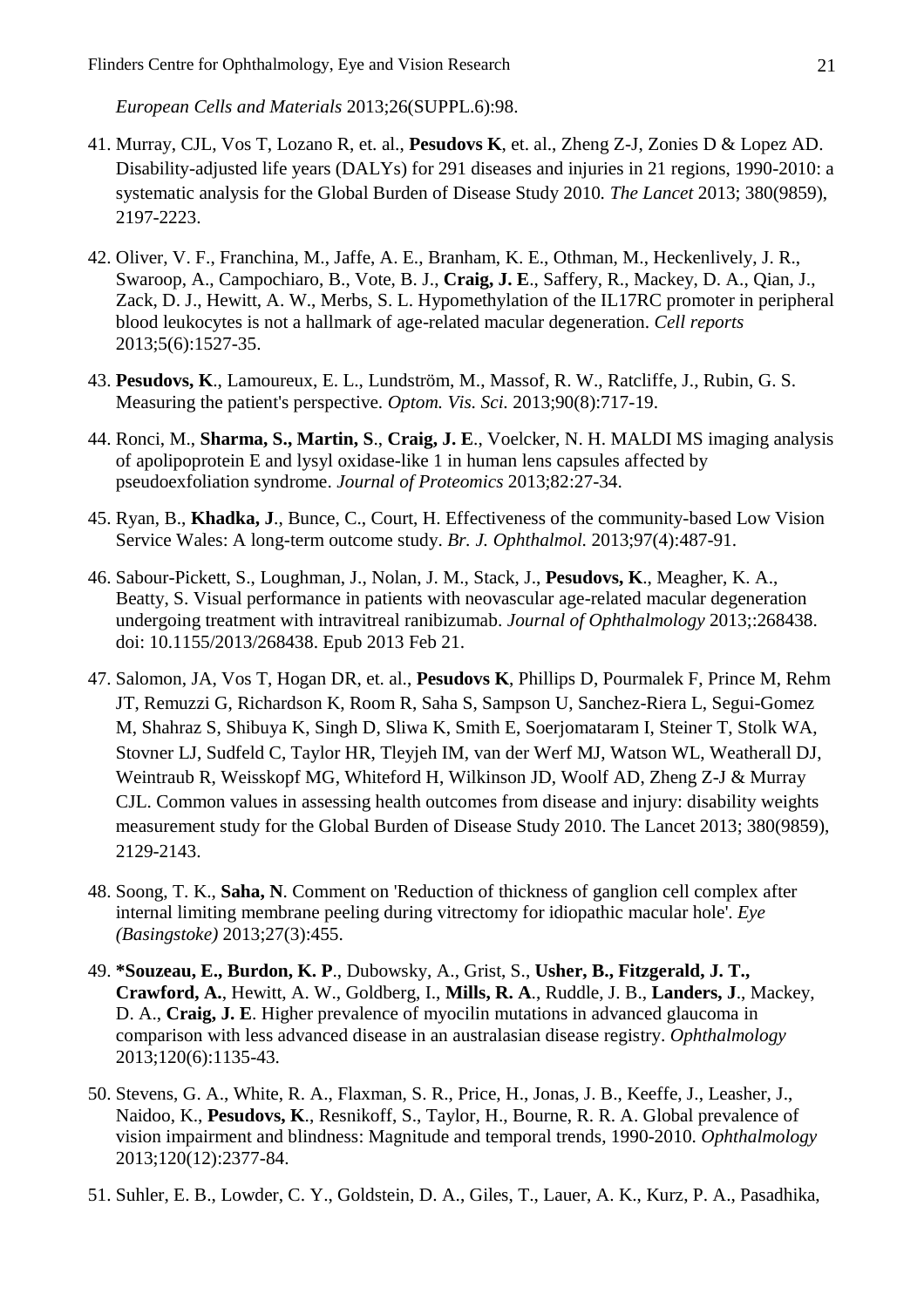*European Cells and Materials* 2013;26(SUPPL.6):98.

41. Murray, CJL, Vos T, Lozano R, et. al., **Pesudovs K**, et. al., Zheng Z-J, Zonies D & Lopez AD. Disability-adjusted life years (DALYs) for 291 diseases and injuries in 21 regions, 1990-2010: a systematic analysis for the Global Burden of Disease Study 2010*. The Lancet* 2013; 380(9859), 2197-2223.

42. Oliver, V. F., Franchina, M., Jaffe, A. E., Branham, K. E., Othman, M., Heckenlively, J. R., Swaroop, A., Campochiaro, B., Vote, B. J., **Craig, J. E**., Saffery, R., Mackey, D. A., Qian, J., Zack, D. J., Hewitt, A. W., Merbs, S. L. Hypomethylation of the IL17RC promoter in peripheral blood leukocytes is not a hallmark of age-related macular degeneration. *Cell reports* 2013;5(6):1527-35.

43. **Pesudovs, K**., Lamoureux, E. L., Lundström, M., Massof, R. W., Ratcliffe, J., Rubin, G. S. Measuring the patient's perspective. *Optom. Vis. Sci.* 2013;90(8):717-19.

44. Ronci, M., **Sharma, S., Martin, S**., **Craig, J. E**., Voelcker, N. H. MALDI MS imaging analysis of apolipoprotein E and lysyl oxidase-like 1 in human lens capsules affected by pseudoexfoliation syndrome. *Journal of Proteomics* 2013;82:27-34.

45. Ryan, B., **Khadka, J**., Bunce, C., Court, H. Effectiveness of the community-based Low Vision Service Wales: A long-term outcome study. *Br. J. Ophthalmol.* 2013;97(4):487-91.

46. Sabour-Pickett, S., Loughman, J., Nolan, J. M., Stack, J., **Pesudovs, K**., Meagher, K. A., Beatty, S. Visual performance in patients with neovascular age-related macular degeneration undergoing treatment with intravitreal ranibizumab. *Journal of Ophthalmology* 2013;:268438. doi: 10.1155/2013/268438. Epub 2013 Feb 21.

47. Salomon, JA, Vos T, Hogan DR, et. al., **Pesudovs K**, Phillips D, Pourmalek F, Prince M, Rehm JT, Remuzzi G, Richardson K, Room R, Saha S, Sampson U, Sanchez-Riera L, Segui-Gomez M, Shahraz S, Shibuya K, Singh D, Sliwa K, Smith E, Soerjomataram I, Steiner T, Stolk WA, Stovner LJ, Sudfeld C, Taylor HR, Tleyjeh IM, van der Werf MJ, Watson WL, Weatherall DJ, Weintraub R, Weisskopf MG, Whiteford H, Wilkinson JD, Woolf AD, Zheng Z-J & Murray CJL. Common values in assessing health outcomes from disease and injury: disability weights measurement study for the Global Burden of Disease Study 2010. The Lancet 2013; 380(9859), 2129-2143.

48. Soong, T. K., **Saha, N**. Comment on 'Reduction of thickness of ganglion cell complex after internal limiting membrane peeling during vitrectomy for idiopathic macular hole'. *Eye (Basingstoke)* 2013;27(3):455.

49. **\*Souzeau, E., Burdon, K. P**., Dubowsky, A., Grist, S., **Usher, B., Fitzgerald, J. T., Crawford, A.**, Hewitt, A. W., Goldberg, I., **Mills, R. A**., Ruddle, J. B., **Landers, J**., Mackey, D. A., **Craig, J. E**. Higher prevalence of myocilin mutations in advanced glaucoma in comparison with less advanced disease in an australasian disease registry. *Ophthalmology* 2013;120(6):1135-43.

50. Stevens, G. A., White, R. A., Flaxman, S. R., Price, H., Jonas, J. B., Keeffe, J., Leasher, J., Naidoo, K., **Pesudovs, K**., Resnikoff, S., Taylor, H., Bourne, R. R. A. Global prevalence of vision impairment and blindness: Magnitude and temporal trends, 1990-2010. *Ophthalmology* 2013;120(12):2377-84.

51. Suhler, E. B., Lowder, C. Y., Goldstein, D. A., Giles, T., Lauer, A. K., Kurz, P. A., Pasadhika,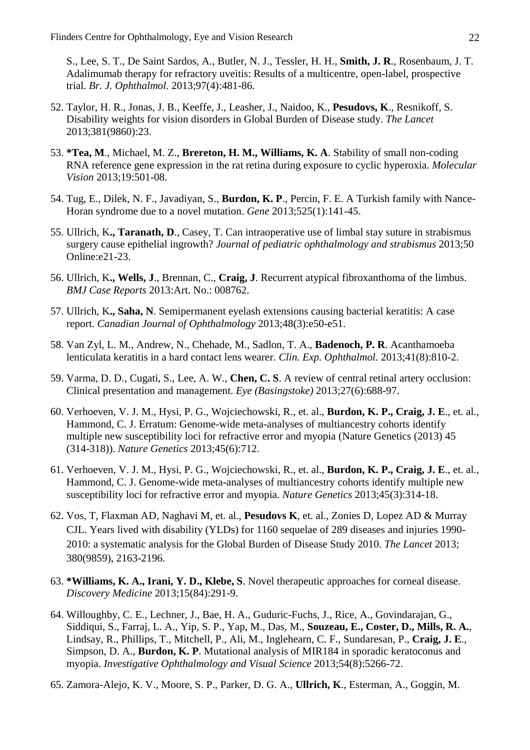S., Lee, S. T., De Saint Sardos, A., Butler, N. J., Tessler, H. H., **Smith, J. R**., Rosenbaum, J. T. Adalimumab therapy for refractory uveitis: Results of a multicentre, open-label, prospective trial. *Br. J. Ophthalmol.* 2013;97(4):481-86.

52. Taylor, H. R., Jonas, J. B., Keeffe, J., Leasher, J., Naidoo, K., **Pesudovs, K**., Resnikoff, S. Disability weights for vision disorders in Global Burden of Disease study. *The Lancet* 2013;381(9860):23.

53. **\*Tea, M**., Michael, M. Z., **Brereton, H. M., Williams, K. A**. Stability of small non-coding RNA reference gene expression in the rat retina during exposure to cyclic hyperoxia. *Molecular Vision* 2013;19:501-08.

54. Tug, E., Dilek, N. F., Javadiyan, S., **Burdon, K. P**., Percin, F. E. A Turkish family with Nance-Horan syndrome due to a novel mutation. *Gene* 2013;525(1):141-45.

55. Ullrich, K**., Taranath, D**., Casey, T. Can intraoperative use of limbal stay suture in strabismus surgery cause epithelial ingrowth? *Journal of pediatric ophthalmology and strabismus* 2013;50 Online:e21-23.

56. Ullrich, K**., Wells, J**., Brennan, C., **Craig, J**. Recurrent atypical fibroxanthoma of the limbus. *BMJ Case Reports* 2013:Art. No.: 008762.

57. Ullrich, K**., Saha, N**. Semipermanent eyelash extensions causing bacterial keratitis: A case report. *Canadian Journal of Ophthalmology* 2013;48(3):e50-e51.

58. Van Zyl, L. M., Andrew, N., Chehade, M., Sadlon, T. A., **Badenoch, P. R**. Acanthamoeba lenticulata keratitis in a hard contact lens wearer. *Clin. Exp. Ophthalmol.* 2013;41(8):810-2.

59. Varma, D. D., Cugati, S., Lee, A. W., **Chen, C. S**. A review of central retinal artery occlusion: Clinical presentation and management. *Eye (Basingstoke)* 2013;27(6):688-97.

60. Verhoeven, V. J. M., Hysi, P. G., Wojciechowski, R., et. al., **Burdon, K. P., Craig, J. E**., et. al., Hammond, C. J. Erratum: Genome-wide meta-analyses of multiancestry cohorts identify multiple new susceptibility loci for refractive error and myopia (Nature Genetics (2013) 45 (314-318)). *Nature Genetics* 2013;45(6):712.

61. Verhoeven, V. J. M., Hysi, P. G., Wojciechowski, R., et. al., **Burdon, K. P., Craig, J. E**., et. al., Hammond, C. J. Genome-wide meta-analyses of multiancestry cohorts identify multiple new susceptibility loci for refractive error and myopia. *Nature Genetics* 2013;45(3):314-18.

62. Vos, T, Flaxman AD, Naghavi M, et. al., **Pesudovs K**, et. al., Zonies D, Lopez AD & Murray CJL. Years lived with disability (YLDs) for 1160 sequelae of 289 diseases and injuries 1990-2010: a systematic analysis for the Global Burden of Disease Study 2010. *The Lancet* 2013; 380(9859), 2163-2196.

63. **\*Williams, K. A., Irani, Y. D., Klebe, S**. Novel therapeutic approaches for corneal disease. *Discovery Medicine* 2013;15(84):291-9.

64. Willoughby, C. E., Lechner, J., Bae, H. A., Guduric-Fuchs, J., Rice, A., Govindarajan, G., Siddiqui, S., Farraj, L. A., Yip, S. P., Yap, M., Das, M., **Souzeau, E., Coster, D., Mills, R. A.**, Lindsay, R., Phillips, T., Mitchell, P., Ali, M., Inglehearn, C. F., Sundaresan, P., **Craig, J. E**., Simpson, D. A., **Burdon, K. P**. Mutational analysis of MIR184 in sporadic keratoconus and myopia. *Investigative Ophthalmology and Visual Science* 2013;54(8):5266-72.

65. Zamora-Alejo, K. V., Moore, S. P., Parker, D. G. A., **Ullrich, K**., Esterman, A., Goggin, M.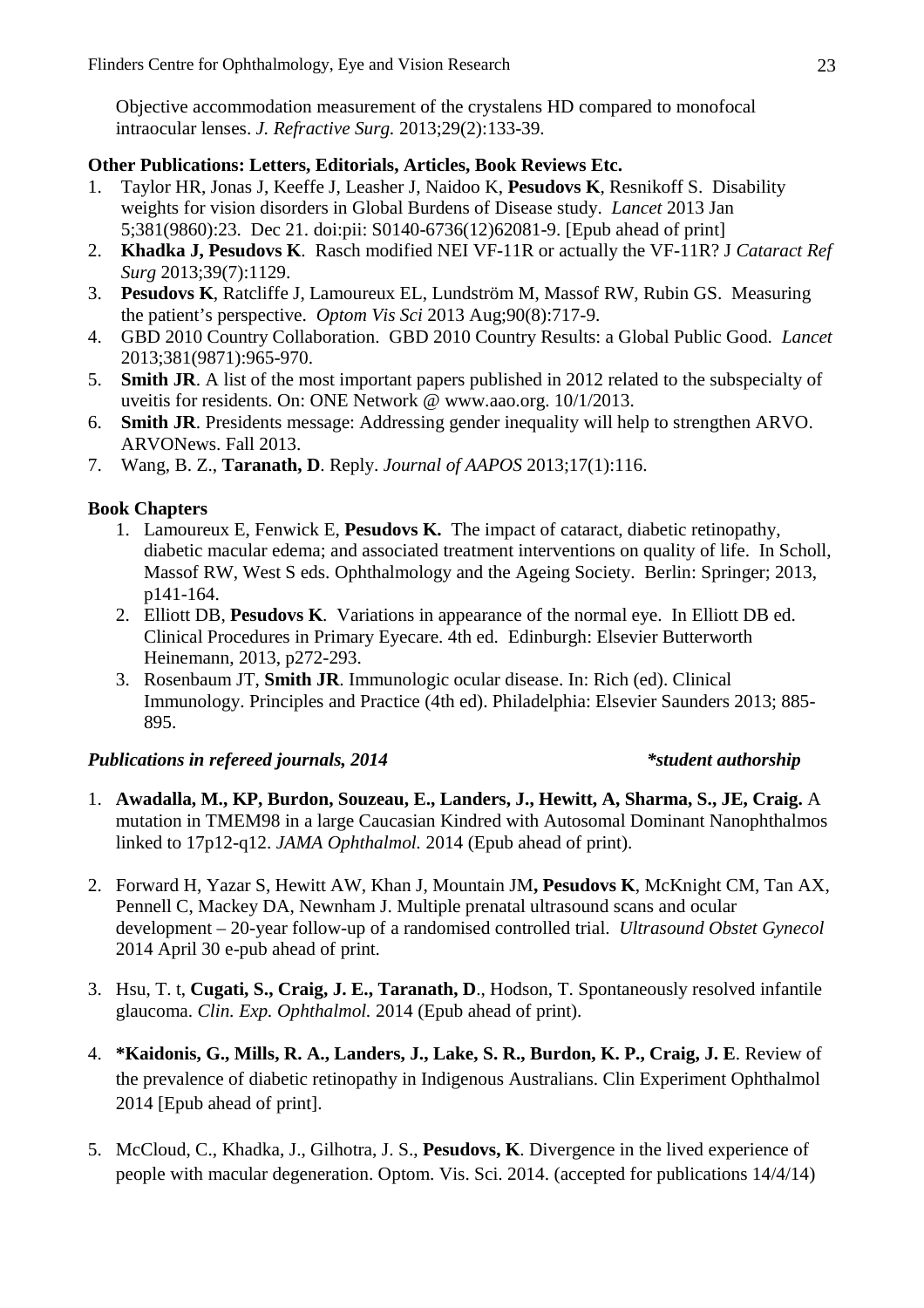Objective accommodation measurement of the crystalens HD compared to monofocal intraocular lenses. *J. Refractive Surg.* 2013;29(2):133-39.

**Other Publications: Letters, Editorials, Articles, Book Reviews Etc.**

1. Taylor HR, Jonas J, Keeffe J, Leasher J, Naidoo K, **Pesudovs K**, Resnikoff S. Disability weights for vision disorders in Global Burdens of Disease study. *Lancet* 2013 Jan 5;381(9860):23. Dec 21. doi:pii: S0140-6736(12)62081-9. [Epub ahead of print]
2. **Khadka J, Pesudovs K**. Rasch modified NEI VF-11R or actually the VF-11R? J *Cataract Ref Surg* 2013;39(7):1129.
3. **Pesudovs K**, Ratcliffe J, Lamoureux EL, Lundström M, Massof RW, Rubin GS. Measuring the patient's perspective. *Optom Vis Sci* 2013 Aug;90(8):717-9.
4. GBD 2010 Country Collaboration. GBD 2010 Country Results: a Global Public Good. *Lancet* 2013;381(9871):965-970.
5. **Smith JR**. A list of the most important papers published in 2012 related to the subspecialty of uveitis for residents. On: ONE Network @ www.aao.org. 10/1/2013.
6. **Smith JR**. Presidents message: Addressing gender inequality will help to strengthen ARVO. ARVONews. Fall 2013.
7. Wang, B. Z., **Taranath, D**. Reply. *Journal of AAPOS* 2013;17(1):116.

**Book Chapters**

1. Lamoureux E, Fenwick E, **Pesudovs K.** The impact of cataract, diabetic retinopathy, diabetic macular edema; and associated treatment interventions on quality of life. In Scholl, Massof RW, West S eds. Ophthalmology and the Ageing Society. Berlin: Springer; 2013, p141-164.
2. Elliott DB, **Pesudovs K**. Variations in appearance of the normal eye. In Elliott DB ed. Clinical Procedures in Primary Eyecare. 4th ed. Edinburgh: Elsevier Butterworth Heinemann, 2013, p272-293.
3. Rosenbaum JT, **Smith JR**. Immunologic ocular disease. In: Rich (ed). Clinical Immunology. Principles and Practice (4th ed). Philadelphia: Elsevier Saunders 2013; 885-895.

***Publications in refereed journals, 2014*** ***\*student authorship***

1. **Awadalla, M., KP, Burdon, Souzeau, E., Landers, J., Hewitt, A, Sharma, S., JE, Craig.** A mutation in TMEM98 in a large Caucasian Kindred with Autosomal Dominant Nanophthalmos linked to 17p12-q12. *JAMA Ophthalmol.* 2014 (Epub ahead of print).

2. Forward H, Yazar S, Hewitt AW, Khan J, Mountain JM**, Pesudovs K**, McKnight CM, Tan AX, Pennell C, Mackey DA, Newnham J. Multiple prenatal ultrasound scans and ocular development – 20-year follow-up of a randomised controlled trial. *Ultrasound Obstet Gynecol* 2014 April 30 e-pub ahead of print.

3. Hsu, T. t, **Cugati, S., Craig, J. E., Taranath, D**., Hodson, T. Spontaneously resolved infantile glaucoma. *Clin. Exp. Ophthalmol.* 2014 (Epub ahead of print).

4. **\*Kaidonis, G., Mills, R. A., Landers, J., Lake, S. R., Burdon, K. P., Craig, J. E**. Review of the prevalence of diabetic retinopathy in Indigenous Australians. Clin Experiment Ophthalmol 2014 [Epub ahead of print].

5. McCloud, C., Khadka, J., Gilhotra, J. S., **Pesudovs, K**. Divergence in the lived experience of people with macular degeneration. Optom. Vis. Sci. 2014. (accepted for publications 14/4/14)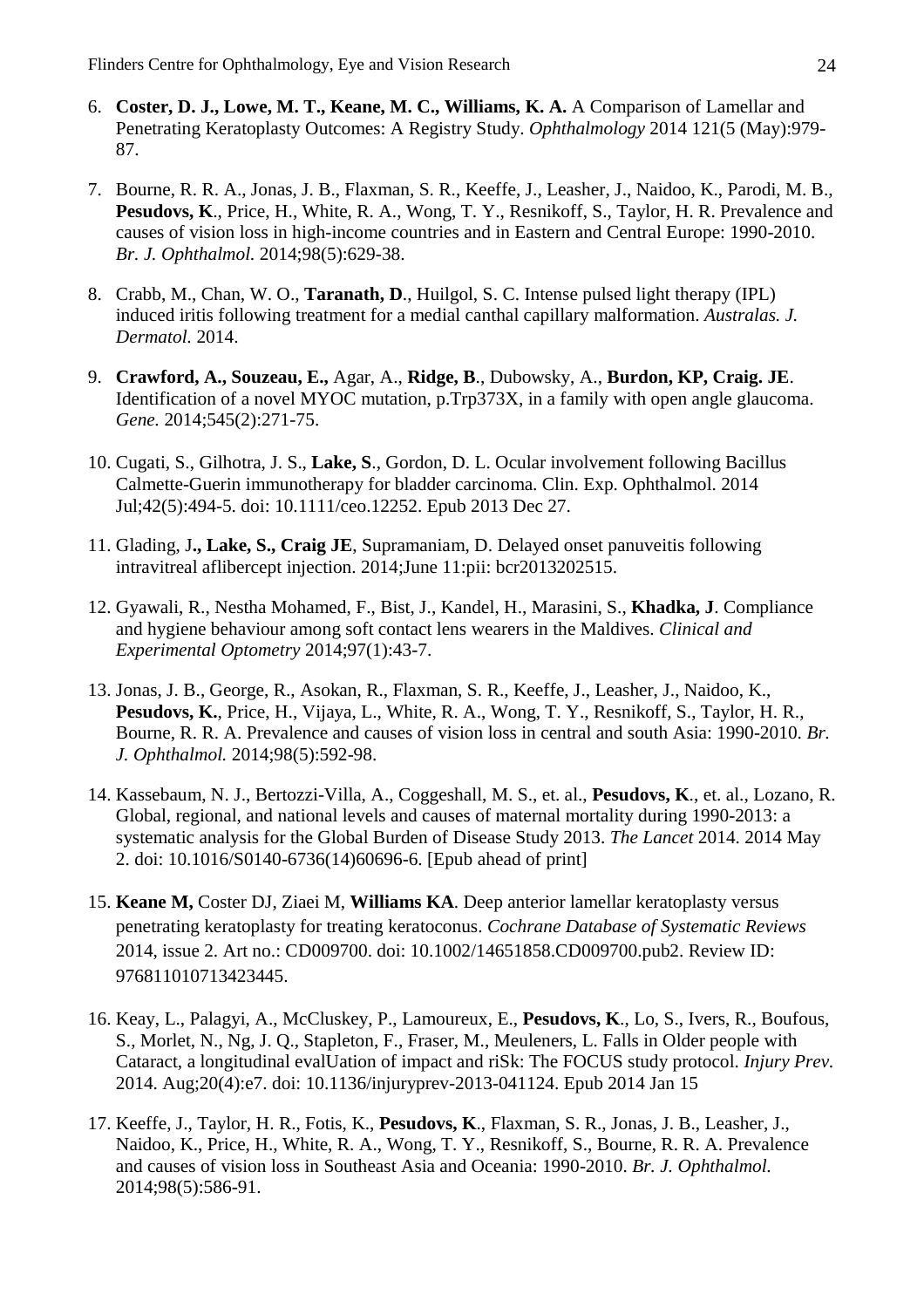6. **Coster, D. J., Lowe, M. T., Keane, M. C., Williams, K. A.** A Comparison of Lamellar and Penetrating Keratoplasty Outcomes: A Registry Study. *Ophthalmology* 2014 121(5 (May):979-87.

7. Bourne, R. R. A., Jonas, J. B., Flaxman, S. R., Keeffe, J., Leasher, J., Naidoo, K., Parodi, M. B., **Pesudovs, K**., Price, H., White, R. A., Wong, T. Y., Resnikoff, S., Taylor, H. R. Prevalence and causes of vision loss in high-income countries and in Eastern and Central Europe: 1990-2010. *Br. J. Ophthalmol.* 2014;98(5):629-38.

8. Crabb, M., Chan, W. O., **Taranath, D**., Huilgol, S. C. Intense pulsed light therapy (IPL) induced iritis following treatment for a medial canthal capillary malformation. *Australas. J. Dermatol.* 2014.

9. **Crawford, A., Souzeau, E.,** Agar, A., **Ridge, B**., Dubowsky, A., **Burdon, KP, Craig. JE**. Identification of a novel MYOC mutation, p.Trp373X, in a family with open angle glaucoma. *Gene.* 2014;545(2):271-75.

10. Cugati, S., Gilhotra, J. S., **Lake, S**., Gordon, D. L. Ocular involvement following Bacillus Calmette-Guerin immunotherapy for bladder carcinoma. Clin. Exp. Ophthalmol. 2014 Jul;42(5):494-5. doi: 10.1111/ceo.12252. Epub 2013 Dec 27.

11. Glading, J**., Lake, S., Craig JE**, Supramaniam, D. Delayed onset panuveitis following intravitreal aflibercept injection. 2014;June 11:pii: bcr2013202515.

12. Gyawali, R., Nestha Mohamed, F., Bist, J., Kandel, H., Marasini, S., **Khadka, J**. Compliance and hygiene behaviour among soft contact lens wearers in the Maldives. *Clinical and Experimental Optometry* 2014;97(1):43-7.

13. Jonas, J. B., George, R., Asokan, R., Flaxman, S. R., Keeffe, J., Leasher, J., Naidoo, K., **Pesudovs, K.**, Price, H., Vijaya, L., White, R. A., Wong, T. Y., Resnikoff, S., Taylor, H. R., Bourne, R. R. A. Prevalence and causes of vision loss in central and south Asia: 1990-2010. *Br. J. Ophthalmol.* 2014;98(5):592-98.

14. Kassebaum, N. J., Bertozzi-Villa, A., Coggeshall, M. S., et. al., **Pesudovs, K**., et. al., Lozano, R. Global, regional, and national levels and causes of maternal mortality during 1990-2013: a systematic analysis for the Global Burden of Disease Study 2013. *The Lancet* 2014. 2014 May 2. doi: 10.1016/S0140-6736(14)60696-6. [Epub ahead of print]

15. **Keane M,** Coster DJ, Ziaei M, **Williams KA**. Deep anterior lamellar keratoplasty versus penetrating keratoplasty for treating keratoconus. *Cochrane Database of Systematic Reviews* 2014, issue 2. Art no.: CD009700. doi: 10.1002/14651858.CD009700.pub2. Review ID: 976811010713423445.

16. Keay, L., Palagyi, A., McCluskey, P., Lamoureux, E., **Pesudovs, K**., Lo, S., Ivers, R., Boufous, S., Morlet, N., Ng, J. Q., Stapleton, F., Fraser, M., Meuleners, L. Falls in Older people with Cataract, a longitudinal evalUation of impact and riSk: The FOCUS study protocol. *Injury Prev.* 2014. Aug;20(4):e7. doi: 10.1136/injuryprev-2013-041124. Epub 2014 Jan 15

17. Keeffe, J., Taylor, H. R., Fotis, K., **Pesudovs, K**., Flaxman, S. R., Jonas, J. B., Leasher, J., Naidoo, K., Price, H., White, R. A., Wong, T. Y., Resnikoff, S., Bourne, R. R. A. Prevalence and causes of vision loss in Southeast Asia and Oceania: 1990-2010. *Br. J. Ophthalmol.* 2014;98(5):586-91.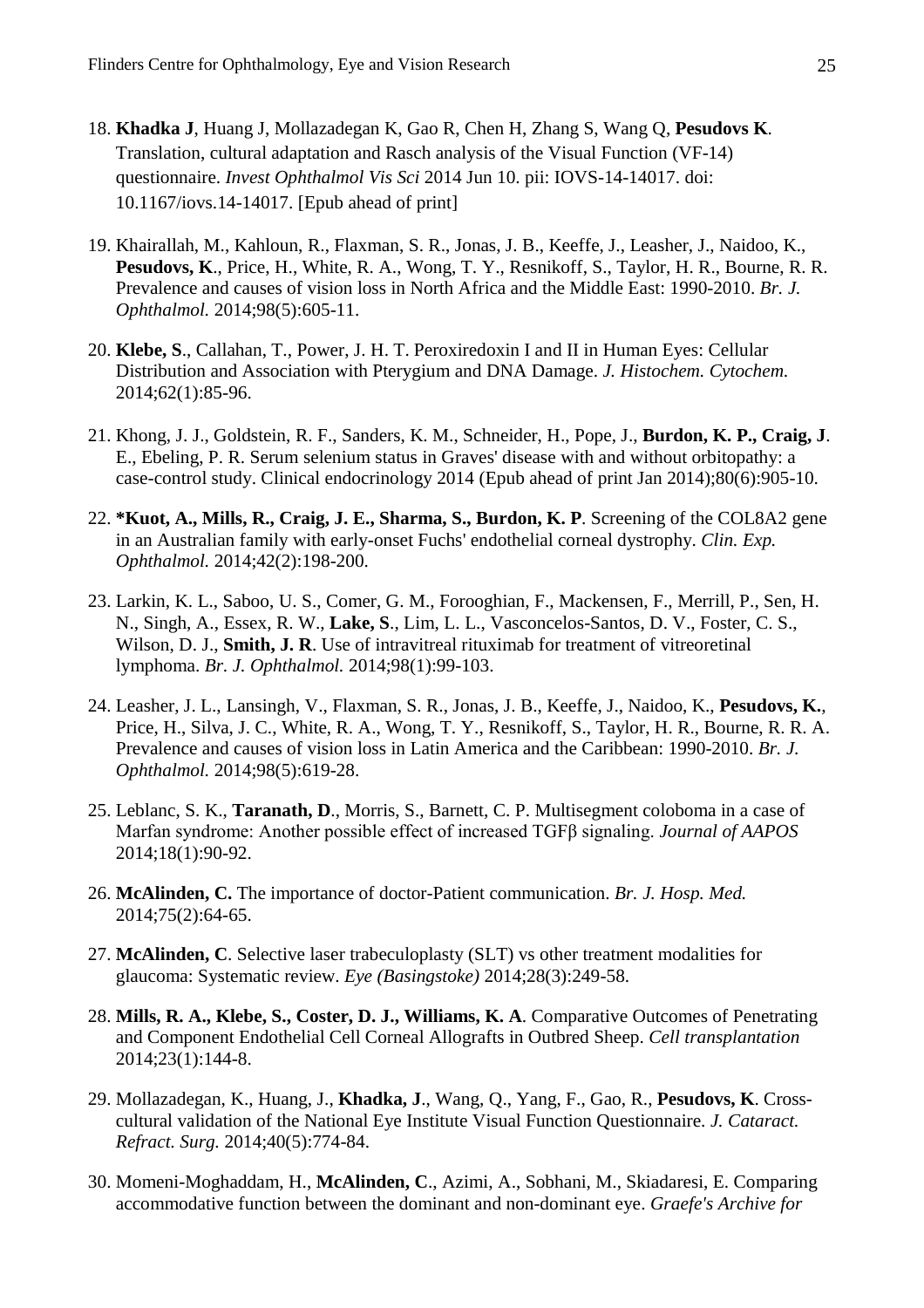18. **Khadka J**, Huang J, Mollazadegan K, Gao R, Chen H, Zhang S, Wang Q, **Pesudovs K**. Translation, cultural adaptation and Rasch analysis of the Visual Function (VF-14) questionnaire. *Invest Ophthalmol Vis Sci* 2014 Jun 10. pii: IOVS-14-14017. doi: 10.1167/iovs.14-14017. [Epub ahead of print]

19. Khairallah, M., Kahloun, R., Flaxman, S. R., Jonas, J. B., Keeffe, J., Leasher, J., Naidoo, K., **Pesudovs, K**., Price, H., White, R. A., Wong, T. Y., Resnikoff, S., Taylor, H. R., Bourne, R. R. Prevalence and causes of vision loss in North Africa and the Middle East: 1990-2010. *Br. J. Ophthalmol.* 2014;98(5):605-11.

20. **Klebe, S**., Callahan, T., Power, J. H. T. Peroxiredoxin I and II in Human Eyes: Cellular Distribution and Association with Pterygium and DNA Damage. *J. Histochem. Cytochem.* 2014;62(1):85-96.

21. Khong, J. J., Goldstein, R. F., Sanders, K. M., Schneider, H., Pope, J., **Burdon, K. P., Craig, J**. E., Ebeling, P. R. Serum selenium status in Graves' disease with and without orbitopathy: a case-control study. Clinical endocrinology 2014 (Epub ahead of print Jan 2014);80(6):905-10.

22. **\*Kuot, A., Mills, R., Craig, J. E., Sharma, S., Burdon, K. P**. Screening of the COL8A2 gene in an Australian family with early-onset Fuchs' endothelial corneal dystrophy. *Clin. Exp. Ophthalmol.* 2014;42(2):198-200.

23. Larkin, K. L., Saboo, U. S., Comer, G. M., Forooghian, F., Mackensen, F., Merrill, P., Sen, H. N., Singh, A., Essex, R. W., **Lake, S**., Lim, L. L., Vasconcelos-Santos, D. V., Foster, C. S., Wilson, D. J., **Smith, J. R**. Use of intravitreal rituximab for treatment of vitreoretinal lymphoma. *Br. J. Ophthalmol.* 2014;98(1):99-103.

24. Leasher, J. L., Lansingh, V., Flaxman, S. R., Jonas, J. B., Keeffe, J., Naidoo, K., **Pesudovs, K.**, Price, H., Silva, J. C., White, R. A., Wong, T. Y., Resnikoff, S., Taylor, H. R., Bourne, R. R. A. Prevalence and causes of vision loss in Latin America and the Caribbean: 1990-2010. *Br. J. Ophthalmol.* 2014;98(5):619-28.

25. Leblanc, S. K., **Taranath, D**., Morris, S., Barnett, C. P. Multisegment coloboma in a case of Marfan syndrome: Another possible effect of increased TGFβ signaling. *Journal of AAPOS* 2014;18(1):90-92.

26. **McAlinden, C.** The importance of doctor-Patient communication. *Br. J. Hosp. Med.* 2014;75(2):64-65.

27. **McAlinden, C**. Selective laser trabeculoplasty (SLT) vs other treatment modalities for glaucoma: Systematic review. *Eye (Basingstoke)* 2014;28(3):249-58.

28. **Mills, R. A., Klebe, S., Coster, D. J., Williams, K. A**. Comparative Outcomes of Penetrating and Component Endothelial Cell Corneal Allografts in Outbred Sheep. *Cell transplantation* 2014;23(1):144-8.

29. Mollazadegan, K., Huang, J., **Khadka, J**., Wang, Q., Yang, F., Gao, R., **Pesudovs, K**. Cross-cultural validation of the National Eye Institute Visual Function Questionnaire. *J. Cataract. Refract. Surg.* 2014;40(5):774-84.

30. Momeni-Moghaddam, H., **McAlinden, C**., Azimi, A., Sobhani, M., Skiadaresi, E. Comparing accommodative function between the dominant and non-dominant eye. *Graefe's Archive for*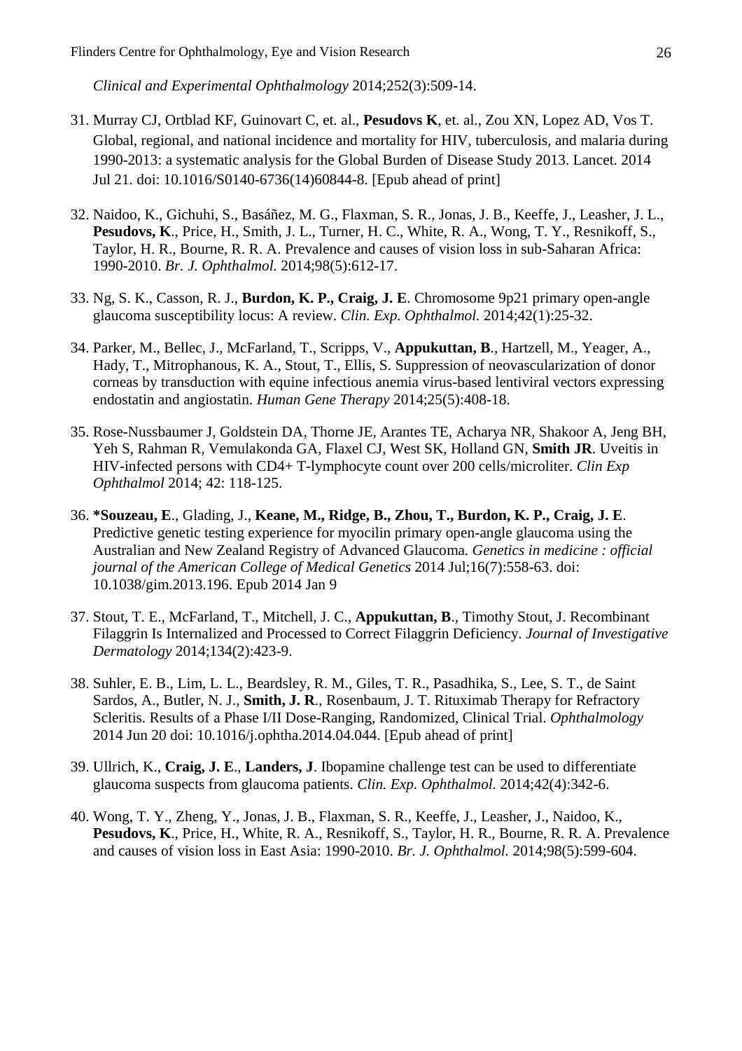*Clinical and Experimental Ophthalmology* 2014;252(3):509-14.

31. Murray CJ, Ortblad KF, Guinovart C, et. al., **Pesudovs K**, et. al., Zou XN, Lopez AD, Vos T. Global, regional, and national incidence and mortality for HIV, tuberculosis, and malaria during 1990-2013: a systematic analysis for the Global Burden of Disease Study 2013. Lancet. 2014 Jul 21. doi: 10.1016/S0140-6736(14)60844-8. [Epub ahead of print]

32. Naidoo, K., Gichuhi, S., Basáñez, M. G., Flaxman, S. R., Jonas, J. B., Keeffe, J., Leasher, J. L., **Pesudovs, K**., Price, H., Smith, J. L., Turner, H. C., White, R. A., Wong, T. Y., Resnikoff, S., Taylor, H. R., Bourne, R. R. A. Prevalence and causes of vision loss in sub-Saharan Africa: 1990-2010. *Br. J. Ophthalmol.* 2014;98(5):612-17.

33. Ng, S. K., Casson, R. J., **Burdon, K. P., Craig, J. E**. Chromosome 9p21 primary open-angle glaucoma susceptibility locus: A review. *Clin. Exp. Ophthalmol.* 2014;42(1):25-32.

34. Parker, M., Bellec, J., McFarland, T., Scripps, V., **Appukuttan, B**., Hartzell, M., Yeager, A., Hady, T., Mitrophanous, K. A., Stout, T., Ellis, S. Suppression of neovascularization of donor corneas by transduction with equine infectious anemia virus-based lentiviral vectors expressing endostatin and angiostatin. *Human Gene Therapy* 2014;25(5):408-18.

35. Rose-Nussbaumer J, Goldstein DA, Thorne JE, Arantes TE, Acharya NR, Shakoor A, Jeng BH, Yeh S, Rahman R, Vemulakonda GA, Flaxel CJ, West SK, Holland GN, **Smith JR**. Uveitis in HIV-infected persons with CD4+ T-lymphocyte count over 200 cells/microliter. *Clin Exp Ophthalmol* 2014; 42: 118-125.

36. **\*Souzeau, E**., Glading, J., **Keane, M., Ridge, B., Zhou, T., Burdon, K. P., Craig, J. E**. Predictive genetic testing experience for myocilin primary open-angle glaucoma using the Australian and New Zealand Registry of Advanced Glaucoma. *Genetics in medicine : official journal of the American College of Medical Genetics* 2014 Jul;16(7):558-63. doi: 10.1038/gim.2013.196. Epub 2014 Jan 9

37. Stout, T. E., McFarland, T., Mitchell, J. C., **Appukuttan, B**., Timothy Stout, J. Recombinant Filaggrin Is Internalized and Processed to Correct Filaggrin Deficiency. *Journal of Investigative Dermatology* 2014;134(2):423-9.

38. Suhler, E. B., Lim, L. L., Beardsley, R. M., Giles, T. R., Pasadhika, S., Lee, S. T., de Saint Sardos, A., Butler, N. J., **Smith, J. R**., Rosenbaum, J. T. Rituximab Therapy for Refractory Scleritis. Results of a Phase I/II Dose-Ranging, Randomized, Clinical Trial. *Ophthalmology* 2014 Jun 20 doi: 10.1016/j.ophtha.2014.04.044. [Epub ahead of print]

39. Ullrich, K., **Craig, J. E**., **Landers, J**. Ibopamine challenge test can be used to differentiate glaucoma suspects from glaucoma patients. *Clin. Exp. Ophthalmol.* 2014;42(4):342-6.

40. Wong, T. Y., Zheng, Y., Jonas, J. B., Flaxman, S. R., Keeffe, J., Leasher, J., Naidoo, K., **Pesudovs, K**., Price, H., White, R. A., Resnikoff, S., Taylor, H. R., Bourne, R. R. A. Prevalence and causes of vision loss in East Asia: 1990-2010. *Br. J. Ophthalmol.* 2014;98(5):599-604.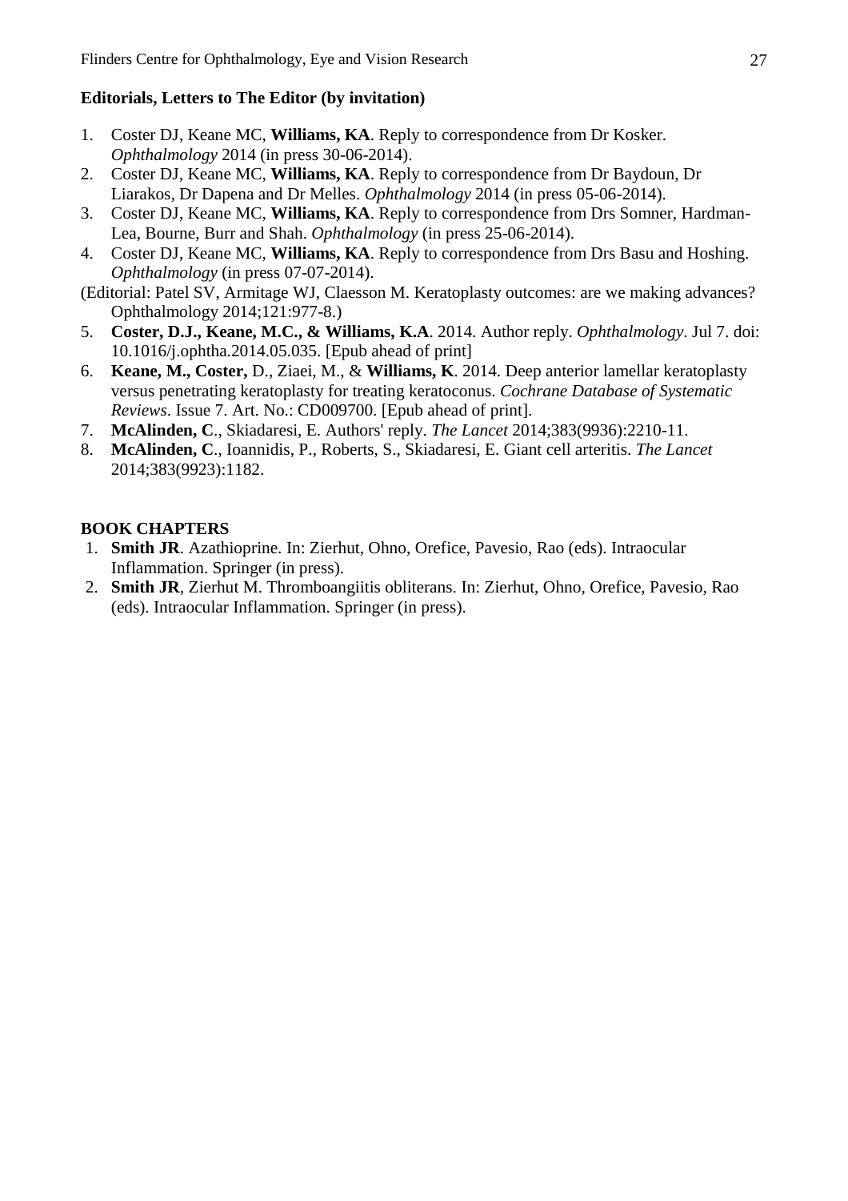**Editorials, Letters to The Editor (by invitation)**

1. Coster DJ, Keane MC, **Williams, KA**. Reply to correspondence from Dr Kosker. *Ophthalmology* 2014 (in press 30-06-2014).
2. Coster DJ, Keane MC, **Williams, KA**. Reply to correspondence from Dr Baydoun, Dr Liarakos, Dr Dapena and Dr Melles. *Ophthalmology* 2014 (in press 05-06-2014).
3. Coster DJ, Keane MC, **Williams, KA**. Reply to correspondence from Drs Somner, Hardman-Lea, Bourne, Burr and Shah. *Ophthalmology* (in press 25-06-2014).
4. Coster DJ, Keane MC, **Williams, KA**. Reply to correspondence from Drs Basu and Hoshing. *Ophthalmology* (in press 07-07-2014).

(Editorial: Patel SV, Armitage WJ, Claesson M. Keratoplasty outcomes: are we making advances? Ophthalmology 2014;121:977-8.)

5. **Coster, D.J., Keane, M.C., & Williams, K.A**. 2014. Author reply. *Ophthalmology*. Jul 7. doi: 10.1016/j.ophtha.2014.05.035. [Epub ahead of print]
6. **Keane, M., Coster,** D., Ziaei, M., & **Williams, K**. 2014. Deep anterior lamellar keratoplasty versus penetrating keratoplasty for treating keratoconus. *Cochrane Database of Systematic Reviews*. Issue 7. Art. No.: CD009700. [Epub ahead of print].
7. **McAlinden, C**., Skiadaresi, E. Authors' reply. *The Lancet* 2014;383(9936):2210-11.
8. **McAlinden, C**., Ioannidis, P., Roberts, S., Skiadaresi, E. Giant cell arteritis. *The Lancet* 2014;383(9923):1182.

**BOOK CHAPTERS**

1. **Smith JR**. Azathioprine. In: Zierhut, Ohno, Orefice, Pavesio, Rao (eds). Intraocular Inflammation. Springer (in press).
2. **Smith JR**, Zierhut M. Thromboangiitis obliterans. In: Zierhut, Ohno, Orefice, Pavesio, Rao (eds). Intraocular Inflammation. Springer (in press).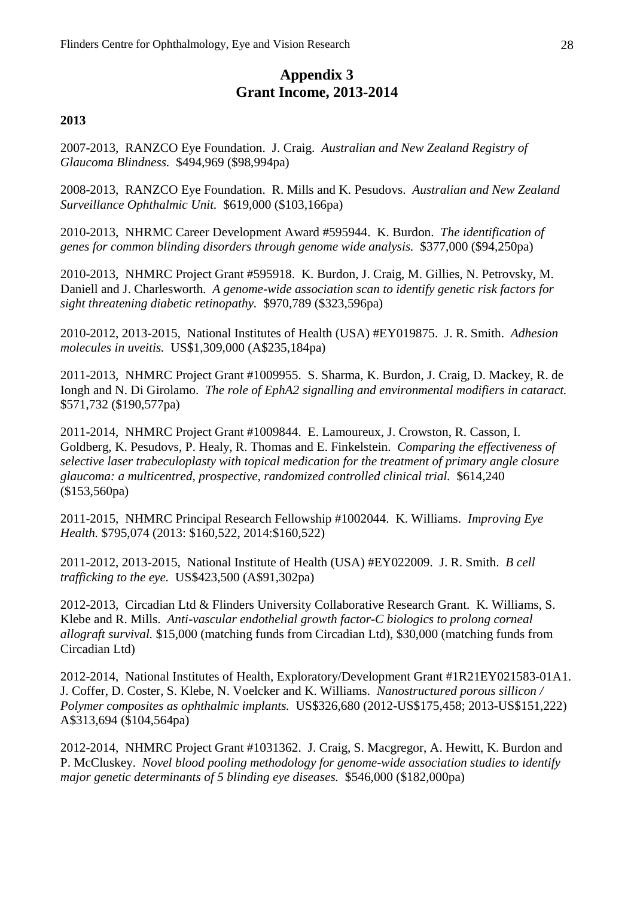# Appendix 3
# Grant Income, 2013-2014

**2013**

2007-2013, RANZCO Eye Foundation. J. Craig. *Australian and New Zealand Registry of Glaucoma Blindness.* $494,969 ($98,994pa)

2008-2013, RANZCO Eye Foundation. R. Mills and K. Pesudovs. *Australian and New Zealand Surveillance Ophthalmic Unit.* $619,000 ($103,166pa)

2010-2013, NHRMC Career Development Award #595944. K. Burdon. *The identification of genes for common blinding disorders through genome wide analysis.* $377,000 ($94,250pa)

2010-2013, NHMRC Project Grant #595918. K. Burdon, J. Craig, M. Gillies, N. Petrovsky, M. Daniell and J. Charlesworth. *A genome-wide association scan to identify genetic risk factors for sight threatening diabetic retinopathy.* $970,789 ($323,596pa)

2010-2012, 2013-2015, National Institutes of Health (USA) #EY019875. J. R. Smith. *Adhesion molecules in uveitis.* US$1,309,000 (A$235,184pa)

2011-2013, NHMRC Project Grant #1009955. S. Sharma, K. Burdon, J. Craig, D. Mackey, R. de Iongh and N. Di Girolamo. *The role of EphA2 signalling and environmental modifiers in cataract.* $571,732 ($190,577pa)

2011-2014, NHMRC Project Grant #1009844. E. Lamoureux, J. Crowston, R. Casson, I. Goldberg, K. Pesudovs, P. Healy, R. Thomas and E. Finkelstein. *Comparing the effectiveness of selective laser trabeculoplasty with topical medication for the treatment of primary angle closure glaucoma: a multicentred, prospective, randomized controlled clinical trial.* $614,240 ($153,560pa)

2011-2015, NHMRC Principal Research Fellowship #1002044. K. Williams. *Improving Eye Health.* $795,074 (2013: $160,522, 2014:$160,522)

2011-2012, 2013-2015, National Institute of Health (USA) #EY022009. J. R. Smith. *B cell trafficking to the eye.* US$423,500 (A$91,302pa)

2012-2013, Circadian Ltd & Flinders University Collaborative Research Grant. K. Williams, S. Klebe and R. Mills. *Anti-vascular endothelial growth factor-C biologics to prolong corneal allograft survival.* $15,000 (matching funds from Circadian Ltd), $30,000 (matching funds from Circadian Ltd)

2012-2014, National Institutes of Health, Exploratory/Development Grant #1R21EY021583-01A1. J. Coffer, D. Coster, S. Klebe, N. Voelcker and K. Williams. *Nanostructured porous sillicon / Polymer composites as ophthalmic implants.* US$326,680 (2012-US$175,458; 2013-US$151,222) A$313,694 ($104,564pa)

2012-2014, NHMRC Project Grant #1031362. J. Craig, S. Macgregor, A. Hewitt, K. Burdon and P. McCluskey. *Novel blood pooling methodology for genome-wide association studies to identify major genetic determinants of 5 blinding eye diseases.* $546,000 ($182,000pa)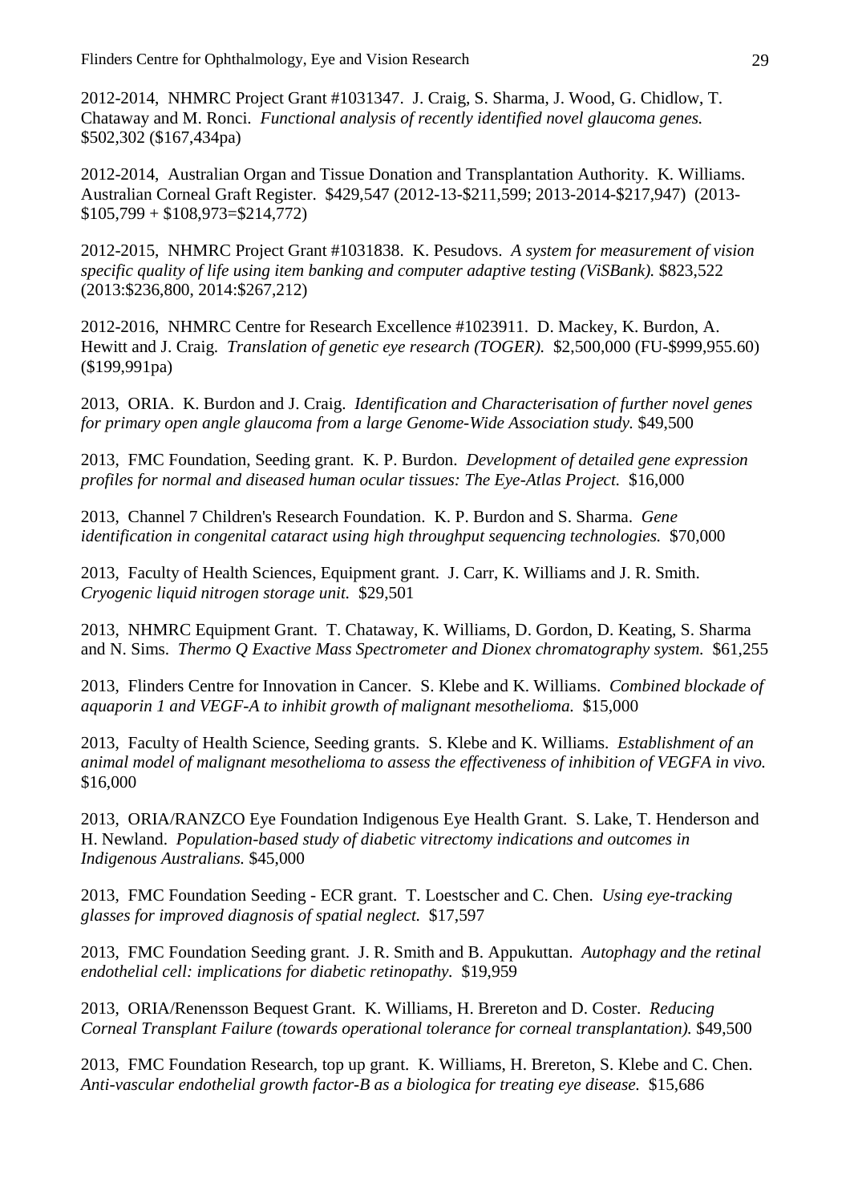2012-2014, NHMRC Project Grant #1031347. J. Craig, S. Sharma, J. Wood, G. Chidlow, T. Chataway and M. Ronci. *Functional analysis of recently identified novel glaucoma genes.* $502,302 ($167,434pa)

2012-2014, Australian Organ and Tissue Donation and Transplantation Authority. K. Williams. Australian Corneal Graft Register. $429,547 (2012-13-$211,599; 2013-2014-$217,947) (2013-$105,799 + $108,973=$214,772)

2012-2015, NHMRC Project Grant #1031838. K. Pesudovs. *A system for measurement of vision specific quality of life using item banking and computer adaptive testing (ViSBank).* $823,522 (2013:$236,800, 2014:$267,212)

2012-2016, NHMRC Centre for Research Excellence #1023911. D. Mackey, K. Burdon, A. Hewitt and J. Craig. *Translation of genetic eye research (TOGER).* $2,500,000 (FU-$999,955.60) ($199,991pa)

2013, ORIA. K. Burdon and J. Craig. *Identification and Characterisation of further novel genes for primary open angle glaucoma from a large Genome-Wide Association study.* $49,500

2013, FMC Foundation, Seeding grant. K. P. Burdon. *Development of detailed gene expression profiles for normal and diseased human ocular tissues: The Eye-Atlas Project.* $16,000

2013, Channel 7 Children's Research Foundation. K. P. Burdon and S. Sharma. *Gene identification in congenital cataract using high throughput sequencing technologies.* $70,000

2013, Faculty of Health Sciences, Equipment grant. J. Carr, K. Williams and J. R. Smith. *Cryogenic liquid nitrogen storage unit.* $29,501

2013, NHMRC Equipment Grant. T. Chataway, K. Williams, D. Gordon, D. Keating, S. Sharma and N. Sims. *Thermo Q Exactive Mass Spectrometer and Dionex chromatography system.* $61,255

2013, Flinders Centre for Innovation in Cancer. S. Klebe and K. Williams. *Combined blockade of aquaporin 1 and VEGF-A to inhibit growth of malignant mesothelioma.* $15,000

2013, Faculty of Health Science, Seeding grants. S. Klebe and K. Williams. *Establishment of an animal model of malignant mesothelioma to assess the effectiveness of inhibition of VEGFA in vivo.* $16,000

2013, ORIA/RANZCO Eye Foundation Indigenous Eye Health Grant. S. Lake, T. Henderson and H. Newland. *Population-based study of diabetic vitrectomy indications and outcomes in Indigenous Australians.* $45,000

2013, FMC Foundation Seeding - ECR grant. T. Loestscher and C. Chen. *Using eye-tracking glasses for improved diagnosis of spatial neglect.* $17,597

2013, FMC Foundation Seeding grant. J. R. Smith and B. Appukuttan. *Autophagy and the retinal endothelial cell: implications for diabetic retinopathy.* $19,959

2013, ORIA/Renensson Bequest Grant. K. Williams, H. Brereton and D. Coster. *Reducing Corneal Transplant Failure (towards operational tolerance for corneal transplantation).* $49,500

2013, FMC Foundation Research, top up grant. K. Williams, H. Brereton, S. Klebe and C. Chen. *Anti-vascular endothelial growth factor-B as a biologica for treating eye disease.* $15,686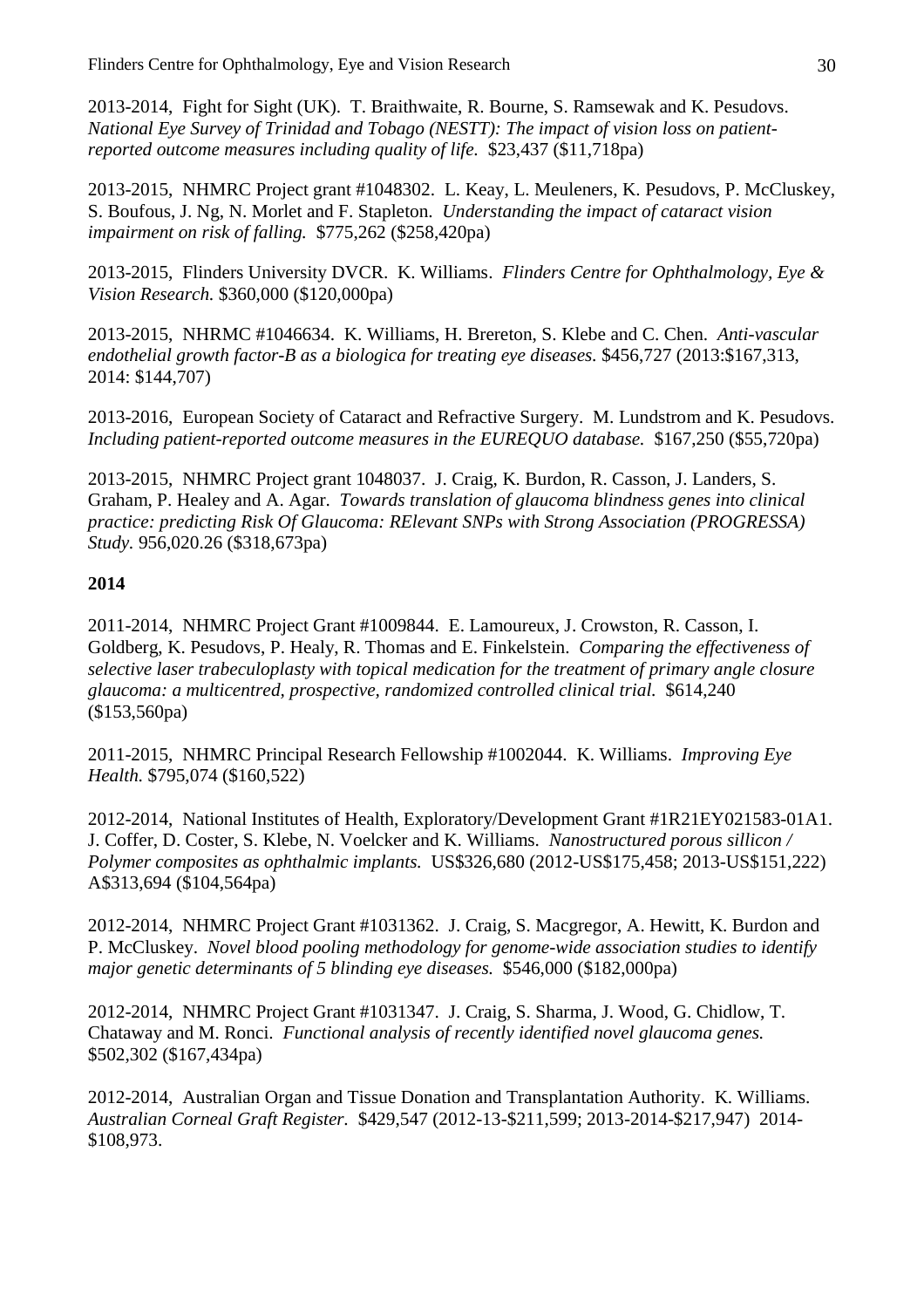2013-2014, Fight for Sight (UK). T. Braithwaite, R. Bourne, S. Ramsewak and K. Pesudovs. *National Eye Survey of Trinidad and Tobago (NESTT): The impact of vision loss on patient-reported outcome measures including quality of life.* $23,437 ($11,718pa)

2013-2015, NHMRC Project grant #1048302. L. Keay, L. Meuleners, K. Pesudovs, P. McCluskey, S. Boufous, J. Ng, N. Morlet and F. Stapleton. *Understanding the impact of cataract vision impairment on risk of falling.* $775,262 ($258,420pa)

2013-2015, Flinders University DVCR. K. Williams. *Flinders Centre for Ophthalmology, Eye & Vision Research.* $360,000 ($120,000pa)

2013-2015, NHRMC #1046634. K. Williams, H. Brereton, S. Klebe and C. Chen. *Anti-vascular endothelial growth factor-B as a biologica for treating eye diseases.* $456,727 (2013:$167,313, 2014: $144,707)

2013-2016, European Society of Cataract and Refractive Surgery. M. Lundstrom and K. Pesudovs. *Including patient-reported outcome measures in the EUREQUO database.* $167,250 ($55,720pa)

2013-2015, NHMRC Project grant 1048037. J. Craig, K. Burdon, R. Casson, J. Landers, S. Graham, P. Healey and A. Agar. *Towards translation of glaucoma blindness genes into clinical practice: predicting Risk Of Glaucoma: RElevant SNPs with Strong Association (PROGRESSA) Study.* 956,020.26 ($318,673pa)

**2014**

2011-2014, NHMRC Project Grant #1009844. E. Lamoureux, J. Crowston, R. Casson, I. Goldberg, K. Pesudovs, P. Healy, R. Thomas and E. Finkelstein. *Comparing the effectiveness of selective laser trabeculoplasty with topical medication for the treatment of primary angle closure glaucoma: a multicentred, prospective, randomized controlled clinical trial.* $614,240 ($153,560pa)

2011-2015, NHMRC Principal Research Fellowship #1002044. K. Williams. *Improving Eye Health.* $795,074 ($160,522)

2012-2014, National Institutes of Health, Exploratory/Development Grant #1R21EY021583-01A1. J. Coffer, D. Coster, S. Klebe, N. Voelcker and K. Williams. *Nanostructured porous sillicon / Polymer composites as ophthalmic implants.* US$326,680 (2012-US$175,458; 2013-US$151,222) A$313,694 ($104,564pa)

2012-2014, NHMRC Project Grant #1031362. J. Craig, S. Macgregor, A. Hewitt, K. Burdon and P. McCluskey. *Novel blood pooling methodology for genome-wide association studies to identify major genetic determinants of 5 blinding eye diseases.* $546,000 ($182,000pa)

2012-2014, NHMRC Project Grant #1031347. J. Craig, S. Sharma, J. Wood, G. Chidlow, T. Chataway and M. Ronci. *Functional analysis of recently identified novel glaucoma genes.* $502,302 ($167,434pa)

2012-2014, Australian Organ and Tissue Donation and Transplantation Authority. K. Williams. *Australian Corneal Graft Register.* $429,547 (2012-13-$211,599; 2013-2014-$217,947) 2014-$108,973.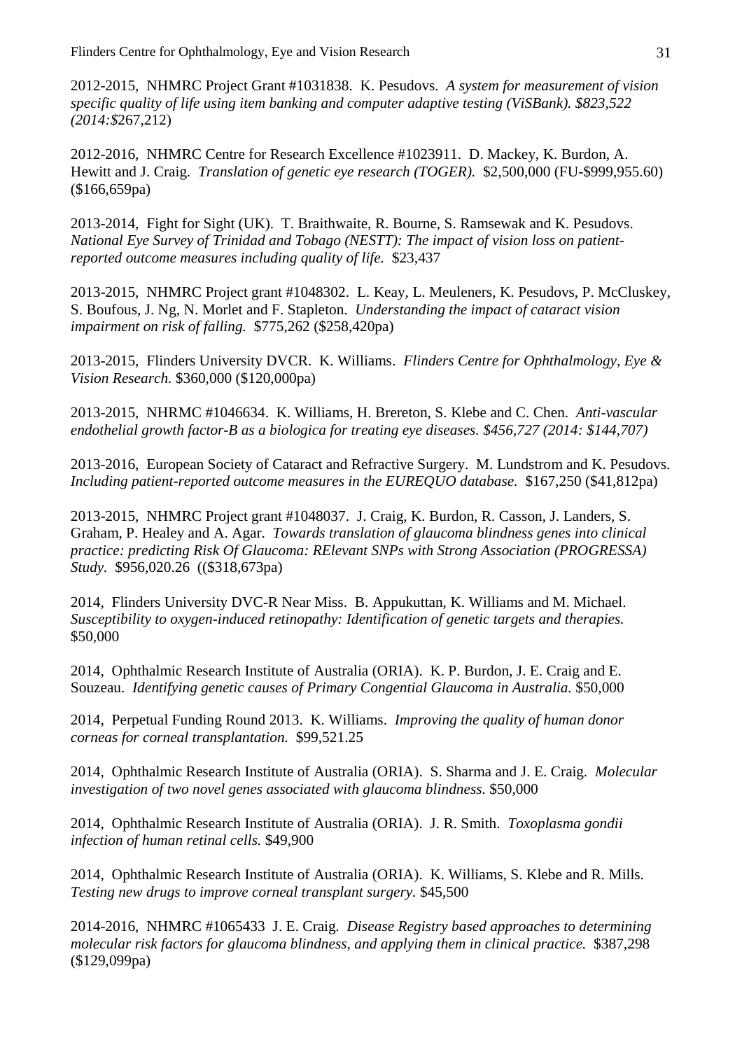2012-2015, NHMRC Project Grant #1031838. K. Pesudovs. *A system for measurement of vision specific quality of life using item banking and computer adaptive testing (ViSBank). $823,522 (2014:$*267,212)

2012-2016, NHMRC Centre for Research Excellence #1023911. D. Mackey, K. Burdon, A. Hewitt and J. Craig. *Translation of genetic eye research (TOGER).* $2,500,000 (FU-$999,955.60) ($166,659pa)

2013-2014, Fight for Sight (UK). T. Braithwaite, R. Bourne, S. Ramsewak and K. Pesudovs. *National Eye Survey of Trinidad and Tobago (NESTT): The impact of vision loss on patient-reported outcome measures including quality of life.* $23,437

2013-2015, NHMRC Project grant #1048302. L. Keay, L. Meuleners, K. Pesudovs, P. McCluskey, S. Boufous, J. Ng, N. Morlet and F. Stapleton. *Understanding the impact of cataract vision impairment on risk of falling.* $775,262 ($258,420pa)

2013-2015, Flinders University DVCR. K. Williams. *Flinders Centre for Ophthalmology, Eye & Vision Research.* $360,000 ($120,000pa)

2013-2015, NHRMC #1046634. K. Williams, H. Brereton, S. Klebe and C. Chen. *Anti-vascular endothelial growth factor-B as a biologica for treating eye diseases. $456,727 (2014: $144,707)*

2013-2016, European Society of Cataract and Refractive Surgery. M. Lundstrom and K. Pesudovs. *Including patient-reported outcome measures in the EUREQUO database.* $167,250 ($41,812pa)

2013-2015, NHMRC Project grant #1048037. J. Craig, K. Burdon, R. Casson, J. Landers, S. Graham, P. Healey and A. Agar. *Towards translation of glaucoma blindness genes into clinical practice: predicting Risk Of Glaucoma: RElevant SNPs with Strong Association (PROGRESSA) Study.* $956,020.26 (($318,673pa)

2014, Flinders University DVC-R Near Miss. B. Appukuttan, K. Williams and M. Michael. *Susceptibility to oxygen-induced retinopathy: Identification of genetic targets and therapies.* $50,000

2014, Ophthalmic Research Institute of Australia (ORIA). K. P. Burdon, J. E. Craig and E. Souzeau. *Identifying genetic causes of Primary Congential Glaucoma in Australia.* $50,000

2014, Perpetual Funding Round 2013. K. Williams. *Improving the quality of human donor corneas for corneal transplantation.* $99,521.25

2014, Ophthalmic Research Institute of Australia (ORIA). S. Sharma and J. E. Craig. *Molecular investigation of two novel genes associated with glaucoma blindness.* $50,000

2014, Ophthalmic Research Institute of Australia (ORIA). J. R. Smith. *Toxoplasma gondii infection of human retinal cells.* $49,900

2014, Ophthalmic Research Institute of Australia (ORIA). K. Williams, S. Klebe and R. Mills. *Testing new drugs to improve corneal transplant surgery.* $45,500

2014-2016, NHMRC #1065433 J. E. Craig. *Disease Registry based approaches to determining molecular risk factors for glaucoma blindness, and applying them in clinical practice.* $387,298 ($129,099pa)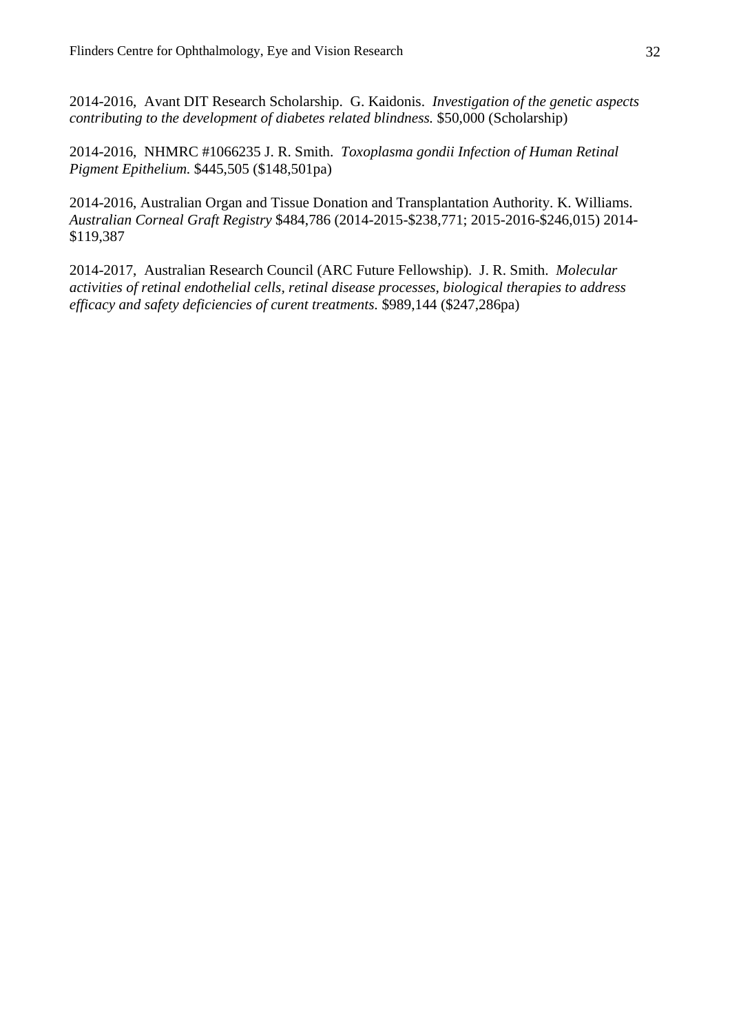2014-2016, Avant DIT Research Scholarship. G. Kaidonis. *Investigation of the genetic aspects contributing to the development of diabetes related blindness.* $50,000 (Scholarship)

2014-2016, NHMRC #1066235 J. R. Smith. *Toxoplasma gondii Infection of Human Retinal Pigment Epithelium.* $445,505 ($148,501pa)

2014-2016, Australian Organ and Tissue Donation and Transplantation Authority. K. Williams. *Australian Corneal Graft Registry* $484,786 (2014-2015-$238,771; 2015-2016-$246,015) 2014-$119,387

2014-2017, Australian Research Council (ARC Future Fellowship). J. R. Smith. *Molecular activities of retinal endothelial cells, retinal disease processes, biological therapies to address efficacy and safety deficiencies of curent treatments.* $989,144 ($247,286pa)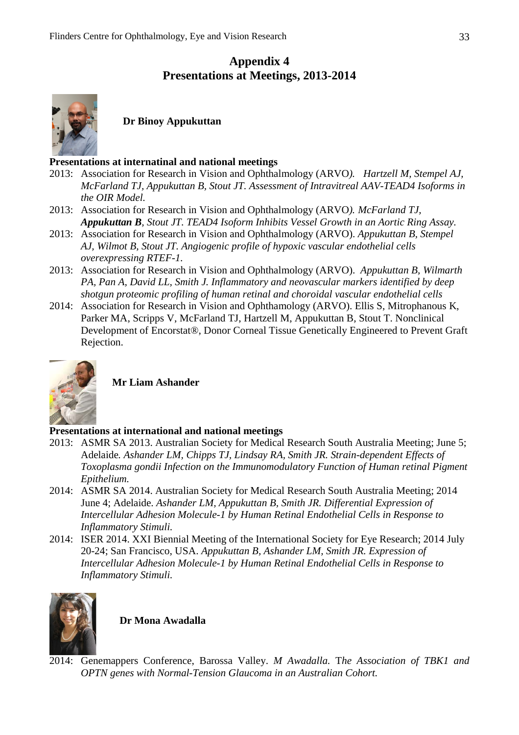# Appendix 4
# Presentations at Meetings, 2013-2014

**Dr Binoy Appukuttan**

**Presentations at internatinal and national meetings**

2013: Association for Research in Vision and Ophthalmology (ARVO*). Hartzell M, Stempel AJ, McFarland TJ, Appukuttan B, Stout JT. Assessment of Intravitreal AAV-TEAD4 Isoforms in the OIR Model.*

2013: Association for Research in Vision and Ophthalmology (ARVO*). McFarland TJ,* ***Appukuttan B****, Stout JT. TEAD4 Isoform Inhibits Vessel Growth in an Aortic Ring Assay.*

2013: Association for Research in Vision and Ophthalmology (ARVO). *Appukuttan B, Stempel AJ, Wilmot B, Stout JT. Angiogenic profile of hypoxic vascular endothelial cells overexpressing RTEF-1.*

2013: Association for Research in Vision and Ophthalmology (ARVO). *Appukuttan B, Wilmarth PA, Pan A, David LL, Smith J. Inflammatory and neovascular markers identified by deep shotgun proteomic profiling of human retinal and choroidal vascular endothelial cells*

2014: Association for Research in Vision and Ophthamology (ARVO). Ellis S, Mitrophanous K, Parker MA, Scripps V, McFarland TJ, Hartzell M, Appukuttan B, Stout T. Nonclinical Development of Encorstat®, Donor Corneal Tissue Genetically Engineered to Prevent Graft Rejection.

**Mr Liam Ashander**

**Presentations at international and national meetings**

2013: ASMR SA 2013. Australian Society for Medical Research South Australia Meeting; June 5; Adelaide*. Ashander LM, Chipps TJ, Lindsay RA, Smith JR. Strain-dependent Effects of Toxoplasma gondii Infection on the Immunomodulatory Function of Human retinal Pigment Epithelium.*

2014: ASMR SA 2014. Australian Society for Medical Research South Australia Meeting; 2014 June 4; Adelaide. *Ashander LM, Appukuttan B, Smith JR. Differential Expression of Intercellular Adhesion Molecule-1 by Human Retinal Endothelial Cells in Response to Inflammatory Stimuli.*

2014: ISER 2014. XXI Biennial Meeting of the International Society for Eye Research; 2014 July 20-24; San Francisco, USA. *Appukuttan B, Ashander LM, Smith JR. Expression of Intercellular Adhesion Molecule-1 by Human Retinal Endothelial Cells in Response to Inflammatory Stimuli.*

**Dr Mona Awadalla**

2014: Genemappers Conference, Barossa Valley. *M Awadalla.* T*he Association of TBK1 and OPTN genes with Normal-Tension Glaucoma in an Australian Cohort.*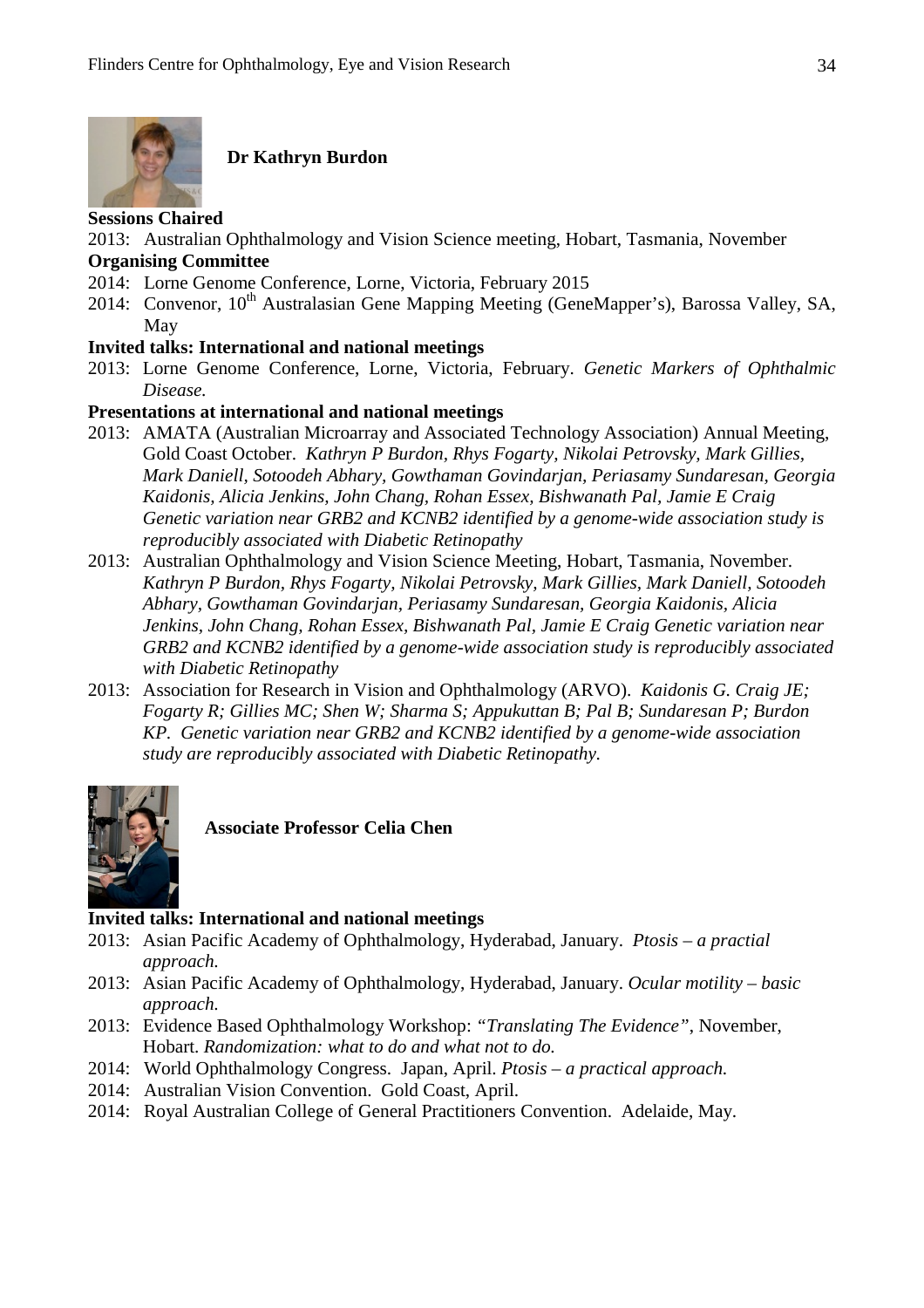### Dr Kathryn Burdon

**Sessions Chaired**

2013: Australian Ophthalmology and Vision Science meeting, Hobart, Tasmania, November

**Organising Committee**

2014: Lorne Genome Conference, Lorne, Victoria, February 2015

2014: Convenor, 10th Australasian Gene Mapping Meeting (GeneMapper's), Barossa Valley, SA, May

**Invited talks: International and national meetings**

2013: Lorne Genome Conference, Lorne, Victoria, February. *Genetic Markers of Ophthalmic Disease.*

**Presentations at international and national meetings**

2013: AMATA (Australian Microarray and Associated Technology Association) Annual Meeting, Gold Coast October. *Kathryn P Burdon, Rhys Fogarty, Nikolai Petrovsky, Mark Gillies, Mark Daniell, Sotoodeh Abhary, Gowthaman Govindarjan, Periasamy Sundaresan, Georgia Kaidonis, Alicia Jenkins, John Chang, Rohan Essex, Bishwanath Pal, Jamie E Craig Genetic variation near GRB2 and KCNB2 identified by a genome-wide association study is reproducibly associated with Diabetic Retinopathy*

2013: Australian Ophthalmology and Vision Science Meeting, Hobart, Tasmania, November. *Kathryn P Burdon, Rhys Fogarty, Nikolai Petrovsky, Mark Gillies, Mark Daniell, Sotoodeh Abhary, Gowthaman Govindarjan, Periasamy Sundaresan, Georgia Kaidonis, Alicia Jenkins, John Chang, Rohan Essex, Bishwanath Pal, Jamie E Craig Genetic variation near GRB2 and KCNB2 identified by a genome-wide association study is reproducibly associated with Diabetic Retinopathy*

2013: Association for Research in Vision and Ophthalmology (ARVO). *Kaidonis G. Craig JE; Fogarty R; Gillies MC; Shen W; Sharma S; Appukuttan B; Pal B; Sundaresan P; Burdon KP. Genetic variation near GRB2 and KCNB2 identified by a genome-wide association study are reproducibly associated with Diabetic Retinopathy.*

### Associate Professor Celia Chen

**Invited talks: International and national meetings**

2013: Asian Pacific Academy of Ophthalmology, Hyderabad, January. *Ptosis – a practial approach.*

2013: Asian Pacific Academy of Ophthalmology, Hyderabad, January. *Ocular motility – basic approach.*

2013: Evidence Based Ophthalmology Workshop: *"Translating The Evidence"*, November, Hobart. *Randomization: what to do and what not to do.*

2014: World Ophthalmology Congress. Japan, April. *Ptosis – a practical approach.*

2014: Australian Vision Convention. Gold Coast, April.

2014: Royal Australian College of General Practitioners Convention. Adelaide, May.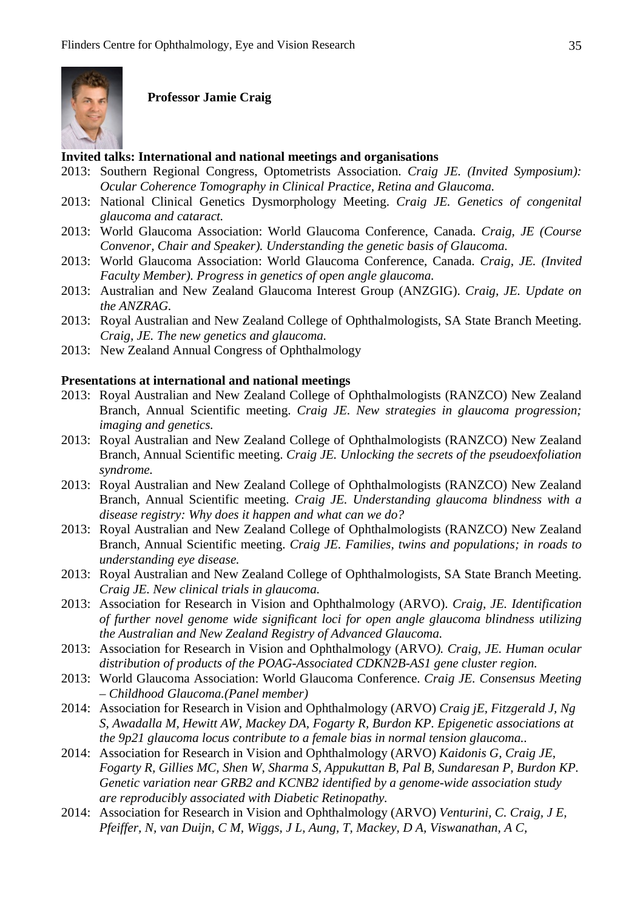**Professor Jamie Craig**

**Invited talks: International and national meetings and organisations**

- 2013: Southern Regional Congress, Optometrists Association. *Craig JE. (Invited Symposium): Ocular Coherence Tomography in Clinical Practice, Retina and Glaucoma.*
- 2013: National Clinical Genetics Dysmorphology Meeting. *Craig JE. Genetics of congenital glaucoma and cataract.*
- 2013: World Glaucoma Association: World Glaucoma Conference, Canada. *Craig, JE (Course Convenor, Chair and Speaker). Understanding the genetic basis of Glaucoma.*
- 2013: World Glaucoma Association: World Glaucoma Conference, Canada. *Craig, JE. (Invited Faculty Member). Progress in genetics of open angle glaucoma.*
- 2013: Australian and New Zealand Glaucoma Interest Group (ANZGIG). *Craig, JE. Update on the ANZRAG.*
- 2013: Royal Australian and New Zealand College of Ophthalmologists, SA State Branch Meeting. *Craig, JE. The new genetics and glaucoma.*
- 2013: New Zealand Annual Congress of Ophthalmology

**Presentations at international and national meetings**

- 2013: Royal Australian and New Zealand College of Ophthalmologists (RANZCO) New Zealand Branch, Annual Scientific meeting. *Craig JE. New strategies in glaucoma progression; imaging and genetics.*
- 2013: Royal Australian and New Zealand College of Ophthalmologists (RANZCO) New Zealand Branch, Annual Scientific meeting. *Craig JE. Unlocking the secrets of the pseudoexfoliation syndrome.*
- 2013: Royal Australian and New Zealand College of Ophthalmologists (RANZCO) New Zealand Branch, Annual Scientific meeting. *Craig JE. Understanding glaucoma blindness with a disease registry: Why does it happen and what can we do?*
- 2013: Royal Australian and New Zealand College of Ophthalmologists (RANZCO) New Zealand Branch, Annual Scientific meeting. *Craig JE. Families, twins and populations; in roads to understanding eye disease.*
- 2013: Royal Australian and New Zealand College of Ophthalmologists, SA State Branch Meeting. *Craig JE. New clinical trials in glaucoma.*
- 2013: Association for Research in Vision and Ophthalmology (ARVO). *Craig, JE. Identification of further novel genome wide significant loci for open angle glaucoma blindness utilizing the Australian and New Zealand Registry of Advanced Glaucoma.*
- 2013: Association for Research in Vision and Ophthalmology (ARVO). *Craig, JE. Human ocular distribution of products of the POAG-Associated CDKN2B-AS1 gene cluster region.*
- 2013: World Glaucoma Association: World Glaucoma Conference. *Craig JE. Consensus Meeting – Childhood Glaucoma.(Panel member)*
- 2014: Association for Research in Vision and Ophthalmology (ARVO) *Craig jE, Fitzgerald J, Ng S, Awadalla M, Hewitt AW, Mackey DA, Fogarty R, Burdon KP. Epigenetic associations at the 9p21 glaucoma locus contribute to a female bias in normal tension glaucoma..*
- 2014: Association for Research in Vision and Ophthalmology (ARVO) *Kaidonis G, Craig JE, Fogarty R, Gillies MC, Shen W, Sharma S, Appukuttan B, Pal B, Sundaresan P, Burdon KP. Genetic variation near GRB2 and KCNB2 identified by a genome-wide association study are reproducibly associated with Diabetic Retinopathy.*
- 2014: Association for Research in Vision and Ophthalmology (ARVO) *Venturini, C. Craig, J E, Pfeiffer, N, van Duijn, C M, Wiggs, J L, Aung, T, Mackey, D A, Viswanathan, A C,*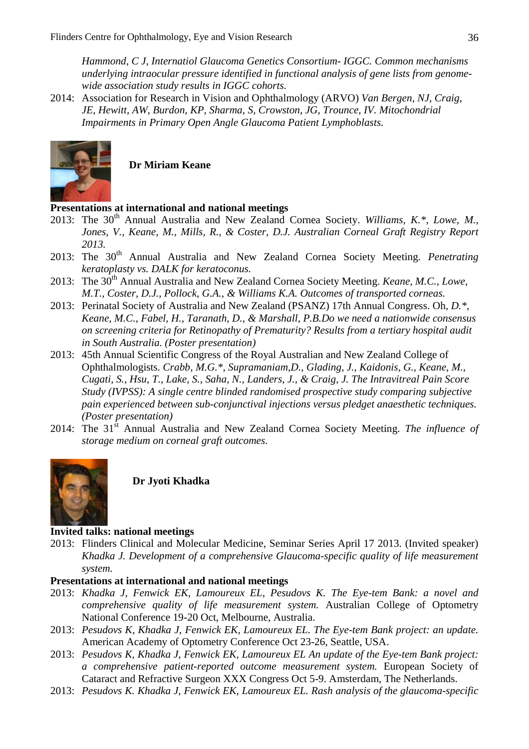*Hammond, C J, Internatiol Glaucoma Genetics Consortium- IGGC. Common mechanisms underlying intraocular pressure identified in functional analysis of gene lists from genome-wide association study results in IGGC cohorts.*

2014: Association for Research in Vision and Ophthalmology (ARVO) *Van Bergen, NJ, Craig, JE, Hewitt, AW, Burdon, KP, Sharma, S, Crowston, JG, Trounce, IV. Mitochondrial Impairments in Primary Open Angle Glaucoma Patient Lymphoblasts.*

**Dr Miriam Keane**

**Presentations at international and national meetings**

2013: The 30th Annual Australia and New Zealand Cornea Society. *Williams, K.*, Lowe, M., Jones, V., Keane, M., Mills, R., & Coster, D.J. Australian Corneal Graft Registry Report 2013.*

2013: The 30th Annual Australia and New Zealand Cornea Society Meeting. *Penetrating keratoplasty vs. DALK for keratoconus.*

2013: The 30th Annual Australia and New Zealand Cornea Society Meeting. *Keane, M.C., Lowe, M.T., Coster, D.J., Pollock, G.A., & Williams K.A. Outcomes of transported corneas.*

2013: Perinatal Society of Australia and New Zealand (PSANZ) 17th Annual Congress. Oh, *D.*, Keane, M.C., Fabel, H., Taranath, D., & Marshall, P.B.Do we need a nationwide consensus on screening criteria for Retinopathy of Prematurity? Results from a tertiary hospital audit in South Australia. (Poster presentation)*

2013: 45th Annual Scientific Congress of the Royal Australian and New Zealand College of Ophthalmologists. *Crabb, M.G.*, Supramaniam,D., Glading, J., Kaidonis, G., Keane, M., Cugati, S., Hsu, T., Lake, S., Saha, N., Landers, J., & Craig, J. The Intravitreal Pain Score Study (IVPSS): A single centre blinded randomised prospective study comparing subjective pain experienced between sub-conjunctival injections versus pledget anaesthetic techniques. (Poster presentation)*

2014: The 31st Annual Australia and New Zealand Cornea Society Meeting. *The influence of storage medium on corneal graft outcomes.*

**Dr Jyoti Khadka**

**Invited talks: national meetings**

2013: Flinders Clinical and Molecular Medicine, Seminar Series April 17 2013. (Invited speaker) *Khadka J. Development of a comprehensive Glaucoma-specific quality of life measurement system.*

**Presentations at international and national meetings**

2013: *Khadka J, Fenwick EK, Lamoureux EL, Pesudovs K. The Eye-tem Bank: a novel and comprehensive quality of life measurement system.* Australian College of Optometry National Conference 19-20 Oct, Melbourne, Australia.

2013: *Pesudovs K, Khadka J, Fenwick EK, Lamoureux EL. The Eye-tem Bank project: an update.* American Academy of Optometry Conference Oct 23-26, Seattle, USA.

2013: *Pesudovs K, Khadka J, Fenwick EK, Lamoureux EL An update of the Eye-tem Bank project: a comprehensive patient-reported outcome measurement system.* European Society of Cataract and Refractive Surgeon XXX Congress Oct 5-9. Amsterdam, The Netherlands.

2013: *Pesudovs K. Khadka J, Fenwick EK, Lamoureux EL. Rash analysis of the glaucoma-specific*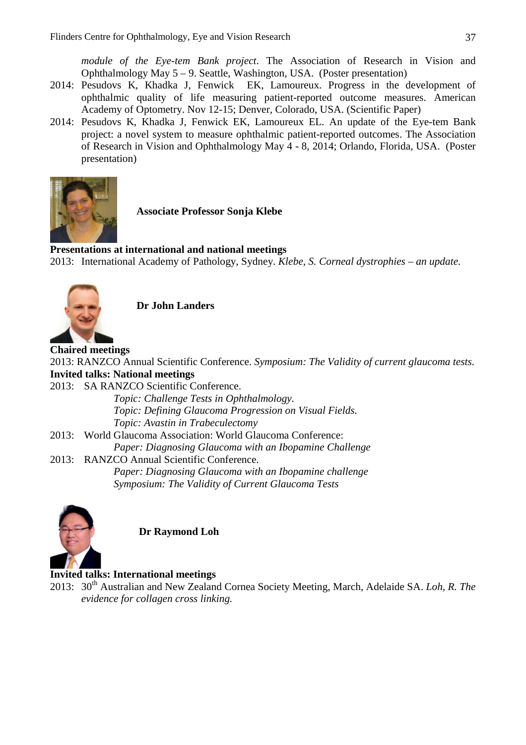*module of the Eye-tem Bank project*. The Association of Research in Vision and Ophthalmology May 5 – 9. Seattle, Washington, USA. (Poster presentation)

2014: Pesudovs K, Khadka J, Fenwick EK, Lamoureux. Progress in the development of ophthalmic quality of life measuring patient-reported outcome measures. American Academy of Optometry. Nov 12-15; Denver, Colorado, USA. (Scientific Paper)

2014: Pesudovs K, Khadka J, Fenwick EK, Lamoureux EL. An update of the Eye-tem Bank project: a novel system to measure ophthalmic patient-reported outcomes. The Association of Research in Vision and Ophthalmology May 4 - 8, 2014; Orlando, Florida, USA. (Poster presentation)

**Associate Professor Sonja Klebe**

**Presentations at international and national meetings**

2013: International Academy of Pathology, Sydney. *Klebe, S. Corneal dystrophies – an update.*

**Dr John Landers**

**Chaired meetings**

2013: RANZCO Annual Scientific Conference. *Symposium: The Validity of current glaucoma tests.*

**Invited talks: National meetings**

2013: SA RANZCO Scientific Conference.
*Topic: Challenge Tests in Ophthalmology.*
*Topic: Defining Glaucoma Progression on Visual Fields.*
*Topic: Avastin in Trabeculectomy*

2013: World Glaucoma Association: World Glaucoma Conference:
*Paper: Diagnosing Glaucoma with an Ibopamine Challenge*

2013: RANZCO Annual Scientific Conference.
*Paper: Diagnosing Glaucoma with an Ibopamine challenge*
*Symposium: The Validity of Current Glaucoma Tests*

**Dr Raymond Loh**

**Invited talks: International meetings**

2013: 30th Australian and New Zealand Cornea Society Meeting, March, Adelaide SA. *Loh, R. The evidence for collagen cross linking.*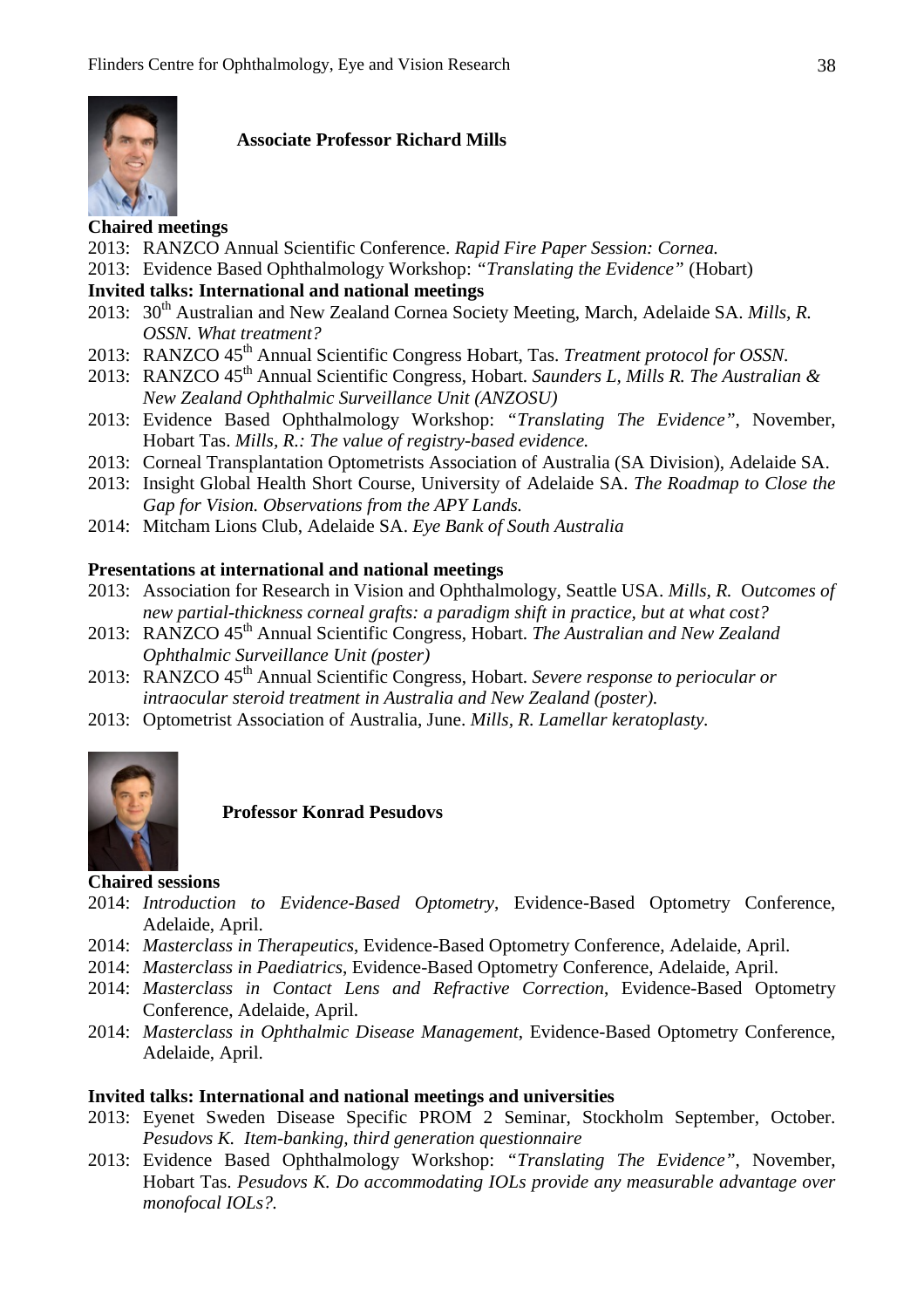### Associate Professor Richard Mills

**Chaired meetings**

2013: RANZCO Annual Scientific Conference. *Rapid Fire Paper Session: Cornea.*

2013: Evidence Based Ophthalmology Workshop: *"Translating the Evidence"* (Hobart)

**Invited talks: International and national meetings**

2013: 30th Australian and New Zealand Cornea Society Meeting, March, Adelaide SA. *Mills, R. OSSN. What treatment?*

2013: RANZCO 45th Annual Scientific Congress Hobart, Tas. *Treatment protocol for OSSN.*

2013: RANZCO 45th Annual Scientific Congress, Hobart. *Saunders L, Mills R. The Australian & New Zealand Ophthalmic Surveillance Unit (ANZOSU)*

2013: Evidence Based Ophthalmology Workshop: "*Translating The Evidence*", November, Hobart Tas. *Mills, R.: The value of registry-based evidence.*

2013: Corneal Transplantation Optometrists Association of Australia (SA Division), Adelaide SA.

2013: Insight Global Health Short Course, University of Adelaide SA. *The Roadmap to Close the Gap for Vision. Observations from the APY Lands.*

2014: Mitcham Lions Club, Adelaide SA. *Eye Bank of South Australia*

**Presentations at international and national meetings**

2013: Association for Research in Vision and Ophthalmology, Seattle USA. *Mills, R. Outcomes of new partial-thickness corneal grafts: a paradigm shift in practice, but at what cost?*

2013: RANZCO 45th Annual Scientific Congress, Hobart. *The Australian and New Zealand Ophthalmic Surveillance Unit (poster)*

2013: RANZCO 45th Annual Scientific Congress, Hobart. *Severe response to periocular or intraocular steroid treatment in Australia and New Zealand (poster).*

2013: Optometrist Association of Australia, June. *Mills, R. Lamellar keratoplasty.*

### Professor Konrad Pesudovs

**Chaired sessions**

2014: *Introduction to Evidence-Based Optometry*, Evidence-Based Optometry Conference, Adelaide, April.

2014: *Masterclass in Therapeutics*, Evidence-Based Optometry Conference, Adelaide, April.

2014: *Masterclass in Paediatrics*, Evidence-Based Optometry Conference, Adelaide, April.

2014: *Masterclass in Contact Lens and Refractive Correction*, Evidence-Based Optometry Conference, Adelaide, April.

2014: *Masterclass in Ophthalmic Disease Management*, Evidence-Based Optometry Conference, Adelaide, April.

**Invited talks: International and national meetings and universities**

2013: Eyenet Sweden Disease Specific PROM 2 Seminar, Stockholm September, October. *Pesudovs K. Item-banking, third generation questionnaire*

2013: Evidence Based Ophthalmology Workshop: "*Translating The Evidence*", November, Hobart Tas. *Pesudovs K. Do accommodating IOLs provide any measurable advantage over monofocal IOLs?.*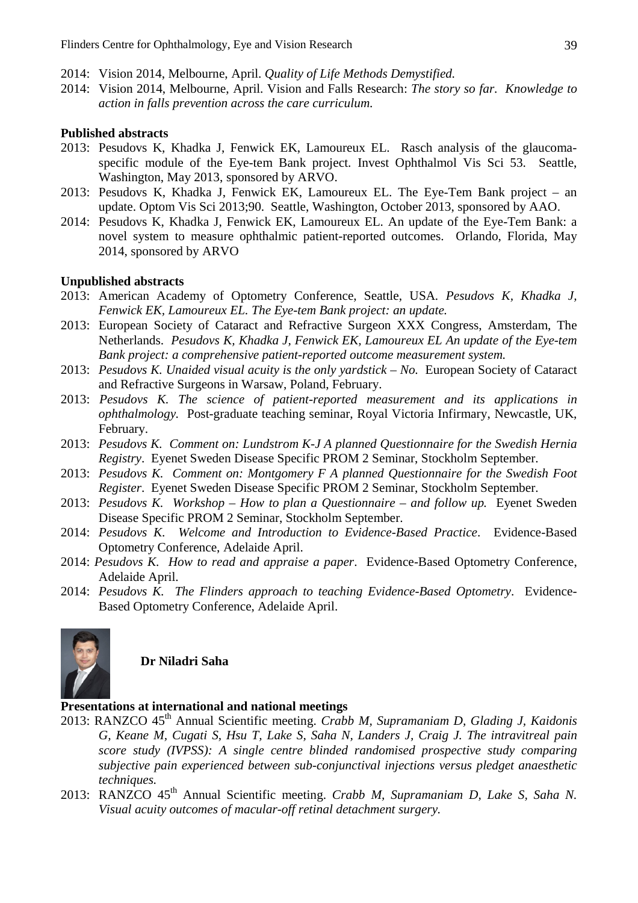2014: Vision 2014, Melbourne, April. *Quality of Life Methods Demystified.*

2014: Vision 2014, Melbourne, April. Vision and Falls Research: *The story so far. Knowledge to action in falls prevention across the care curriculum.*

**Published abstracts**

2013: Pesudovs K, Khadka J, Fenwick EK, Lamoureux EL. Rasch analysis of the glaucoma-specific module of the Eye-tem Bank project. Invest Ophthalmol Vis Sci 53. Seattle, Washington, May 2013, sponsored by ARVO.

2013: Pesudovs K, Khadka J, Fenwick EK, Lamoureux EL. The Eye-Tem Bank project – an update. Optom Vis Sci 2013;90. Seattle, Washington, October 2013, sponsored by AAO.

2014: Pesudovs K, Khadka J, Fenwick EK, Lamoureux EL. An update of the Eye-Tem Bank: a novel system to measure ophthalmic patient-reported outcomes. Orlando, Florida, May 2014, sponsored by ARVO

**Unpublished abstracts**

2013: American Academy of Optometry Conference, Seattle, USA. *Pesudovs K, Khadka J, Fenwick EK, Lamoureux EL. The Eye-tem Bank project: an update.*

2013: European Society of Cataract and Refractive Surgeon XXX Congress, Amsterdam, The Netherlands. *Pesudovs K, Khadka J, Fenwick EK, Lamoureux EL An update of the Eye-tem Bank project: a comprehensive patient-reported outcome measurement system.*

2013: *Pesudovs K. Unaided visual acuity is the only yardstick – No.* European Society of Cataract and Refractive Surgeons in Warsaw, Poland, February.

2013: *Pesudovs K. The science of patient-reported measurement and its applications in ophthalmology.* Post-graduate teaching seminar, Royal Victoria Infirmary, Newcastle, UK, February.

2013: *Pesudovs K. Comment on: Lundstrom K-J A planned Questionnaire for the Swedish Hernia Registry*. Eyenet Sweden Disease Specific PROM 2 Seminar, Stockholm September.

2013: *Pesudovs K. Comment on: Montgomery F A planned Questionnaire for the Swedish Foot Register*. Eyenet Sweden Disease Specific PROM 2 Seminar, Stockholm September.

2013: *Pesudovs K. Workshop – How to plan a Questionnaire – and follow up.* Eyenet Sweden Disease Specific PROM 2 Seminar, Stockholm September.

2014: *Pesudovs K. Welcome and Introduction to Evidence-Based Practice*. Evidence-Based Optometry Conference, Adelaide April.

2014: *Pesudovs K. How to read and appraise a paper*. Evidence-Based Optometry Conference, Adelaide April.

2014: *Pesudovs K. The Flinders approach to teaching Evidence-Based Optometry*. Evidence-Based Optometry Conference, Adelaide April.

**Dr Niladri Saha**

**Presentations at international and national meetings**

2013: RANZCO 45th Annual Scientific meeting. *Crabb M, Supramaniam D, Glading J, Kaidonis G, Keane M, Cugati S, Hsu T, Lake S, Saha N, Landers J, Craig J. The intravitreal pain score study (IVPSS): A single centre blinded randomised prospective study comparing subjective pain experienced between sub-conjunctival injections versus pledget anaesthetic techniques.*

2013: RANZCO 45th Annual Scientific meeting. *Crabb M, Supramaniam D, Lake S, Saha N. Visual acuity outcomes of macular-off retinal detachment surgery.*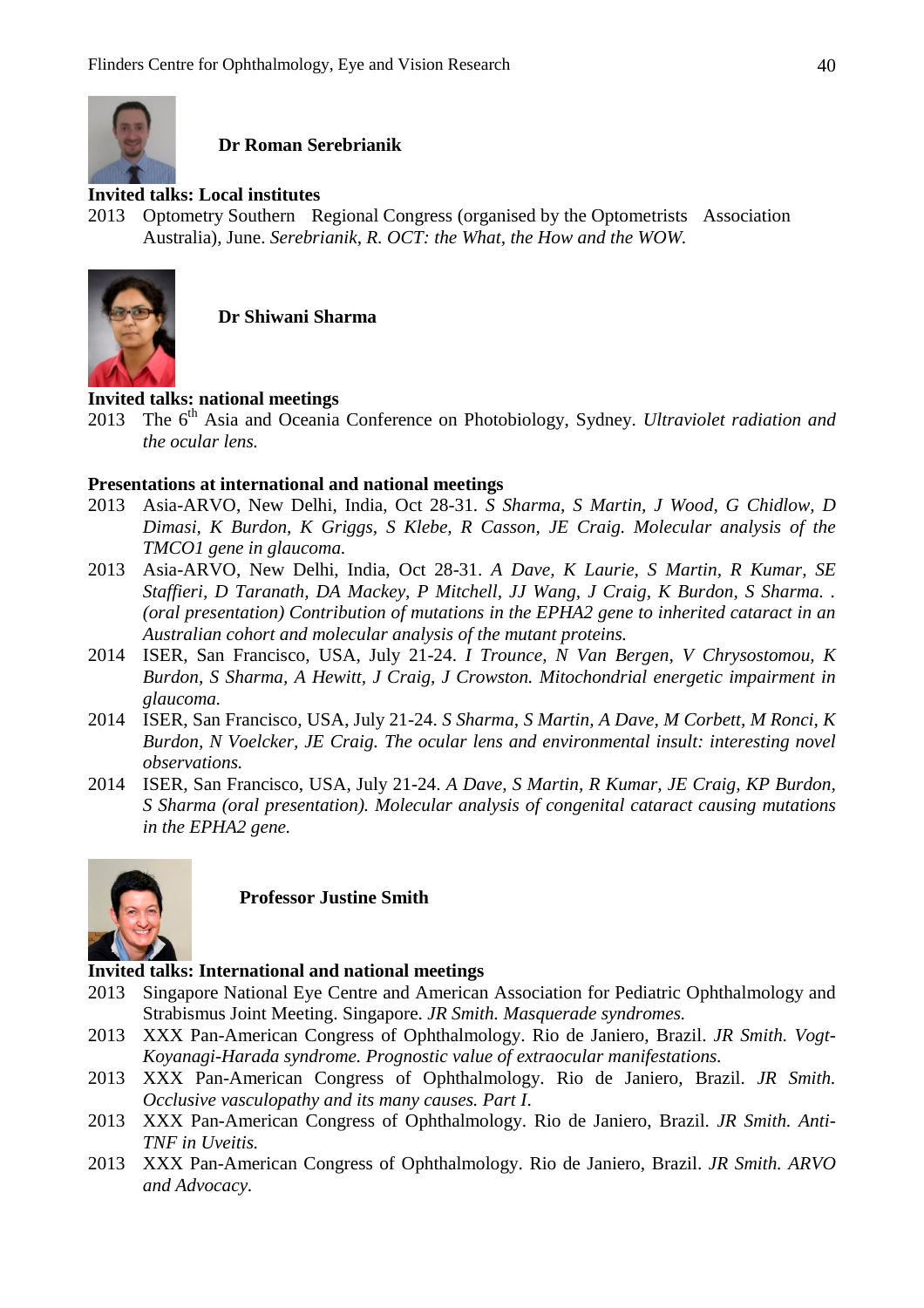**Dr Roman Serebrianik**

**Invited talks: Local institutes**

2013 Optometry Southern Regional Congress (organised by the Optometrists Association Australia), June. *Serebrianik, R. OCT: the What, the How and the WOW.*

**Dr Shiwani Sharma**

**Invited talks: national meetings**

2013 The 6th Asia and Oceania Conference on Photobiology, Sydney. *Ultraviolet radiation and the ocular lens.*

**Presentations at international and national meetings**

2013 Asia-ARVO, New Delhi, India, Oct 28-31. *S Sharma, S Martin, J Wood, G Chidlow, D Dimasi, K Burdon, K Griggs, S Klebe, R Casson, JE Craig. Molecular analysis of the TMCO1 gene in glaucoma.*

2013 Asia-ARVO, New Delhi, India, Oct 28-31. *A Dave, K Laurie, S Martin, R Kumar, SE Staffieri, D Taranath, DA Mackey, P Mitchell, JJ Wang, J Craig, K Burdon, S Sharma. . (oral presentation) Contribution of mutations in the EPHA2 gene to inherited cataract in an Australian cohort and molecular analysis of the mutant proteins.*

2014 ISER, San Francisco, USA, July 21-24. *I Trounce, N Van Bergen, V Chrysostomou, K Burdon, S Sharma, A Hewitt, J Craig, J Crowston. Mitochondrial energetic impairment in glaucoma.*

2014 ISER, San Francisco, USA, July 21-24. *S Sharma, S Martin, A Dave, M Corbett, M Ronci, K Burdon, N Voelcker, JE Craig. The ocular lens and environmental insult: interesting novel observations.*

2014 ISER, San Francisco, USA, July 21-24. *A Dave, S Martin, R Kumar, JE Craig, KP Burdon, S Sharma (oral presentation). Molecular analysis of congenital cataract causing mutations in the EPHA2 gene.*

**Professor Justine Smith**

**Invited talks: International and national meetings**

2013 Singapore National Eye Centre and American Association for Pediatric Ophthalmology and Strabismus Joint Meeting. Singapore. *JR Smith. Masquerade syndromes.*

2013 XXX Pan-American Congress of Ophthalmology. Rio de Janiero, Brazil. *JR Smith. Vogt-Koyanagi-Harada syndrome. Prognostic value of extraocular manifestations.*

2013 XXX Pan-American Congress of Ophthalmology. Rio de Janiero, Brazil. *JR Smith. Occlusive vasculopathy and its many causes. Part I.*

2013 XXX Pan-American Congress of Ophthalmology. Rio de Janiero, Brazil. *JR Smith. Anti-TNF in Uveitis.*

2013 XXX Pan-American Congress of Ophthalmology. Rio de Janiero, Brazil. *JR Smith. ARVO and Advocacy.*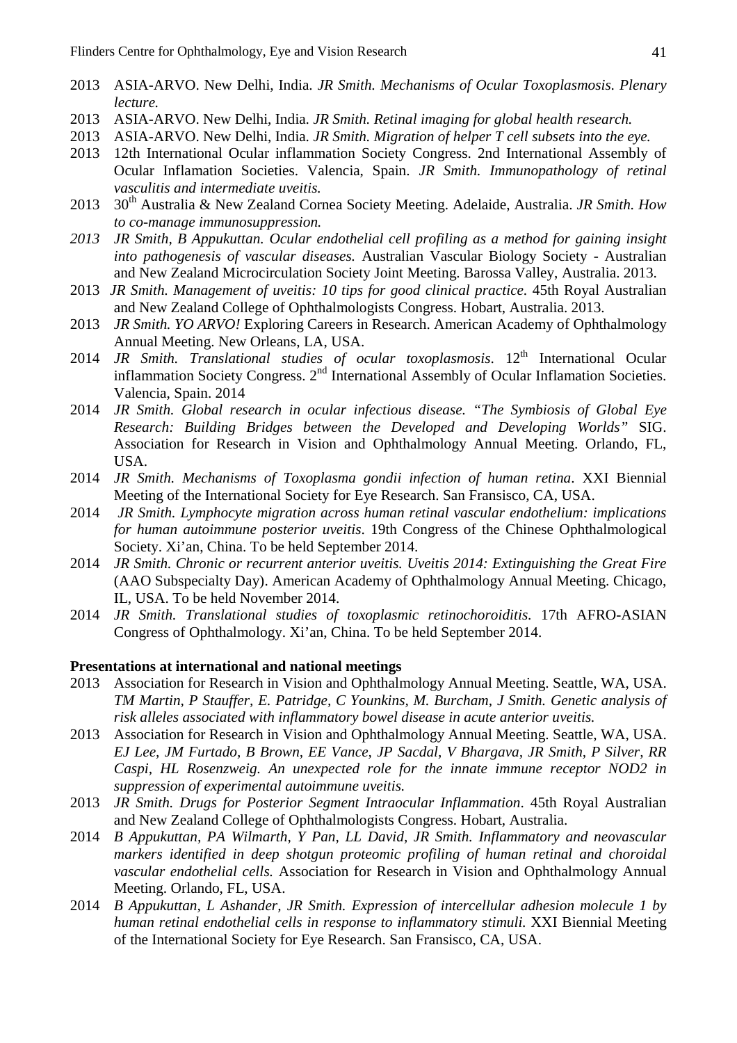2013 ASIA-ARVO. New Delhi, India. *JR Smith. Mechanisms of Ocular Toxoplasmosis. Plenary lecture.*

2013 ASIA-ARVO. New Delhi, India. *JR Smith. Retinal imaging for global health research.*

2013 ASIA-ARVO. New Delhi, India. *JR Smith. Migration of helper T cell subsets into the eye.*

2013 12th International Ocular inflammation Society Congress. 2nd International Assembly of Ocular Inflamation Societies. Valencia, Spain. *JR Smith. Immunopathology of retinal vasculitis and intermediate uveitis.*

2013 30th Australia & New Zealand Cornea Society Meeting. Adelaide, Australia. *JR Smith. How to co-manage immunosuppression.*

*2013 JR Smith, B Appukuttan. Ocular endothelial cell profiling as a method for gaining insight into pathogenesis of vascular diseases.* Australian Vascular Biology Society - Australian and New Zealand Microcirculation Society Joint Meeting. Barossa Valley, Australia. 2013.

2013 *JR Smith. Management of uveitis: 10 tips for good clinical practice.* 45th Royal Australian and New Zealand College of Ophthalmologists Congress. Hobart, Australia. 2013.

2013 *JR Smith. YO ARVO!* Exploring Careers in Research. American Academy of Ophthalmology Annual Meeting. New Orleans, LA, USA.

2014 *JR Smith. Translational studies of ocular toxoplasmosis*. 12th International Ocular inflammation Society Congress. 2nd International Assembly of Ocular Inflamation Societies. Valencia, Spain. 2014

2014 *JR Smith. Global research in ocular infectious disease. "The Symbiosis of Global Eye Research: Building Bridges between the Developed and Developing Worlds"* SIG. Association for Research in Vision and Ophthalmology Annual Meeting. Orlando, FL, USA.

2014 *JR Smith. Mechanisms of Toxoplasma gondii infection of human retina*. XXI Biennial Meeting of the International Society for Eye Research. San Fransisco, CA, USA.

2014 *JR Smith. Lymphocyte migration across human retinal vascular endothelium: implications for human autoimmune posterior uveitis*. 19th Congress of the Chinese Ophthalmological Society. Xi'an, China. To be held September 2014.

2014 *JR Smith. Chronic or recurrent anterior uveitis. Uveitis 2014: Extinguishing the Great Fire* (AAO Subspecialty Day). American Academy of Ophthalmology Annual Meeting. Chicago, IL, USA. To be held November 2014.

2014 *JR Smith. Translational studies of toxoplasmic retinochoroiditis.* 17th AFRO-ASIAN Congress of Ophthalmology. Xi'an, China. To be held September 2014.

**Presentations at international and national meetings**

2013 Association for Research in Vision and Ophthalmology Annual Meeting. Seattle, WA, USA. *TM Martin, P Stauffer, E. Patridge, C Younkins, M. Burcham, J Smith. Genetic analysis of risk alleles associated with inflammatory bowel disease in acute anterior uveitis.*

2013 Association for Research in Vision and Ophthalmology Annual Meeting. Seattle, WA, USA. *EJ Lee, JM Furtado, B Brown, EE Vance, JP Sacdal, V Bhargava, JR Smith, P Silver, RR Caspi, HL Rosenzweig. An unexpected role for the innate immune receptor NOD2 in suppression of experimental autoimmune uveitis.*

2013 *JR Smith. Drugs for Posterior Segment Intraocular Inflammation*. 45th Royal Australian and New Zealand College of Ophthalmologists Congress. Hobart, Australia.

2014 *B Appukuttan, PA Wilmarth, Y Pan, LL David, JR Smith. Inflammatory and neovascular markers identified in deep shotgun proteomic profiling of human retinal and choroidal vascular endothelial cells.* Association for Research in Vision and Ophthalmology Annual Meeting. Orlando, FL, USA.

2014 *B Appukuttan, L Ashander, JR Smith. Expression of intercellular adhesion molecule 1 by human retinal endothelial cells in response to inflammatory stimuli.* XXI Biennial Meeting of the International Society for Eye Research. San Fransisco, CA, USA.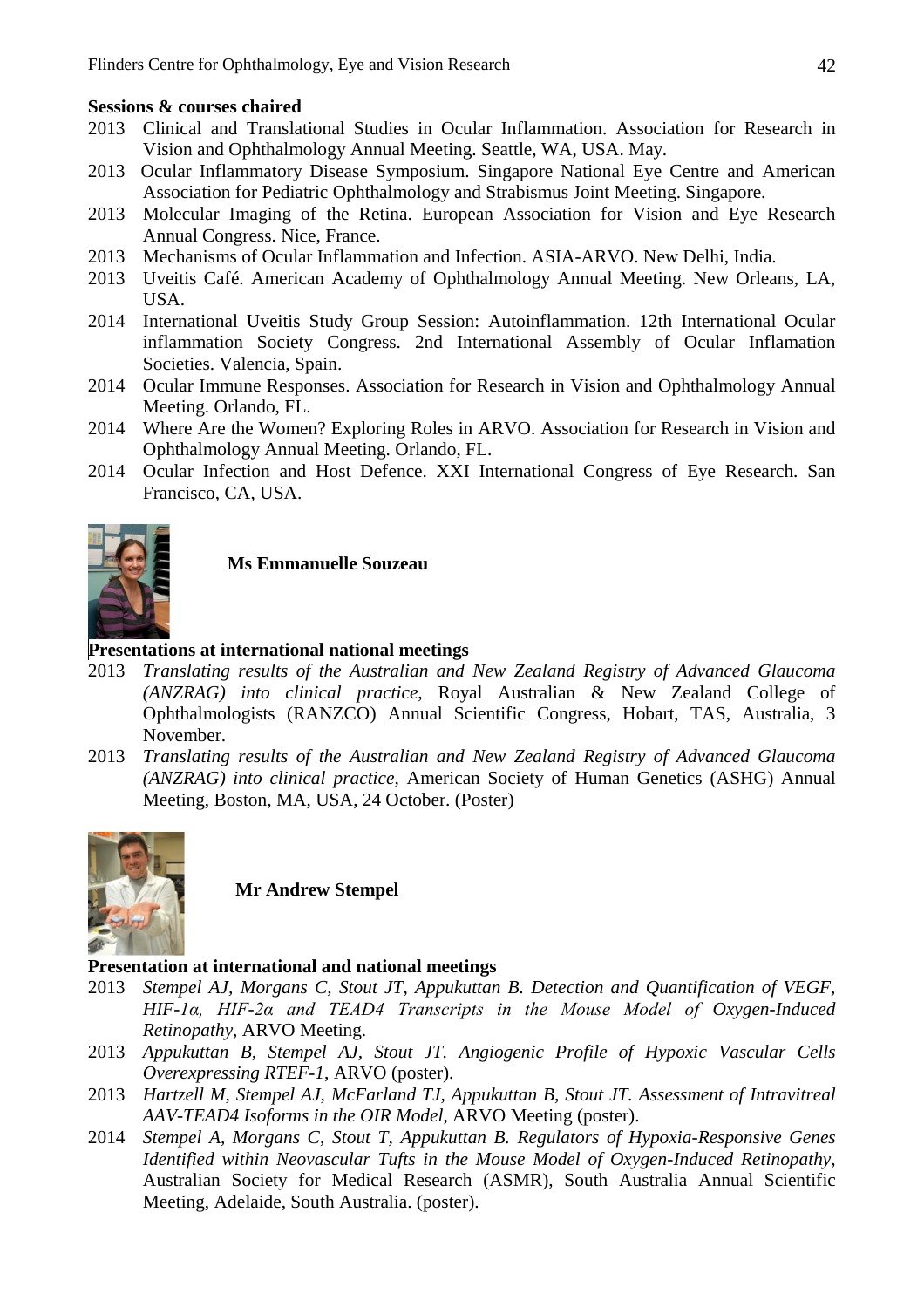**Sessions & courses chaired**

- 2013 Clinical and Translational Studies in Ocular Inflammation. Association for Research in Vision and Ophthalmology Annual Meeting. Seattle, WA, USA. May.
- 2013 Ocular Inflammatory Disease Symposium. Singapore National Eye Centre and American Association for Pediatric Ophthalmology and Strabismus Joint Meeting. Singapore.
- 2013 Molecular Imaging of the Retina. European Association for Vision and Eye Research Annual Congress. Nice, France.
- 2013 Mechanisms of Ocular Inflammation and Infection. ASIA-ARVO. New Delhi, India.
- 2013 Uveitis Café. American Academy of Ophthalmology Annual Meeting. New Orleans, LA, USA.
- 2014 International Uveitis Study Group Session: Autoinflammation. 12th International Ocular inflammation Society Congress. 2nd International Assembly of Ocular Inflamation Societies. Valencia, Spain.
- 2014 Ocular Immune Responses. Association for Research in Vision and Ophthalmology Annual Meeting. Orlando, FL.
- 2014 Where Are the Women? Exploring Roles in ARVO. Association for Research in Vision and Ophthalmology Annual Meeting. Orlando, FL.
- 2014 Ocular Infection and Host Defence. XXI International Congress of Eye Research. San Francisco, CA, USA.

**Ms Emmanuelle Souzeau**

**Presentations at international national meetings**

- 2013 *Translating results of the Australian and New Zealand Registry of Advanced Glaucoma (ANZRAG) into clinical practice*, Royal Australian & New Zealand College of Ophthalmologists (RANZCO) Annual Scientific Congress, Hobart, TAS, Australia, 3 November.
- 2013 *Translating results of the Australian and New Zealand Registry of Advanced Glaucoma (ANZRAG) into clinical practice*, American Society of Human Genetics (ASHG) Annual Meeting, Boston, MA, USA, 24 October. (Poster)

**Mr Andrew Stempel**

**Presentation at international and national meetings**

- 2013 *Stempel AJ, Morgans C, Stout JT, Appukuttan B. Detection and Quantification of VEGF, HIF-1α, HIF-2α and TEAD4 Transcripts in the Mouse Model of Oxygen-Induced Retinopathy*, ARVO Meeting.
- 2013 *Appukuttan B, Stempel AJ, Stout JT. Angiogenic Profile of Hypoxic Vascular Cells Overexpressing RTEF-1*, ARVO (poster).
- 2013 *Hartzell M, Stempel AJ, McFarland TJ, Appukuttan B, Stout JT. Assessment of Intravitreal AAV-TEAD4 Isoforms in the OIR Model*, ARVO Meeting (poster).
- 2014 *Stempel A, Morgans C, Stout T, Appukuttan B. Regulators of Hypoxia-Responsive Genes Identified within Neovascular Tufts in the Mouse Model of Oxygen-Induced Retinopathy*, Australian Society for Medical Research (ASMR), South Australia Annual Scientific Meeting, Adelaide, South Australia. (poster).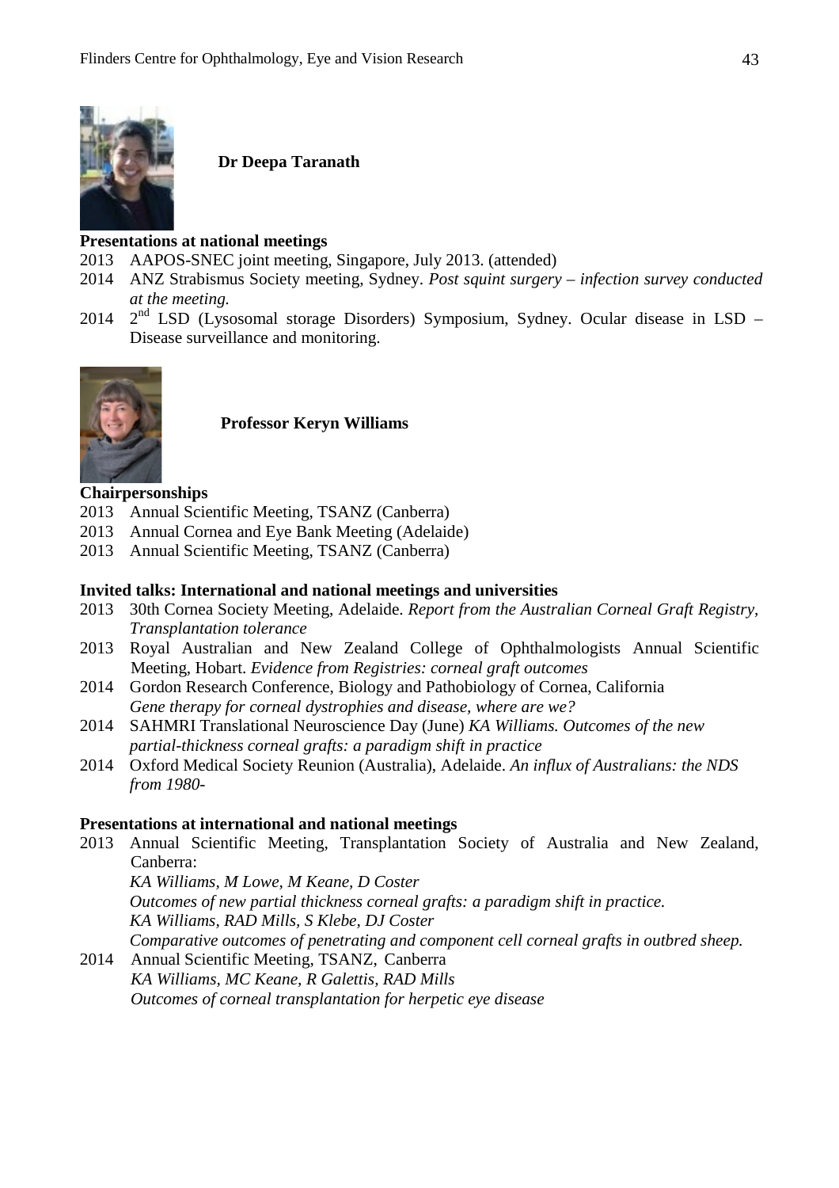**Dr Deepa Taranath**

**Presentations at national meetings**

2013 AAPOS-SNEC joint meeting, Singapore, July 2013. (attended)

2014 ANZ Strabismus Society meeting, Sydney. *Post squint surgery – infection survey conducted at the meeting.*

2014 2nd LSD (Lysosomal storage Disorders) Symposium, Sydney. Ocular disease in LSD – Disease surveillance and monitoring.

**Professor Keryn Williams**

**Chairpersonships**

2013 Annual Scientific Meeting, TSANZ (Canberra)

2013 Annual Cornea and Eye Bank Meeting (Adelaide)

2013 Annual Scientific Meeting, TSANZ (Canberra)

**Invited talks: International and national meetings and universities**

2013 30th Cornea Society Meeting, Adelaide. *Report from the Australian Corneal Graft Registry, Transplantation tolerance*

2013 Royal Australian and New Zealand College of Ophthalmologists Annual Scientific Meeting, Hobart. *Evidence from Registries: corneal graft outcomes*

2014 Gordon Research Conference, Biology and Pathobiology of Cornea, California *Gene therapy for corneal dystrophies and disease, where are we?*

2014 SAHMRI Translational Neuroscience Day (June) *KA Williams. Outcomes of the new partial-thickness corneal grafts: a paradigm shift in practice*

2014 Oxford Medical Society Reunion (Australia), Adelaide. *An influx of Australians: the NDS from 1980-*

**Presentations at international and national meetings**

2013 Annual Scientific Meeting, Transplantation Society of Australia and New Zealand, Canberra:
*KA Williams, M Lowe, M Keane, D Coster*
*Outcomes of new partial thickness corneal grafts: a paradigm shift in practice.*
*KA Williams, RAD Mills, S Klebe, DJ Coster*
*Comparative outcomes of penetrating and component cell corneal grafts in outbred sheep.*

2014 Annual Scientific Meeting, TSANZ, Canberra
*KA Williams, MC Keane, R Galettis, RAD Mills*
*Outcomes of corneal transplantation for herpetic eye disease*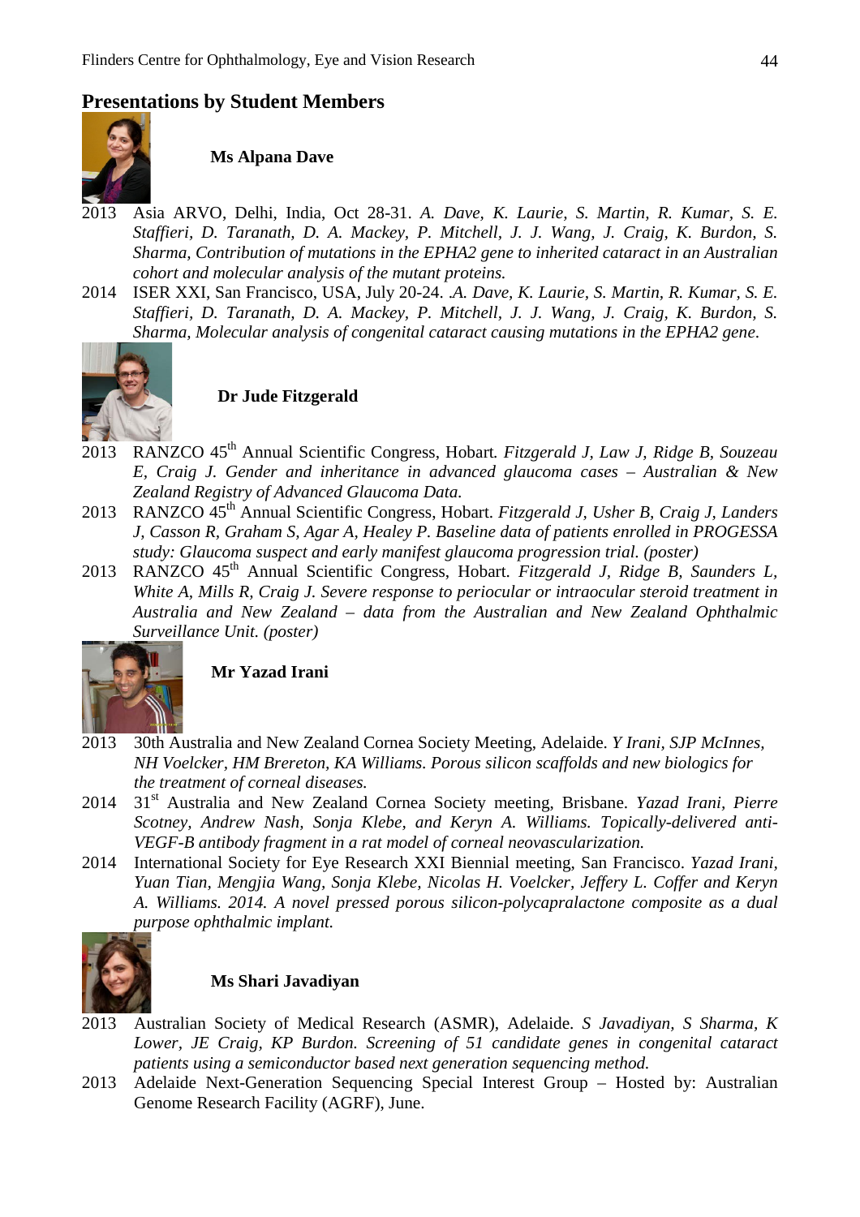## Presentations by Student Members

### Ms Alpana Dave

2013 Asia ARVO, Delhi, India, Oct 28-31. *A. Dave, K. Laurie, S. Martin, R. Kumar, S. E. Staffieri, D. Taranath, D. A. Mackey, P. Mitchell, J. J. Wang, J. Craig, K. Burdon, S. Sharma, Contribution of mutations in the EPHA2 gene to inherited cataract in an Australian cohort and molecular analysis of the mutant proteins.*

2014 ISER XXI, San Francisco, USA, July 20-24. *.A. Dave, K. Laurie, S. Martin, R. Kumar, S. E. Staffieri, D. Taranath, D. A. Mackey, P. Mitchell, J. J. Wang, J. Craig, K. Burdon, S. Sharma, Molecular analysis of congenital cataract causing mutations in the EPHA2 gene.*

### Dr Jude Fitzgerald

2013 RANZCO 45th Annual Scientific Congress, Hobart. *Fitzgerald J, Law J, Ridge B, Souzeau E, Craig J. Gender and inheritance in advanced glaucoma cases – Australian & New Zealand Registry of Advanced Glaucoma Data.*

2013 RANZCO 45th Annual Scientific Congress, Hobart. *Fitzgerald J, Usher B, Craig J, Landers J, Casson R, Graham S, Agar A, Healey P. Baseline data of patients enrolled in PROGESSA study: Glaucoma suspect and early manifest glaucoma progression trial. (poster)*

2013 RANZCO 45th Annual Scientific Congress, Hobart. *Fitzgerald J, Ridge B, Saunders L, White A, Mills R, Craig J. Severe response to periocular or intraocular steroid treatment in Australia and New Zealand – data from the Australian and New Zealand Ophthalmic Surveillance Unit. (poster)*

### Mr Yazad Irani

2013 30th Australia and New Zealand Cornea Society Meeting, Adelaide. *Y Irani, SJP McInnes, NH Voelcker, HM Brereton, KA Williams. Porous silicon scaffolds and new biologics for the treatment of corneal diseases.*

2014 31st Australia and New Zealand Cornea Society meeting, Brisbane. *Yazad Irani, Pierre Scotney, Andrew Nash, Sonja Klebe, and Keryn A. Williams. Topically-delivered anti-VEGF-B antibody fragment in a rat model of corneal neovascularization.*

2014 International Society for Eye Research XXI Biennial meeting, San Francisco. *Yazad Irani, Yuan Tian, Mengjia Wang, Sonja Klebe, Nicolas H. Voelcker, Jeffery L. Coffer and Keryn A. Williams. 2014. A novel pressed porous silicon-polycapralactone composite as a dual purpose ophthalmic implant.*

### Ms Shari Javadiyan

2013 Australian Society of Medical Research (ASMR), Adelaide. *S Javadiyan, S Sharma, K Lower, JE Craig, KP Burdon. Screening of 51 candidate genes in congenital cataract patients using a semiconductor based next generation sequencing method.*

2013 Adelaide Next-Generation Sequencing Special Interest Group – Hosted by: Australian Genome Research Facility (AGRF), June.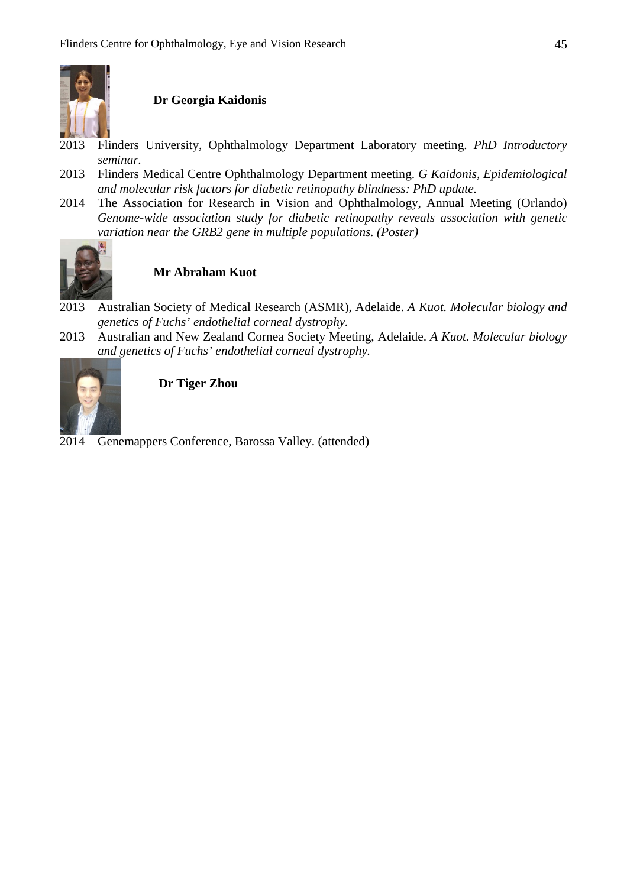**Dr Georgia Kaidonis**

2013 Flinders University, Ophthalmology Department Laboratory meeting. *PhD Introductory seminar.*

2013 Flinders Medical Centre Ophthalmology Department meeting. *G Kaidonis, Epidemiological and molecular risk factors for diabetic retinopathy blindness: PhD update.*

2014 The Association for Research in Vision and Ophthalmology, Annual Meeting (Orlando) *Genome-wide association study for diabetic retinopathy reveals association with genetic variation near the GRB2 gene in multiple populations. (Poster)*

**Mr Abraham Kuot**

2013 Australian Society of Medical Research (ASMR), Adelaide. *A Kuot. Molecular biology and genetics of Fuchs' endothelial corneal dystrophy.*

2013 Australian and New Zealand Cornea Society Meeting, Adelaide. *A Kuot. Molecular biology and genetics of Fuchs' endothelial corneal dystrophy.*

**Dr Tiger Zhou**

2014 Genemappers Conference, Barossa Valley. (attended)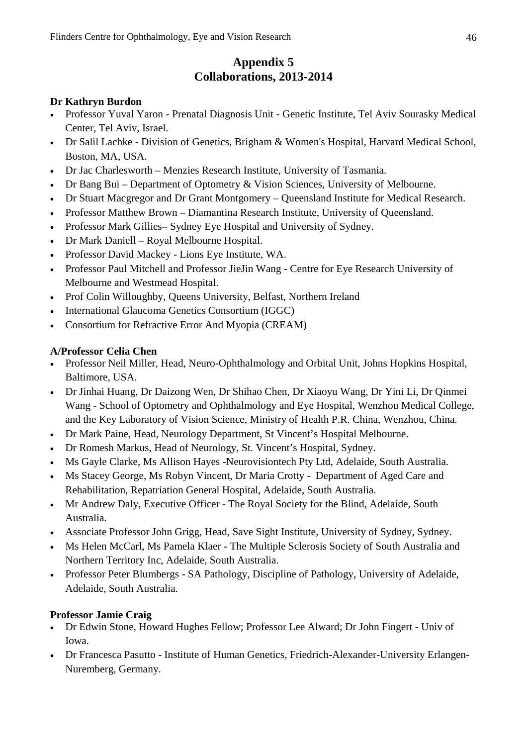# Appendix 5
# Collaborations, 2013-2014

**Dr Kathryn Burdon**

- Professor Yuval Yaron - Prenatal Diagnosis Unit - Genetic Institute, Tel Aviv Sourasky Medical Center, Tel Aviv, Israel.
- Dr Salil Lachke - Division of Genetics, Brigham & Women's Hospital, Harvard Medical School, Boston, MA, USA.
- Dr Jac Charlesworth – Menzies Research Institute, University of Tasmania.
- Dr Bang Bui – Department of Optometry & Vision Sciences, University of Melbourne.
- Dr Stuart Macgregor and Dr Grant Montgomery – Queensland Institute for Medical Research.
- Professor Matthew Brown – Diamantina Research Institute, University of Queensland.
- Professor Mark Gillies– Sydney Eye Hospital and University of Sydney.
- Dr Mark Daniell – Royal Melbourne Hospital.
- Professor David Mackey - Lions Eye Institute, WA.
- Professor Paul Mitchell and Professor JieJin Wang - Centre for Eye Research University of Melbourne and Westmead Hospital.
- Prof Colin Willoughby, Queens University, Belfast, Northern Ireland
- International Glaucoma Genetics Consortium (IGGC)
- Consortium for Refractive Error And Myopia (CREAM)

**A/Professor Celia Chen**

- Professor Neil Miller, Head, Neuro-Ophthalmology and Orbital Unit, Johns Hopkins Hospital, Baltimore, USA.
- Dr Jinhai Huang, Dr Daizong Wen, Dr Shihao Chen, Dr Xiaoyu Wang, Dr Yini Li, Dr Qinmei Wang - School of Optometry and Ophthalmology and Eye Hospital, Wenzhou Medical College, and the Key Laboratory of Vision Science, Ministry of Health P.R. China, Wenzhou, China.
- Dr Mark Paine, Head, Neurology Department, St Vincent's Hospital Melbourne.
- Dr Romesh Markus, Head of Neurology, St. Vincent's Hospital, Sydney.
- Ms Gayle Clarke, Ms Allison Hayes -Neurovisiontech Pty Ltd, Adelaide, South Australia.
- Ms Stacey George, Ms Robyn Vincent, Dr Maria Crotty - Department of Aged Care and Rehabilitation, Repatriation General Hospital, Adelaide, South Australia.
- Mr Andrew Daly, Executive Officer - The Royal Society for the Blind, Adelaide, South Australia.
- Associate Professor John Grigg, Head, Save Sight Institute, University of Sydney, Sydney.
- Ms Helen McCarl, Ms Pamela Klaer - The Multiple Sclerosis Society of South Australia and Northern Territory Inc, Adelaide, South Australia.
- Professor Peter Blumbergs - SA Pathology, Discipline of Pathology, University of Adelaide, Adelaide, South Australia.

**Professor Jamie Craig**

- Dr Edwin Stone, Howard Hughes Fellow; Professor Lee Alward; Dr John Fingert - Univ of Iowa.
- Dr Francesca Pasutto - Institute of Human Genetics, Friedrich-Alexander-University Erlangen-Nuremberg, Germany.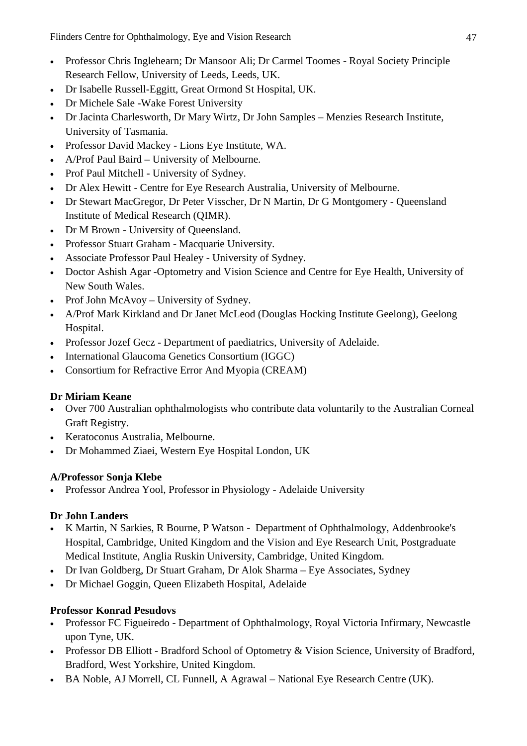- Professor Chris Inglehearn; Dr Mansoor Ali; Dr Carmel Toomes - Royal Society Principle Research Fellow, University of Leeds, Leeds, UK.
- Dr Isabelle Russell-Eggitt, Great Ormond St Hospital, UK.
- Dr Michele Sale -Wake Forest University
- Dr Jacinta Charlesworth, Dr Mary Wirtz, Dr John Samples – Menzies Research Institute, University of Tasmania.
- Professor David Mackey - Lions Eye Institute, WA.
- A/Prof Paul Baird – University of Melbourne.
- Prof Paul Mitchell - University of Sydney.
- Dr Alex Hewitt - Centre for Eye Research Australia, University of Melbourne.
- Dr Stewart MacGregor, Dr Peter Visscher, Dr N Martin, Dr G Montgomery - Queensland Institute of Medical Research (QIMR).
- Dr M Brown - University of Queensland.
- Professor Stuart Graham - Macquarie University.
- Associate Professor Paul Healey - University of Sydney.
- Doctor Ashish Agar -Optometry and Vision Science and Centre for Eye Health, University of New South Wales.
- Prof John McAvoy – University of Sydney.
- A/Prof Mark Kirkland and Dr Janet McLeod (Douglas Hocking Institute Geelong), Geelong Hospital.
- Professor Jozef Gecz - Department of paediatrics, University of Adelaide.
- International Glaucoma Genetics Consortium (IGGC)
- Consortium for Refractive Error And Myopia (CREAM)

**Dr Miriam Keane**

- Over 700 Australian ophthalmologists who contribute data voluntarily to the Australian Corneal Graft Registry.
- Keratoconus Australia, Melbourne.
- Dr Mohammed Ziaei, Western Eye Hospital London, UK

**A/Professor Sonja Klebe**

- Professor Andrea Yool, Professor in Physiology - Adelaide University

**Dr John Landers**

- K Martin, N Sarkies, R Bourne, P Watson - Department of Ophthalmology, Addenbrooke's Hospital, Cambridge, United Kingdom and the Vision and Eye Research Unit, Postgraduate Medical Institute, Anglia Ruskin University, Cambridge, United Kingdom.
- Dr Ivan Goldberg, Dr Stuart Graham, Dr Alok Sharma – Eye Associates, Sydney
- Dr Michael Goggin, Queen Elizabeth Hospital, Adelaide

**Professor Konrad Pesudovs**

- Professor FC Figueiredo - Department of Ophthalmology, Royal Victoria Infirmary, Newcastle upon Tyne, UK.
- Professor DB Elliott - Bradford School of Optometry & Vision Science, University of Bradford, Bradford, West Yorkshire, United Kingdom.
- BA Noble, AJ Morrell, CL Funnell, A Agrawal – National Eye Research Centre (UK).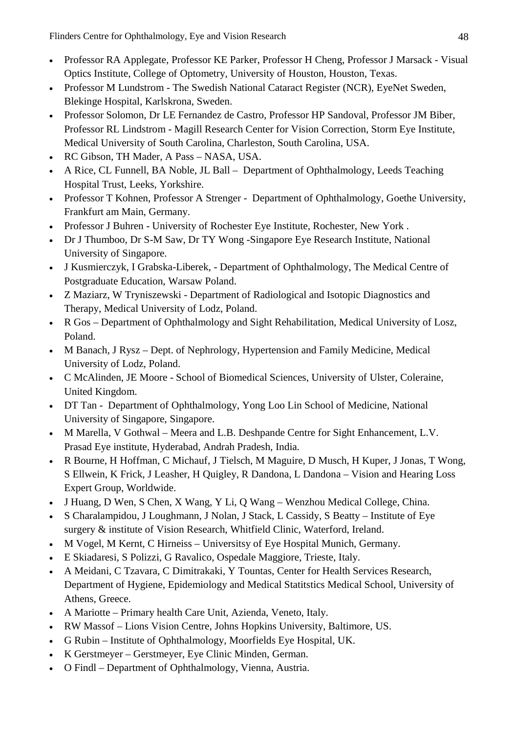- Professor RA Applegate, Professor KE Parker, Professor H Cheng, Professor J Marsack - Visual Optics Institute, College of Optometry, University of Houston, Houston, Texas.
- Professor M Lundstrom - The Swedish National Cataract Register (NCR), EyeNet Sweden, Blekinge Hospital, Karlskrona, Sweden.
- Professor Solomon, Dr LE Fernandez de Castro, Professor HP Sandoval, Professor JM Biber, Professor RL Lindstrom - Magill Research Center for Vision Correction, Storm Eye Institute, Medical University of South Carolina, Charleston, South Carolina, USA.
- RC Gibson, TH Mader, A Pass – NASA, USA.
- A Rice, CL Funnell, BA Noble, JL Ball – Department of Ophthalmology, Leeds Teaching Hospital Trust, Leeks, Yorkshire.
- Professor T Kohnen, Professor A Strenger - Department of Ophthalmology, Goethe University, Frankfurt am Main, Germany.
- Professor J Buhren - University of Rochester Eye Institute, Rochester, New York .
- Dr J Thumboo, Dr S-M Saw, Dr TY Wong -Singapore Eye Research Institute, National University of Singapore.
- J Kusmierczyk, I Grabska-Liberek, - Department of Ophthalmology, The Medical Centre of Postgraduate Education, Warsaw Poland.
- Z Maziarz, W Tryniszewski - Department of Radiological and Isotopic Diagnostics and Therapy, Medical University of Lodz, Poland.
- R Gos – Department of Ophthalmology and Sight Rehabilitation, Medical University of Losz, Poland.
- M Banach, J Rysz – Dept. of Nephrology, Hypertension and Family Medicine, Medical University of Lodz, Poland.
- C McAlinden, JE Moore - School of Biomedical Sciences, University of Ulster, Coleraine, United Kingdom.
- DT Tan - Department of Ophthalmology, Yong Loo Lin School of Medicine, National University of Singapore, Singapore.
- M Marella, V Gothwal – Meera and L.B. Deshpande Centre for Sight Enhancement, L.V. Prasad Eye institute, Hyderabad, Andrah Pradesh, India.
- R Bourne, H Hoffman, C Michauf, J Tielsch, M Maguire, D Musch, H Kuper, J Jonas, T Wong, S Ellwein, K Frick, J Leasher, H Quigley, R Dandona, L Dandona – Vision and Hearing Loss Expert Group, Worldwide.
- J Huang, D Wen, S Chen, X Wang, Y Li, Q Wang – Wenzhou Medical College, China.
- S Charalampidou, J Loughmann, J Nolan, J Stack, L Cassidy, S Beatty – Institute of Eye surgery & institute of Vision Research, Whitfield Clinic, Waterford, Ireland.
- M Vogel, M Kernt, C Hirneiss – Universitsy of Eye Hospital Munich, Germany.
- E Skiadaresi, S Polizzi, G Ravalico, Ospedale Maggiore, Trieste, Italy.
- A Meidani, C Tzavara, C Dimitrakaki, Y Tountas, Center for Health Services Research, Department of Hygiene, Epidemiology and Medical Statitstics Medical School, University of Athens, Greece.
- A Mariotte – Primary health Care Unit, Azienda, Veneto, Italy.
- RW Massof – Lions Vision Centre, Johns Hopkins University, Baltimore, US.
- G Rubin – Institute of Ophthalmology, Moorfields Eye Hospital, UK.
- K Gerstmeyer – Gerstmeyer, Eye Clinic Minden, German.
- O Findl – Department of Ophthalmology, Vienna, Austria.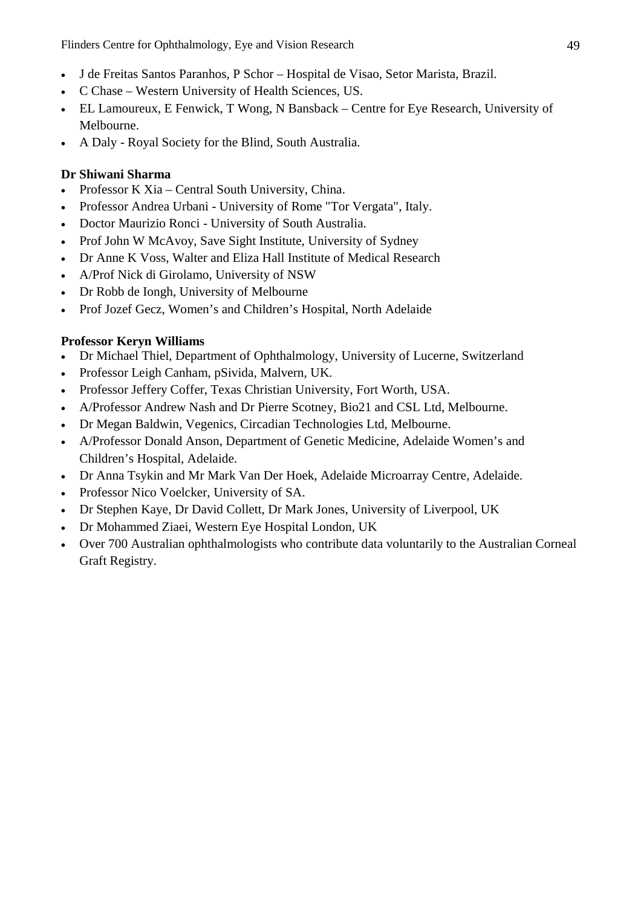- J de Freitas Santos Paranhos, P Schor – Hospital de Visao, Setor Marista, Brazil.
- C Chase – Western University of Health Sciences, US.
- EL Lamoureux, E Fenwick, T Wong, N Bansback – Centre for Eye Research, University of Melbourne.
- A Daly - Royal Society for the Blind, South Australia.

**Dr Shiwani Sharma**

- Professor K Xia – Central South University, China.
- Professor Andrea Urbani - University of Rome "Tor Vergata", Italy.
- Doctor Maurizio Ronci - University of South Australia.
- Prof John W McAvoy, Save Sight Institute, University of Sydney
- Dr Anne K Voss, Walter and Eliza Hall Institute of Medical Research
- A/Prof Nick di Girolamo, University of NSW
- Dr Robb de Iongh, University of Melbourne
- Prof Jozef Gecz, Women's and Children's Hospital, North Adelaide

**Professor Keryn Williams**

- Dr Michael Thiel, Department of Ophthalmology, University of Lucerne, Switzerland
- Professor Leigh Canham, pSivida, Malvern, UK.
- Professor Jeffery Coffer, Texas Christian University, Fort Worth, USA.
- A/Professor Andrew Nash and Dr Pierre Scotney, Bio21 and CSL Ltd, Melbourne.
- Dr Megan Baldwin, Vegenics, Circadian Technologies Ltd, Melbourne.
- A/Professor Donald Anson, Department of Genetic Medicine, Adelaide Women's and Children's Hospital, Adelaide.
- Dr Anna Tsykin and Mr Mark Van Der Hoek, Adelaide Microarray Centre, Adelaide.
- Professor Nico Voelcker, University of SA.
- Dr Stephen Kaye, Dr David Collett, Dr Mark Jones, University of Liverpool, UK
- Dr Mohammed Ziaei, Western Eye Hospital London, UK
- Over 700 Australian ophthalmologists who contribute data voluntarily to the Australian Corneal Graft Registry.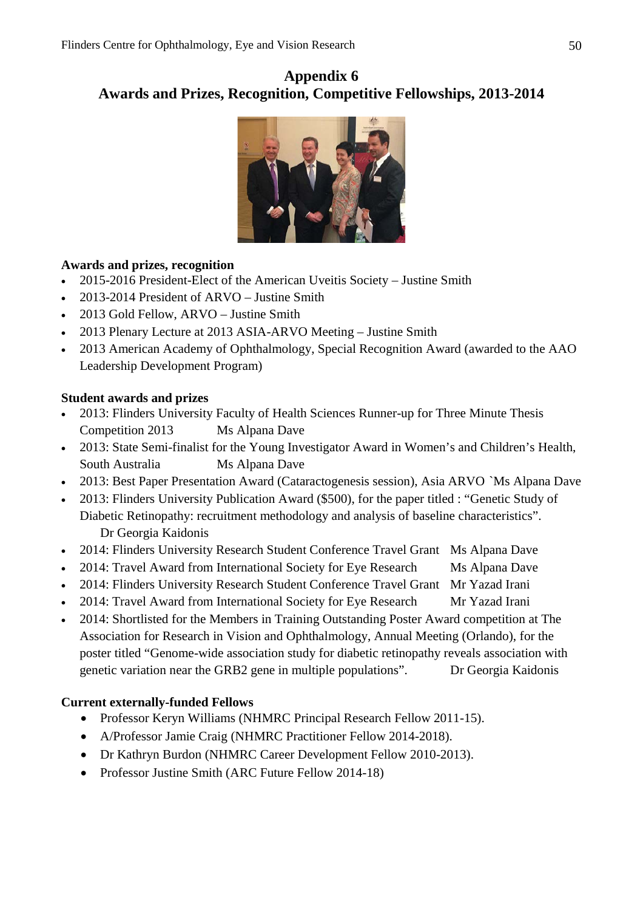# Appendix 6
# Awards and Prizes, Recognition, Competitive Fellowships, 2013-2014

**Awards and prizes, recognition**

- 2015-2016 President-Elect of the American Uveitis Society – Justine Smith
- 2013-2014 President of ARVO – Justine Smith
- 2013 Gold Fellow, ARVO – Justine Smith
- 2013 Plenary Lecture at 2013 ASIA-ARVO Meeting – Justine Smith
- 2013 American Academy of Ophthalmology, Special Recognition Award (awarded to the AAO Leadership Development Program)

**Student awards and prizes**

- 2013: Flinders University Faculty of Health Sciences Runner-up for Three Minute Thesis Competition 2013 Ms Alpana Dave
- 2013: State Semi-finalist for the Young Investigator Award in Women's and Children's Health, South Australia Ms Alpana Dave
- 2013: Best Paper Presentation Award (Cataractogenesis session), Asia ARVO `Ms Alpana Dave
- 2013: Flinders University Publication Award ($500), for the paper titled : "Genetic Study of Diabetic Retinopathy: recruitment methodology and analysis of baseline characteristics". Dr Georgia Kaidonis
- 2014: Flinders University Research Student Conference Travel Grant Ms Alpana Dave
- 2014: Travel Award from International Society for Eye Research Ms Alpana Dave
- 2014: Flinders University Research Student Conference Travel Grant Mr Yazad Irani
- 2014: Travel Award from International Society for Eye Research Mr Yazad Irani
- 2014: Shortlisted for the Members in Training Outstanding Poster Award competition at The Association for Research in Vision and Ophthalmology, Annual Meeting (Orlando), for the poster titled "Genome-wide association study for diabetic retinopathy reveals association with genetic variation near the GRB2 gene in multiple populations". Dr Georgia Kaidonis

**Current externally-funded Fellows**

- Professor Keryn Williams (NHMRC Principal Research Fellow 2011-15).
- A/Professor Jamie Craig (NHMRC Practitioner Fellow 2014-2018).
- Dr Kathryn Burdon (NHMRC Career Development Fellow 2010-2013).
- Professor Justine Smith (ARC Future Fellow 2014-18)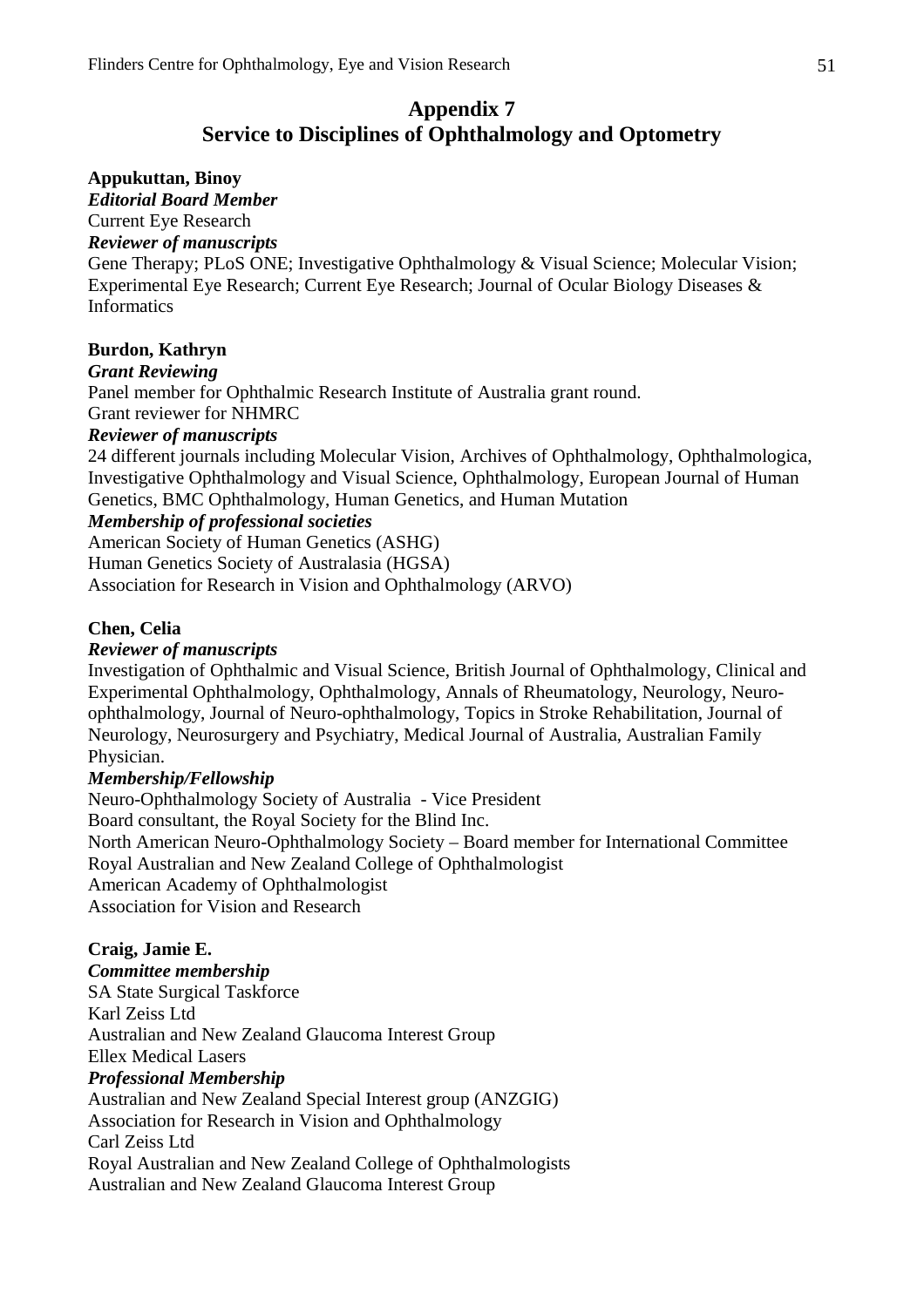# Appendix 7
# Service to Disciplines of Ophthalmology and Optometry

**Appukuttan, Binoy**
***Editorial Board Member***
Current Eye Research
***Reviewer of manuscripts***
Gene Therapy; PLoS ONE; Investigative Ophthalmology & Visual Science; Molecular Vision; Experimental Eye Research; Current Eye Research; Journal of Ocular Biology Diseases & Informatics

**Burdon, Kathryn**
***Grant Reviewing***
Panel member for Ophthalmic Research Institute of Australia grant round.
Grant reviewer for NHMRC
***Reviewer of manuscripts***
24 different journals including Molecular Vision, Archives of Ophthalmology, Ophthalmologica, Investigative Ophthalmology and Visual Science, Ophthalmology, European Journal of Human Genetics, BMC Ophthalmology, Human Genetics, and Human Mutation
***Membership of professional societies***
American Society of Human Genetics (ASHG)
Human Genetics Society of Australasia (HGSA)
Association for Research in Vision and Ophthalmology (ARVO)

**Chen, Celia**
***Reviewer of manuscripts***
Investigation of Ophthalmic and Visual Science, British Journal of Ophthalmology, Clinical and Experimental Ophthalmology, Ophthalmology, Annals of Rheumatology, Neurology, Neuro-ophthalmology, Journal of Neuro-ophthalmology, Topics in Stroke Rehabilitation, Journal of Neurology, Neurosurgery and Psychiatry, Medical Journal of Australia, Australian Family Physician.
***Membership/Fellowship***
Neuro-Ophthalmology Society of Australia - Vice President
Board consultant, the Royal Society for the Blind Inc.
North American Neuro-Ophthalmology Society – Board member for International Committee
Royal Australian and New Zealand College of Ophthalmologist
American Academy of Ophthalmologist
Association for Vision and Research

**Craig, Jamie E.**
***Committee membership***
SA State Surgical Taskforce
Karl Zeiss Ltd
Australian and New Zealand Glaucoma Interest Group
Ellex Medical Lasers
***Professional Membership***
Australian and New Zealand Special Interest group (ANZGIG)
Association for Research in Vision and Ophthalmology
Carl Zeiss Ltd
Royal Australian and New Zealand College of Ophthalmologists
Australian and New Zealand Glaucoma Interest Group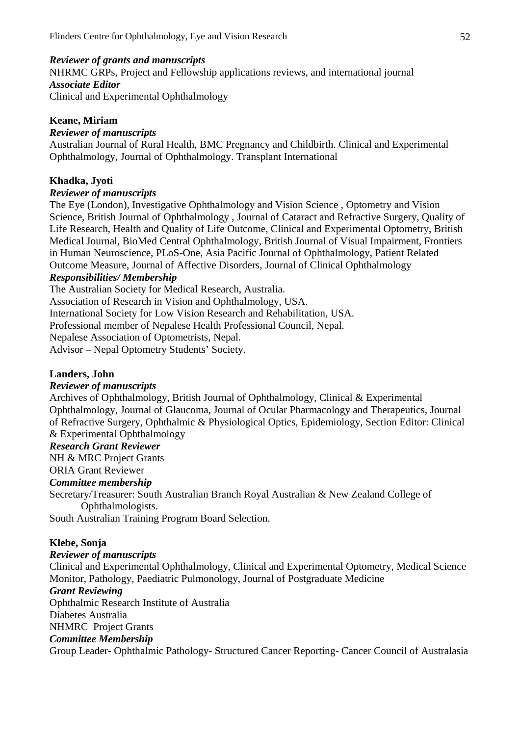***Reviewer of grants and manuscripts***

NHRMC GRPs, Project and Fellowship applications reviews, and international journal

***Associate Editor***

Clinical and Experimental Ophthalmology

**Keane, Miriam**

***Reviewer of manuscripts***

Australian Journal of Rural Health, BMC Pregnancy and Childbirth. Clinical and Experimental Ophthalmology, Journal of Ophthalmology. Transplant International

**Khadka, Jyoti**

***Reviewer of manuscripts***

The Eye (London), Investigative Ophthalmology and Vision Science , Optometry and Vision Science, British Journal of Ophthalmology , Journal of Cataract and Refractive Surgery, Quality of Life Research, Health and Quality of Life Outcome, Clinical and Experimental Optometry, British Medical Journal, BioMed Central Ophthalmology, British Journal of Visual Impairment, Frontiers in Human Neuroscience, PLoS-One, Asia Pacific Journal of Ophthalmology, Patient Related Outcome Measure, Journal of Affective Disorders, Journal of Clinical Ophthalmology

***Responsibilities/ Membership***

The Australian Society for Medical Research, Australia.
Association of Research in Vision and Ophthalmology, USA.
International Society for Low Vision Research and Rehabilitation, USA.
Professional member of Nepalese Health Professional Council, Nepal.
Nepalese Association of Optometrists, Nepal.
Advisor – Nepal Optometry Students' Society.

**Landers, John**

***Reviewer of manuscripts***

Archives of Ophthalmology, British Journal of Ophthalmology, Clinical & Experimental Ophthalmology, Journal of Glaucoma, Journal of Ocular Pharmacology and Therapeutics, Journal of Refractive Surgery, Ophthalmic & Physiological Optics, Epidemiology, Section Editor: Clinical & Experimental Ophthalmology

***Research Grant Reviewer***

NH & MRC Project Grants
ORIA Grant Reviewer

***Committee membership***

Secretary/Treasurer: South Australian Branch Royal Australian & New Zealand College of Ophthalmologists.
South Australian Training Program Board Selection.

**Klebe, Sonja**

***Reviewer of manuscripts***

Clinical and Experimental Ophthalmology, Clinical and Experimental Optometry, Medical Science Monitor, Pathology, Paediatric Pulmonology, Journal of Postgraduate Medicine

***Grant Reviewing***

Ophthalmic Research Institute of Australia
Diabetes Australia
NHMRC Project Grants

***Committee Membership***

Group Leader- Ophthalmic Pathology- Structured Cancer Reporting- Cancer Council of Australasia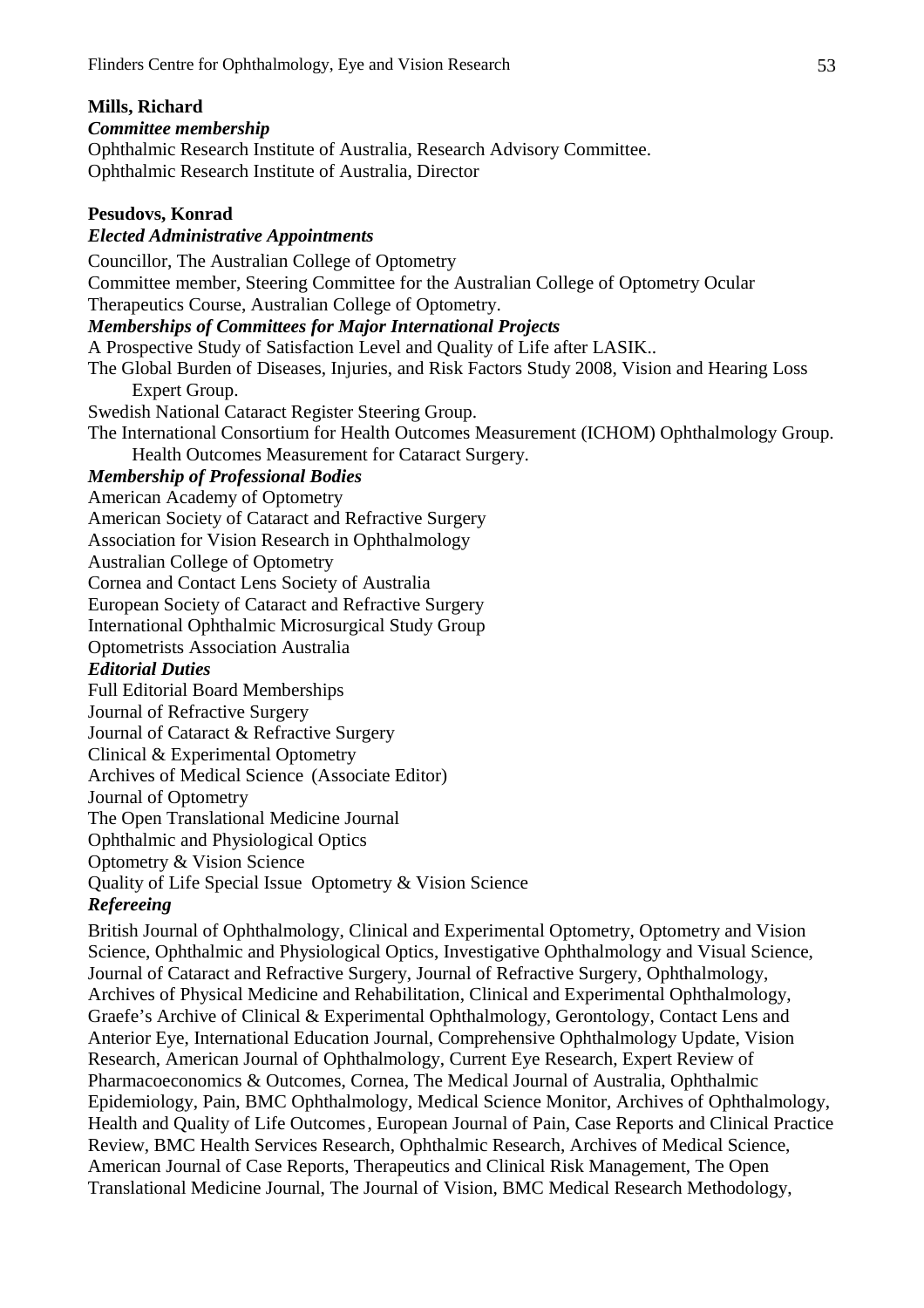**Mills, Richard**

***Committee membership***

Ophthalmic Research Institute of Australia, Research Advisory Committee.
Ophthalmic Research Institute of Australia, Director

**Pesudovs, Konrad**

***Elected Administrative Appointments***

Councillor, The Australian College of Optometry
Committee member, Steering Committee for the Australian College of Optometry Ocular Therapeutics Course, Australian College of Optometry.

***Memberships of Committees for Major International Projects***

A Prospective Study of Satisfaction Level and Quality of Life after LASIK..
The Global Burden of Diseases, Injuries, and Risk Factors Study 2008, Vision and Hearing Loss Expert Group.
Swedish National Cataract Register Steering Group.
The International Consortium for Health Outcomes Measurement (ICHOM) Ophthalmology Group. Health Outcomes Measurement for Cataract Surgery.

***Membership of Professional Bodies***

American Academy of Optometry
American Society of Cataract and Refractive Surgery
Association for Vision Research in Ophthalmology
Australian College of Optometry
Cornea and Contact Lens Society of Australia
European Society of Cataract and Refractive Surgery
International Ophthalmic Microsurgical Study Group
Optometrists Association Australia

***Editorial Duties***

Full Editorial Board Memberships
Journal of Refractive Surgery
Journal of Cataract & Refractive Surgery
Clinical & Experimental Optometry
Archives of Medical Science (Associate Editor)
Journal of Optometry
The Open Translational Medicine Journal
Ophthalmic and Physiological Optics
Optometry & Vision Science
Quality of Life Special Issue Optometry & Vision Science

***Refereeing***

British Journal of Ophthalmology, Clinical and Experimental Optometry, Optometry and Vision Science, Ophthalmic and Physiological Optics, Investigative Ophthalmology and Visual Science, Journal of Cataract and Refractive Surgery, Journal of Refractive Surgery, Ophthalmology, Archives of Physical Medicine and Rehabilitation, Clinical and Experimental Ophthalmology, Graefe's Archive of Clinical & Experimental Ophthalmology, Gerontology, Contact Lens and Anterior Eye, International Education Journal, Comprehensive Ophthalmology Update, Vision Research, American Journal of Ophthalmology, Current Eye Research, Expert Review of Pharmacoeconomics & Outcomes, Cornea, The Medical Journal of Australia, Ophthalmic Epidemiology, Pain, BMC Ophthalmology, Medical Science Monitor, Archives of Ophthalmology, Health and Quality of Life Outcomes, European Journal of Pain, Case Reports and Clinical Practice Review, BMC Health Services Research, Ophthalmic Research, Archives of Medical Science, American Journal of Case Reports, Therapeutics and Clinical Risk Management, The Open Translational Medicine Journal, The Journal of Vision, BMC Medical Research Methodology,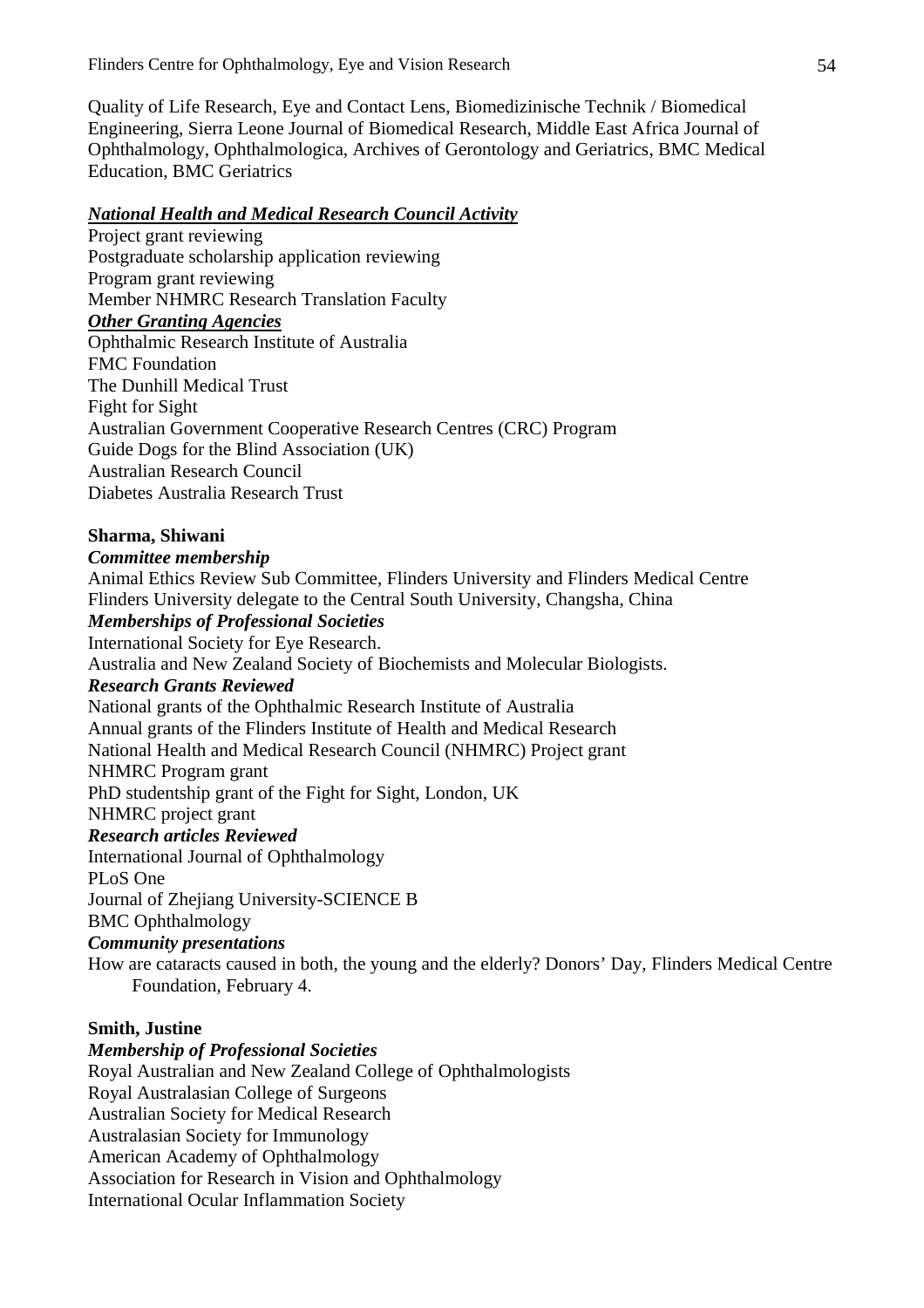Quality of Life Research, Eye and Contact Lens, Biomedizinische Technik / Biomedical Engineering, Sierra Leone Journal of Biomedical Research, Middle East Africa Journal of Ophthalmology, Ophthalmologica, Archives of Gerontology and Geriatrics, BMC Medical Education, BMC Geriatrics

***National Health and Medical Research Council Activity***

Project grant reviewing
Postgraduate scholarship application reviewing
Program grant reviewing
Member NHMRC Research Translation Faculty

***Other Granting Agencies***

Ophthalmic Research Institute of Australia
FMC Foundation
The Dunhill Medical Trust
Fight for Sight
Australian Government Cooperative Research Centres (CRC) Program
Guide Dogs for the Blind Association (UK)
Australian Research Council
Diabetes Australia Research Trust

**Sharma, Shiwani**

***Committee membership***

Animal Ethics Review Sub Committee, Flinders University and Flinders Medical Centre
Flinders University delegate to the Central South University, Changsha, China

***Memberships of Professional Societies***

International Society for Eye Research.
Australia and New Zealand Society of Biochemists and Molecular Biologists.

***Research Grants Reviewed***

National grants of the Ophthalmic Research Institute of Australia
Annual grants of the Flinders Institute of Health and Medical Research
National Health and Medical Research Council (NHMRC) Project grant
NHMRC Program grant
PhD studentship grant of the Fight for Sight, London, UK
NHMRC project grant

***Research articles Reviewed***

International Journal of Ophthalmology
PLoS One
Journal of Zhejiang University-SCIENCE B
BMC Ophthalmology

***Community presentations***

How are cataracts caused in both, the young and the elderly? Donors' Day, Flinders Medical Centre Foundation, February 4.

**Smith, Justine**

***Membership of Professional Societies***

Royal Australian and New Zealand College of Ophthalmologists
Royal Australasian College of Surgeons
Australian Society for Medical Research
Australasian Society for Immunology
American Academy of Ophthalmology
Association for Research in Vision and Ophthalmology
International Ocular Inflammation Society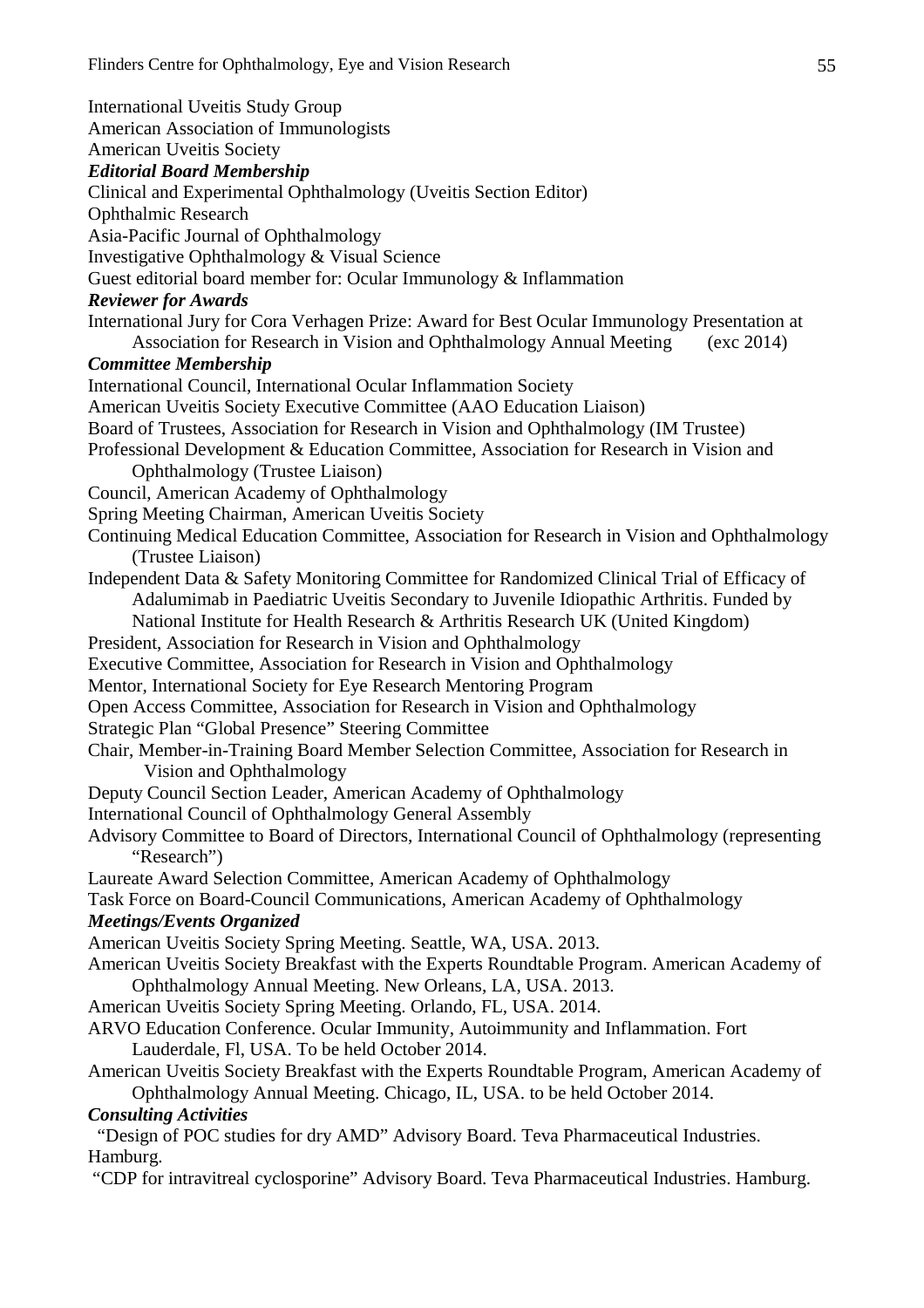International Uveitis Study Group
American Association of Immunologists
American Uveitis Society

***Editorial Board Membership***

Clinical and Experimental Ophthalmology (Uveitis Section Editor)
Ophthalmic Research
Asia-Pacific Journal of Ophthalmology
Investigative Ophthalmology & Visual Science
Guest editorial board member for: Ocular Immunology & Inflammation

***Reviewer for Awards***

International Jury for Cora Verhagen Prize: Award for Best Ocular Immunology Presentation at Association for Research in Vision and Ophthalmology Annual Meeting (exc 2014)

***Committee Membership***

International Council, International Ocular Inflammation Society
American Uveitis Society Executive Committee (AAO Education Liaison)
Board of Trustees, Association for Research in Vision and Ophthalmology (IM Trustee)
Professional Development & Education Committee, Association for Research in Vision and Ophthalmology (Trustee Liaison)
Council, American Academy of Ophthalmology
Spring Meeting Chairman, American Uveitis Society
Continuing Medical Education Committee, Association for Research in Vision and Ophthalmology (Trustee Liaison)
Independent Data & Safety Monitoring Committee for Randomized Clinical Trial of Efficacy of Adalumimab in Paediatric Uveitis Secondary to Juvenile Idiopathic Arthritis. Funded by National Institute for Health Research & Arthritis Research UK (United Kingdom)
President, Association for Research in Vision and Ophthalmology
Executive Committee, Association for Research in Vision and Ophthalmology
Mentor, International Society for Eye Research Mentoring Program
Open Access Committee, Association for Research in Vision and Ophthalmology
Strategic Plan "Global Presence" Steering Committee
Chair, Member-in-Training Board Member Selection Committee, Association for Research in Vision and Ophthalmology
Deputy Council Section Leader, American Academy of Ophthalmology
International Council of Ophthalmology General Assembly
Advisory Committee to Board of Directors, International Council of Ophthalmology (representing "Research")
Laureate Award Selection Committee, American Academy of Ophthalmology
Task Force on Board-Council Communications, American Academy of Ophthalmology

***Meetings/Events Organized***

American Uveitis Society Spring Meeting. Seattle, WA, USA. 2013.
American Uveitis Society Breakfast with the Experts Roundtable Program. American Academy of Ophthalmology Annual Meeting. New Orleans, LA, USA. 2013.
American Uveitis Society Spring Meeting. Orlando, FL, USA. 2014.
ARVO Education Conference. Ocular Immunity, Autoimmunity and Inflammation. Fort Lauderdale, Fl, USA. To be held October 2014.
American Uveitis Society Breakfast with the Experts Roundtable Program, American Academy of Ophthalmology Annual Meeting. Chicago, IL, USA. to be held October 2014.

***Consulting Activities***

"Design of POC studies for dry AMD" Advisory Board. Teva Pharmaceutical Industries. Hamburg.
"CDP for intravitreal cyclosporine" Advisory Board. Teva Pharmaceutical Industries. Hamburg.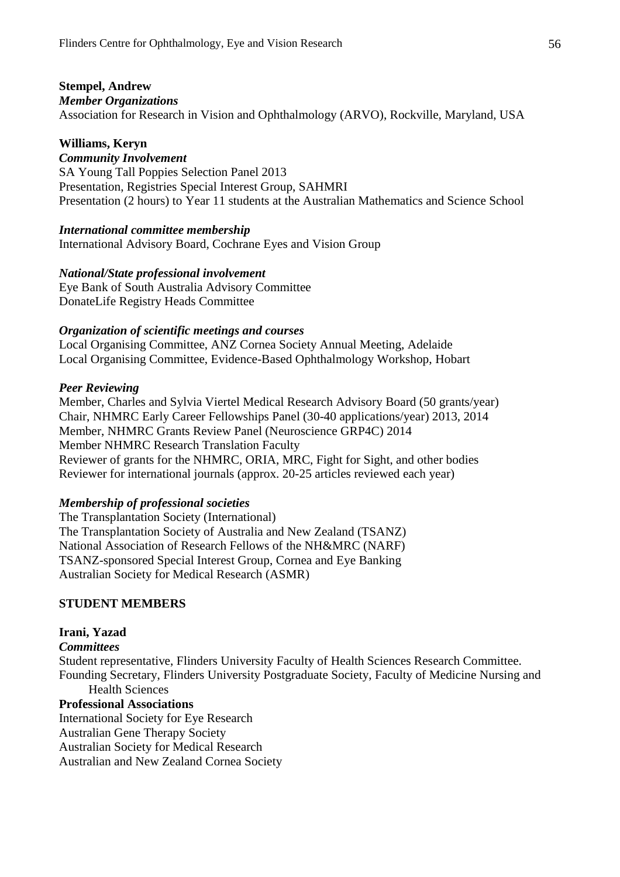**Stempel, Andrew**

***Member Organizations***

Association for Research in Vision and Ophthalmology (ARVO), Rockville, Maryland, USA

**Williams, Keryn**

***Community Involvement***

SA Young Tall Poppies Selection Panel 2013
Presentation, Registries Special Interest Group, SAHMRI
Presentation (2 hours) to Year 11 students at the Australian Mathematics and Science School

***International committee membership***

International Advisory Board, Cochrane Eyes and Vision Group

***National/State professional involvement***

Eye Bank of South Australia Advisory Committee
DonateLife Registry Heads Committee

***Organization of scientific meetings and courses***

Local Organising Committee, ANZ Cornea Society Annual Meeting, Adelaide
Local Organising Committee, Evidence-Based Ophthalmology Workshop, Hobart

***Peer Reviewing***

Member, Charles and Sylvia Viertel Medical Research Advisory Board (50 grants/year)
Chair, NHMRC Early Career Fellowships Panel (30-40 applications/year) 2013, 2014
Member, NHMRC Grants Review Panel (Neuroscience GRP4C) 2014
Member NHMRC Research Translation Faculty
Reviewer of grants for the NHMRC, ORIA, MRC, Fight for Sight, and other bodies
Reviewer for international journals (approx. 20-25 articles reviewed each year)

***Membership of professional societies***

The Transplantation Society (International)
The Transplantation Society of Australia and New Zealand (TSANZ)
National Association of Research Fellows of the NH&MRC (NARF)
TSANZ-sponsored Special Interest Group, Cornea and Eye Banking
Australian Society for Medical Research (ASMR)

## STUDENT MEMBERS

**Irani, Yazad**

***Committees***

Student representative, Flinders University Faculty of Health Sciences Research Committee.
Founding Secretary, Flinders University Postgraduate Society, Faculty of Medicine Nursing and Health Sciences

**Professional Associations**

International Society for Eye Research
Australian Gene Therapy Society
Australian Society for Medical Research
Australian and New Zealand Cornea Society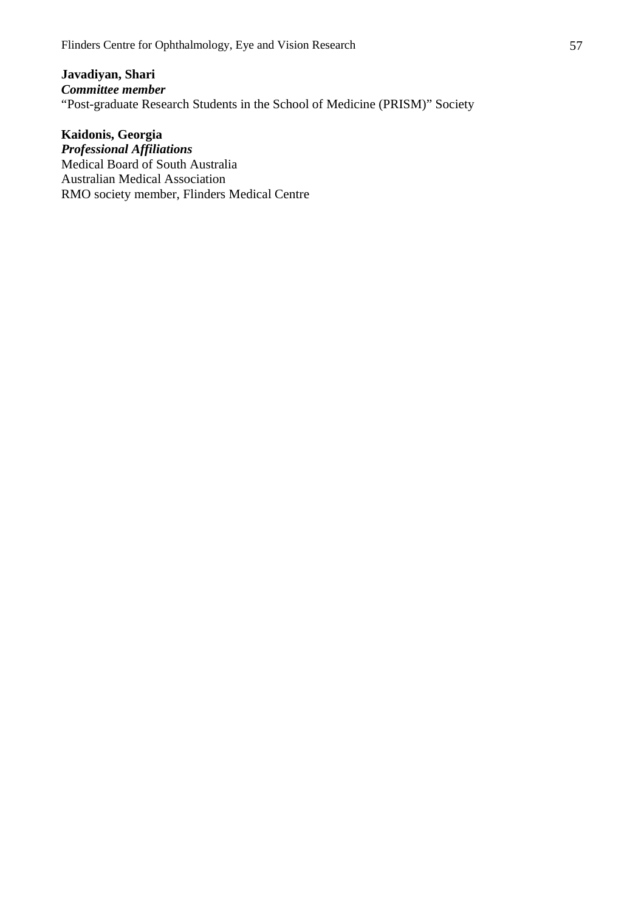**Javadiyan, Shari**
***Committee member***
"Post-graduate Research Students in the School of Medicine (PRISM)" Society

**Kaidonis, Georgia**
***Professional Affiliations***
Medical Board of South Australia
Australian Medical Association
RMO society member, Flinders Medical Centre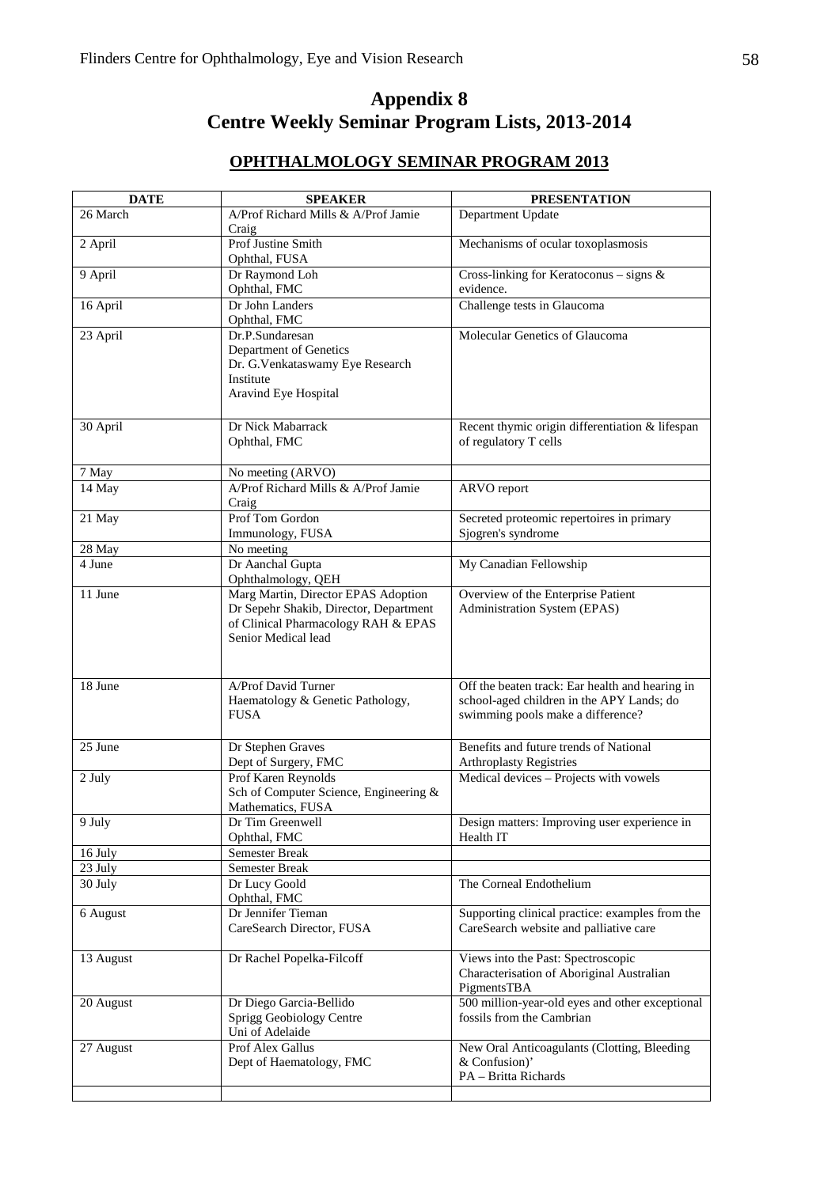# Appendix 8
# Centre Weekly Seminar Program Lists, 2013-2014

## OPHTHALMOLOGY SEMINAR PROGRAM 2013

| DATE | SPEAKER | PRESENTATION |
|---|---|---|
| 26 March | A/Prof Richard Mills & A/Prof Jamie Craig | Department Update |
| 2 April | Prof Justine Smith<br>Ophthal, FUSA | Mechanisms of ocular toxoplasmosis |
| 9 April | Dr Raymond Loh<br>Ophthal, FMC | Cross-linking for Keratoconus – signs & evidence. |
| 16 April | Dr John Landers<br>Ophthal, FMC | Challenge tests in Glaucoma |
| 23 April | Dr.P.Sundaresan<br>Department of Genetics<br>Dr. G.Venkataswamy Eye Research Institute<br>Aravind Eye Hospital | Molecular Genetics of Glaucoma |
| 30 April | Dr Nick Mabarrack<br>Ophthal, FMC | Recent thymic origin differentiation & lifespan of regulatory T cells |
| 7 May | No meeting (ARVO) | |
| 14 May | A/Prof Richard Mills & A/Prof Jamie Craig | ARVO report |
| 21 May | Prof Tom Gordon<br>Immunology, FUSA | Secreted proteomic repertoires in primary Sjogren's syndrome |
| 28 May | No meeting | |
| 4 June | Dr Aanchal Gupta<br>Ophthalmology, QEH | My Canadian Fellowship |
| 11 June | Marg Martin, Director EPAS Adoption<br>Dr Sepehr Shakib, Director, Department of Clinical Pharmacology RAH & EPAS Senior Medical lead | Overview of the Enterprise Patient Administration System (EPAS) |
| 18 June | A/Prof David Turner<br>Haematology & Genetic Pathology, FUSA | Off the beaten track: Ear health and hearing in school-aged children in the APY Lands; do swimming pools make a difference? |
| 25 June | Dr Stephen Graves<br>Dept of Surgery, FMC | Benefits and future trends of National Arthroplasty Registries |
| 2 July | Prof Karen Reynolds<br>Sch of Computer Science, Engineering & Mathematics, FUSA | Medical devices – Projects with vowels |
| 9 July | Dr Tim Greenwell<br>Ophthal, FMC | Design matters: Improving user experience in Health IT |
| 16 July | Semester Break | |
| 23 July | Semester Break | |
| 30 July | Dr Lucy Goold<br>Ophthal, FMC | The Corneal Endothelium |
| 6 August | Dr Jennifer Tieman<br>CareSearch Director, FUSA | Supporting clinical practice: examples from the CareSearch website and palliative care |
| 13 August | Dr Rachel Popelka-Filcoff | Views into the Past: Spectroscopic Characterisation of Aboriginal Australian PigmentsTBA |
| 20 August | Dr Diego Garcia-Bellido<br>Sprigg Geobiology Centre<br>Uni of Adelaide | 500 million-year-old eyes and other exceptional fossils from the Cambrian |
| 27 August | Prof Alex Gallus<br>Dept of Haematology, FMC | New Oral Anticoagulants (Clotting, Bleeding & Confusion)'<br>PA – Britta Richards |
| | | |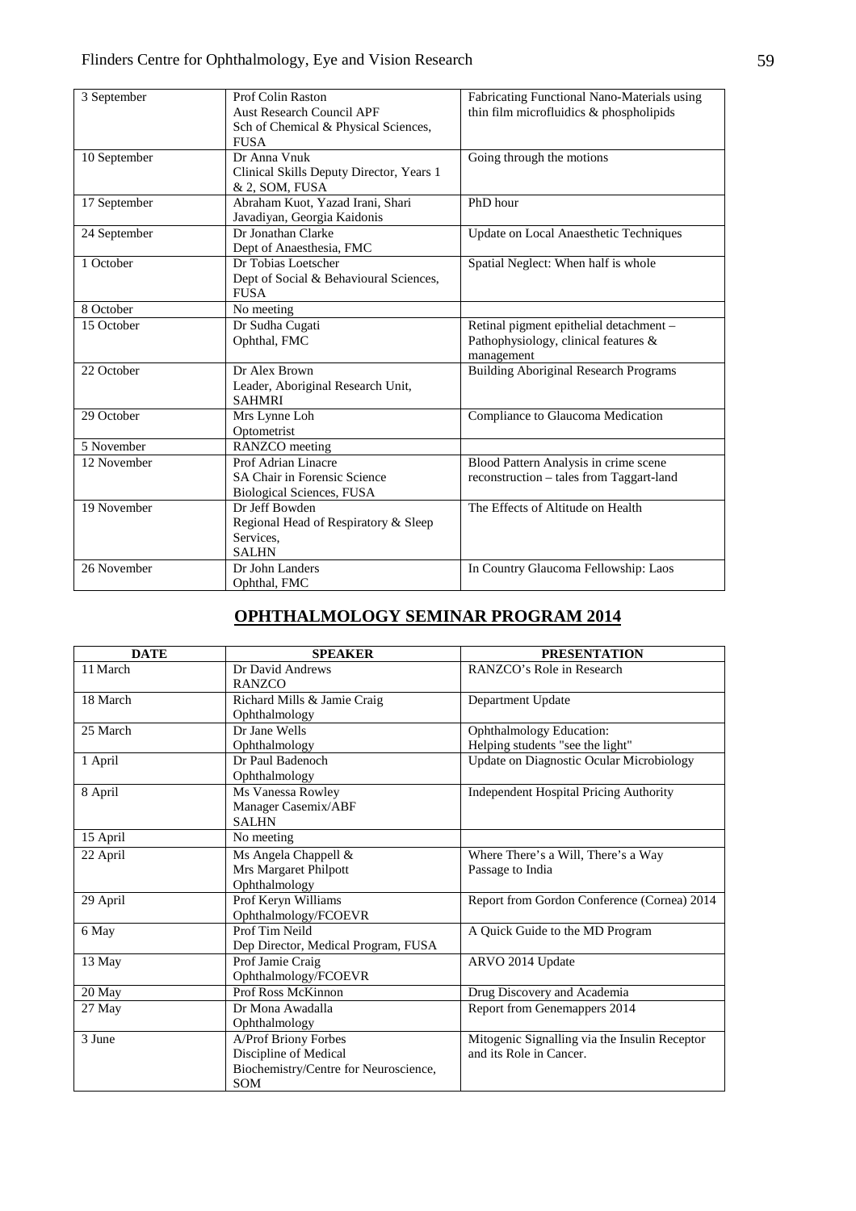| | | |
|---|---|---|
| 3 September | Prof Colin Raston<br>Aust Research Council APF<br>Sch of Chemical & Physical Sciences, FUSA | Fabricating Functional Nano-Materials using thin film microfluidics & phospholipids |
| 10 September | Dr Anna Vnuk<br>Clinical Skills Deputy Director, Years 1 & 2, SOM, FUSA | Going through the motions |
| 17 September | Abraham Kuot, Yazad Irani, Shari Javadiyan, Georgia Kaidonis | PhD hour |
| 24 September | Dr Jonathan Clarke<br>Dept of Anaesthesia, FMC | Update on Local Anaesthetic Techniques |
| 1 October | Dr Tobias Loetscher<br>Dept of Social & Behavioural Sciences, FUSA | Spatial Neglect: When half is whole |
| 8 October | No meeting | |
| 15 October | Dr Sudha Cugati<br>Ophthal, FMC | Retinal pigment epithelial detachment – Pathophysiology, clinical features & management |
| 22 October | Dr Alex Brown<br>Leader, Aboriginal Research Unit, SAHMRI | Building Aboriginal Research Programs |
| 29 October | Mrs Lynne Loh<br>Optometrist | Compliance to Glaucoma Medication |
| 5 November | RANZCO meeting | |
| 12 November | Prof Adrian Linacre<br>SA Chair in Forensic Science<br>Biological Sciences, FUSA | Blood Pattern Analysis in crime scene reconstruction – tales from Taggart-land |
| 19 November | Dr Jeff Bowden<br>Regional Head of Respiratory & Sleep Services,<br>SALHN | The Effects of Altitude on Health |
| 26 November | Dr John Landers<br>Ophthal, FMC | In Country Glaucoma Fellowship: Laos |

## OPHTHALMOLOGY SEMINAR PROGRAM 2014

| DATE | SPEAKER | PRESENTATION |
|---|---|---|
| 11 March | Dr David Andrews<br>RANZCO | RANZCO's Role in Research |
| 18 March | Richard Mills & Jamie Craig<br>Ophthalmology | Department Update |
| 25 March | Dr Jane Wells<br>Ophthalmology | Ophthalmology Education:<br>Helping students "see the light" |
| 1 April | Dr Paul Badenoch<br>Ophthalmology | Update on Diagnostic Ocular Microbiology |
| 8 April | Ms Vanessa Rowley<br>Manager Casemix/ABF<br>SALHN | Independent Hospital Pricing Authority |
| 15 April | No meeting | |
| 22 April | Ms Angela Chappell &<br>Mrs Margaret Philpott<br>Ophthalmology | Where There's a Will, There's a Way<br>Passage to India |
| 29 April | Prof Keryn Williams<br>Ophthalmology/FCOEVR | Report from Gordon Conference (Cornea) 2014 |
| 6 May | Prof Tim Neild<br>Dep Director, Medical Program, FUSA | A Quick Guide to the MD Program |
| 13 May | Prof Jamie Craig<br>Ophthalmology/FCOEVR | ARVO 2014 Update |
| 20 May | Prof Ross McKinnon | Drug Discovery and Academia |
| 27 May | Dr Mona Awadalla<br>Ophthalmology | Report from Genemappers 2014 |
| 3 June | A/Prof Briony Forbes<br>Discipline of Medical Biochemistry/Centre for Neuroscience,<br>SOM | Mitogenic Signalling via the Insulin Receptor and its Role in Cancer. |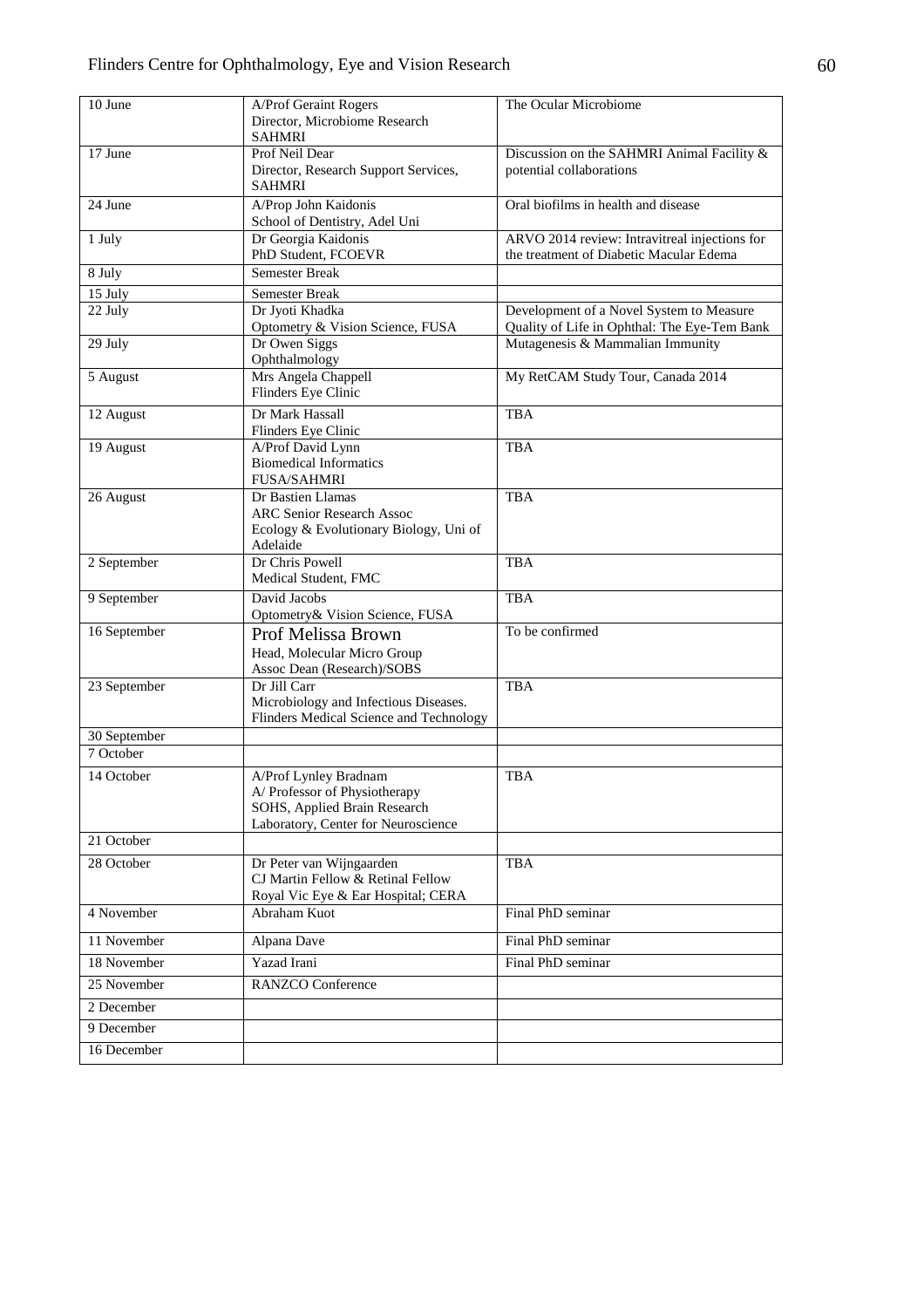| | | |
|---|---|---|
| 10 June | A/Prof Geraint Rogers<br>Director, Microbiome Research<br>SAHMRI | The Ocular Microbiome |
| 17 June | Prof Neil Dear<br>Director, Research Support Services, SAHMRI | Discussion on the SAHMRI Animal Facility & potential collaborations |
| 24 June | A/Prop John Kaidonis<br>School of Dentistry, Adel Uni | Oral biofilms in health and disease |
| 1 July | Dr Georgia Kaidonis<br>PhD Student, FCOEVR | ARVO 2014 review: Intravitreal injections for the treatment of Diabetic Macular Edema |
| 8 July | Semester Break | |
| 15 July | Semester Break | |
| 22 July | Dr Jyoti Khadka<br>Optometry & Vision Science, FUSA | Development of a Novel System to Measure Quality of Life in Ophthal: The Eye-Tem Bank |
| 29 July | Dr Owen Siggs<br>Ophthalmology | Mutagenesis & Mammalian Immunity |
| 5 August | Mrs Angela Chappell<br>Flinders Eye Clinic | My RetCAM Study Tour, Canada 2014 |
| 12 August | Dr Mark Hassall<br>Flinders Eye Clinic | TBA |
| 19 August | A/Prof David Lynn<br>Biomedical Informatics<br>FUSA/SAHMRI | TBA |
| 26 August | Dr Bastien Llamas<br>ARC Senior Research Assoc<br>Ecology & Evolutionary Biology, Uni of Adelaide | TBA |
| 2 September | Dr Chris Powell<br>Medical Student, FMC | TBA |
| 9 September | David Jacobs<br>Optometry& Vision Science, FUSA | TBA |
| 16 September | Prof Melissa Brown<br>Head, Molecular Micro Group<br>Assoc Dean (Research)/SOBS | To be confirmed |
| 23 September | Dr Jill Carr<br>Microbiology and Infectious Diseases.<br>Flinders Medical Science and Technology | TBA |
| 30 September | | |
| 7 October | | |
| 14 October | A/Prof Lynley Bradnam<br>A/ Professor of Physiotherapy<br>SOHS, Applied Brain Research Laboratory, Center for Neuroscience | TBA |
| 21 October | | |
| 28 October | Dr Peter van Wijngaarden<br>CJ Martin Fellow & Retinal Fellow<br>Royal Vic Eye & Ear Hospital; CERA | TBA |
| 4 November | Abraham Kuot | Final PhD seminar |
| 11 November | Alpana Dave | Final PhD seminar |
| 18 November | Yazad Irani | Final PhD seminar |
| 25 November | RANZCO Conference | |
| 2 December | | |
| 9 December | | |
| 16 December | | |